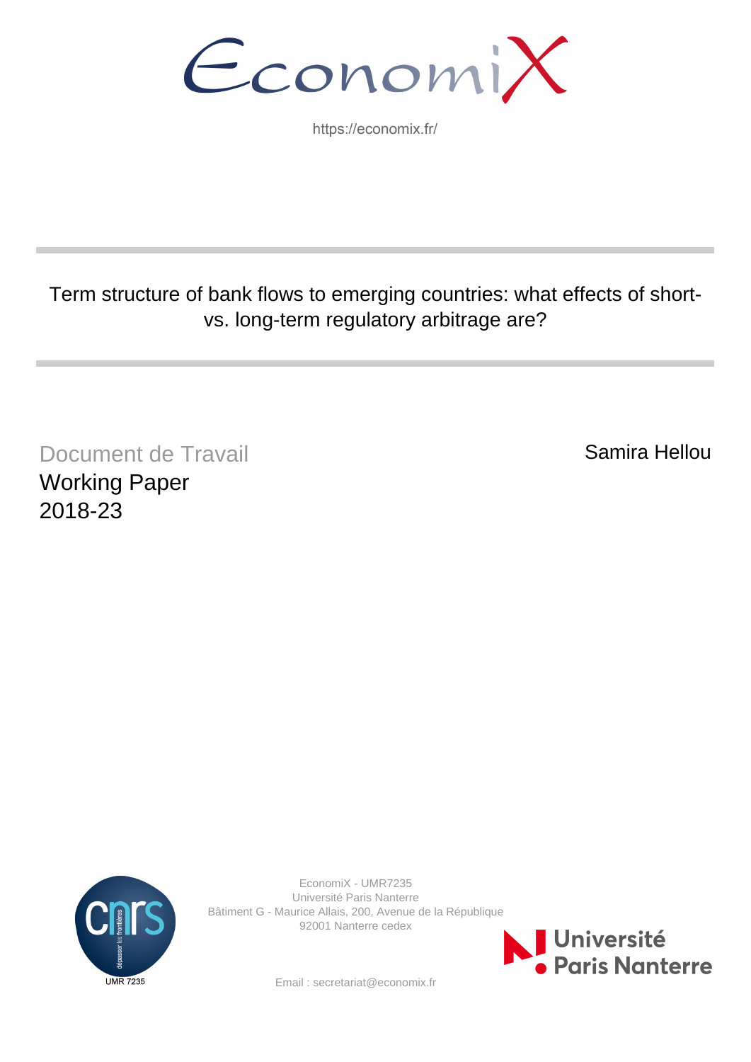EconomiX

https://economix.fr/

# Term structure of bank flows to emerging countries: what effects of short- vs. long-term regulatory arbitrage are?

Document de Travail

Working Paper

2018-23

Samira Hellou

EconomiX - UMR7235
Université Paris Nanterre
Bâtiment G - Maurice Allais, 200, Avenue de la République
92001 Nanterre cedex

Email : secretariat@economix.fr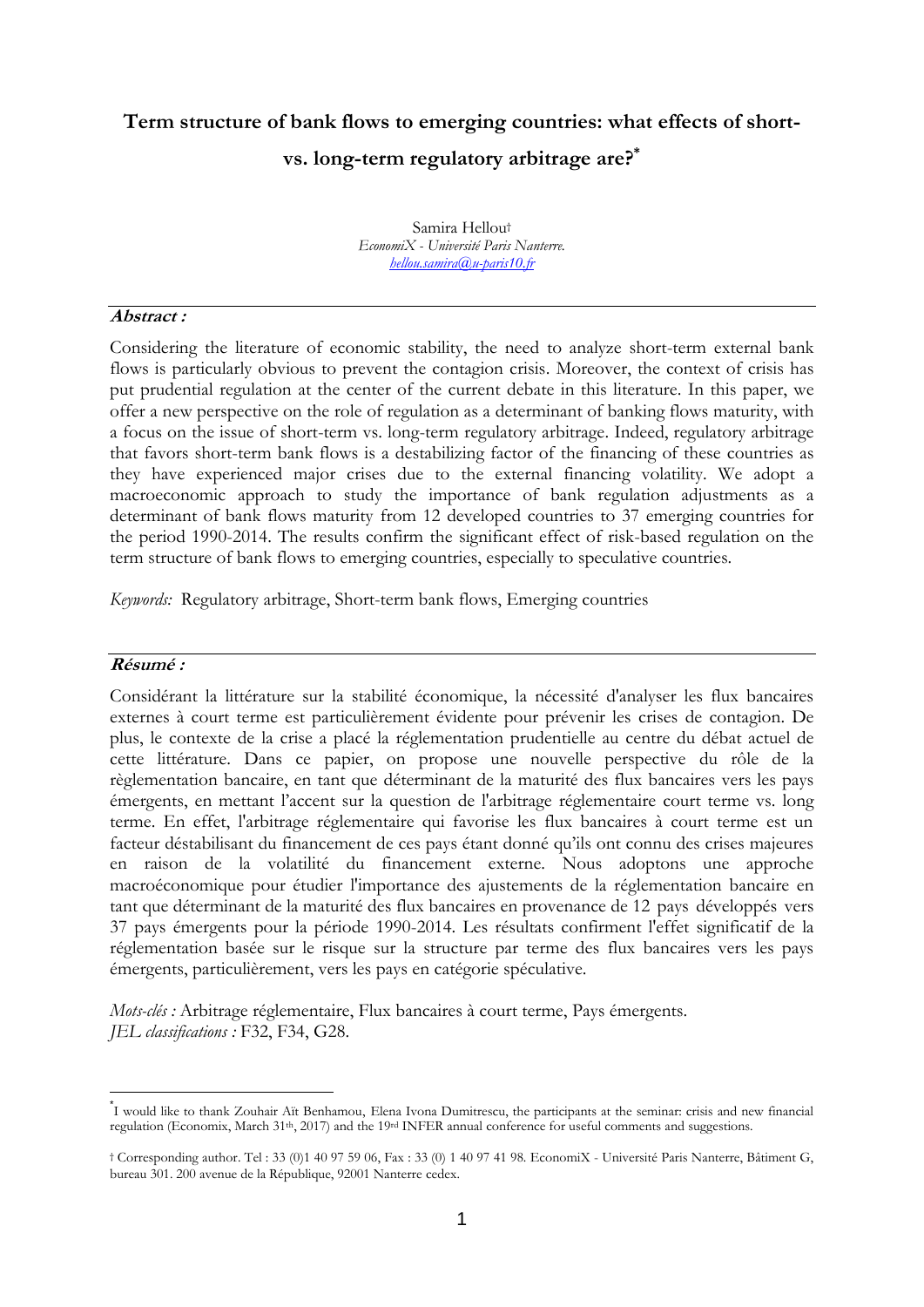# Term structure of bank flows to emerging countries: what effects of short- vs. long-term regulatory arbitrage are?*

Samira Hellou†  
*EconomiX - Université Paris Nanterre.*  
[hellou.samira@u-paris10.fr](mailto:hellou.samira@u-paris10.fr)

---

***Abstract :***

Considering the literature of economic stability, the need to analyze short-term external bank flows is particularly obvious to prevent the contagion crisis. Moreover, the context of crisis has put prudential regulation at the center of the current debate in this literature. In this paper, we offer a new perspective on the role of regulation as a determinant of banking flows maturity, with a focus on the issue of short-term vs. long-term regulatory arbitrage. Indeed, regulatory arbitrage that favors short-term bank flows is a destabilizing factor of the financing of these countries as they have experienced major crises due to the external financing volatility. We adopt a macroeconomic approach to study the importance of bank regulation adjustments as a determinant of bank flows maturity from 12 developed countries to 37 emerging countries for the period 1990-2014. The results confirm the significant effect of risk-based regulation on the term structure of bank flows to emerging countries, especially to speculative countries.

*Keywords:* Regulatory arbitrage, Short-term bank flows, Emerging countries

---

***Résumé :***

Considérant la littérature sur la stabilité économique, la nécessité d'analyser les flux bancaires externes à court terme est particulièrement évidente pour prévenir les crises de contagion. De plus, le contexte de la crise a placé la réglementation prudentielle au centre du débat actuel de cette littérature. Dans ce papier, on propose une nouvelle perspective du rôle de la règlementation bancaire, en tant que déterminant de la maturité des flux bancaires vers les pays émergents, en mettant l'accent sur la question de l'arbitrage réglementaire court terme vs. long terme. En effet, l'arbitrage réglementaire qui favorise les flux bancaires à court terme est un facteur déstabilisant du financement de ces pays étant donné qu'ils ont connu des crises majeures en raison de la volatilité du financement externe. Nous adoptons une approche macroéconomique pour étudier l'importance des ajustements de la réglementation bancaire en tant que déterminant de la maturité des flux bancaires en provenance de 12 pays développés vers 37 pays émergents pour la période 1990-2014. Les résultats confirment l'effet significatif de la réglementation basée sur le risque sur la structure par terme des flux bancaires vers les pays émergents, particulièrement, vers les pays en catégorie spéculative.

*Mots-clés :* Arbitrage réglementaire, Flux bancaires à court terme, Pays émergents.  
*JEL classifications :* F32, F34, G28.

---

* I would like to thank Zouhair Aït Benhamou, Elena Ivona Dumitrescu, the participants at the seminar: crisis and new financial regulation (Economix, March 31th, 2017) and the 19rd INFER annual conference for useful comments and suggestions.

† Corresponding author. Tel : 33 (0)1 40 97 59 06, Fax : 33 (0) 1 40 97 41 98. EconomiX - Université Paris Nanterre, Bâtiment G, bureau 301. 200 avenue de la République, 92001 Nanterre cedex.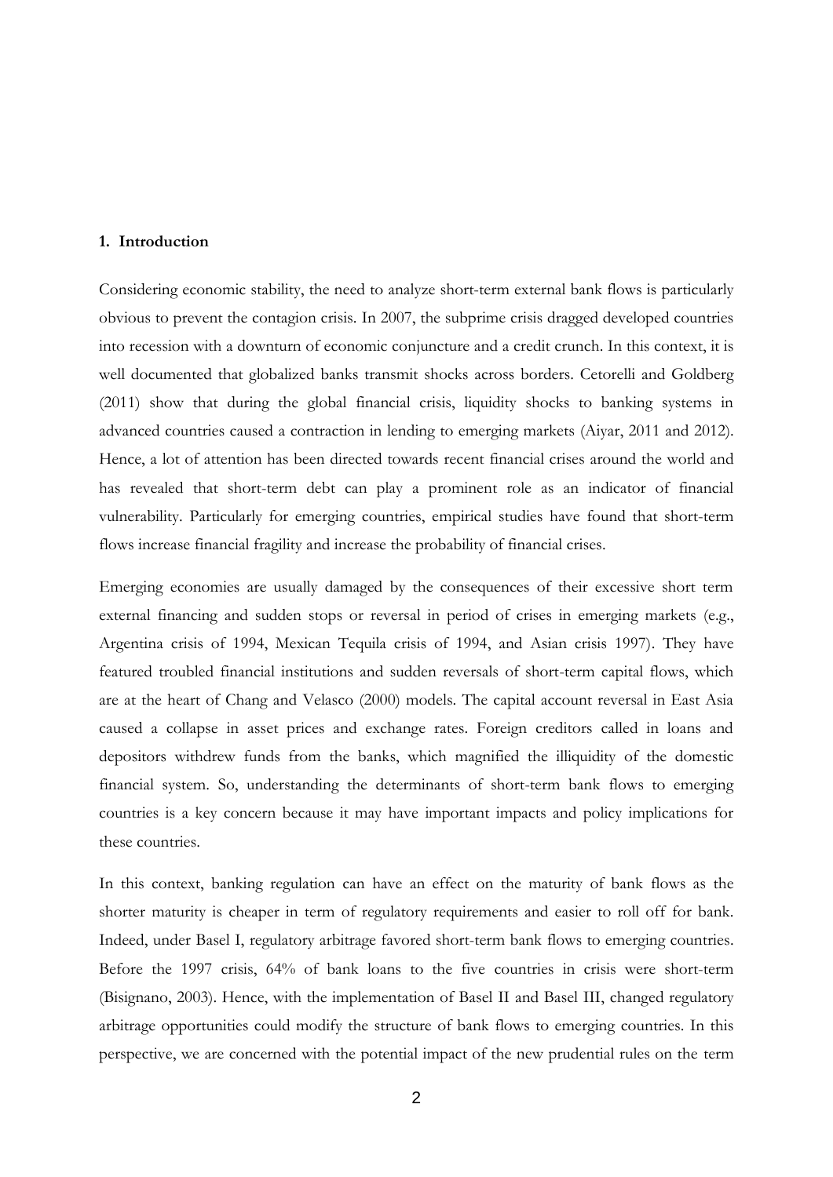## 1. Introduction

Considering economic stability, the need to analyze short-term external bank flows is particularly obvious to prevent the contagion crisis. In 2007, the subprime crisis dragged developed countries into recession with a downturn of economic conjuncture and a credit crunch. In this context, it is well documented that globalized banks transmit shocks across borders. Cetorelli and Goldberg (2011) show that during the global financial crisis, liquidity shocks to banking systems in advanced countries caused a contraction in lending to emerging markets (Aiyar, 2011 and 2012). Hence, a lot of attention has been directed towards recent financial crises around the world and has revealed that short-term debt can play a prominent role as an indicator of financial vulnerability. Particularly for emerging countries, empirical studies have found that short-term flows increase financial fragility and increase the probability of financial crises.

Emerging economies are usually damaged by the consequences of their excessive short term external financing and sudden stops or reversal in period of crises in emerging markets (e.g., Argentina crisis of 1994, Mexican Tequila crisis of 1994, and Asian crisis 1997). They have featured troubled financial institutions and sudden reversals of short-term capital flows, which are at the heart of Chang and Velasco (2000) models. The capital account reversal in East Asia caused a collapse in asset prices and exchange rates. Foreign creditors called in loans and depositors withdrew funds from the banks, which magnified the illiquidity of the domestic financial system. So, understanding the determinants of short-term bank flows to emerging countries is a key concern because it may have important impacts and policy implications for these countries.

In this context, banking regulation can have an effect on the maturity of bank flows as the shorter maturity is cheaper in term of regulatory requirements and easier to roll off for bank. Indeed, under Basel I, regulatory arbitrage favored short-term bank flows to emerging countries. Before the 1997 crisis, 64% of bank loans to the five countries in crisis were short-term (Bisignano, 2003). Hence, with the implementation of Basel II and Basel III, changed regulatory arbitrage opportunities could modify the structure of bank flows to emerging countries. In this perspective, we are concerned with the potential impact of the new prudential rules on the term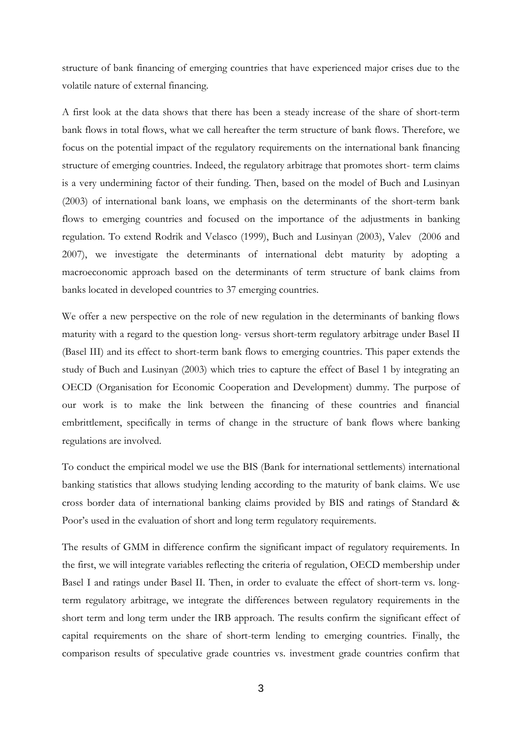structure of bank financing of emerging countries that have experienced major crises due to the volatile nature of external financing.

A first look at the data shows that there has been a steady increase of the share of short-term bank flows in total flows, what we call hereafter the term structure of bank flows. Therefore, we focus on the potential impact of the regulatory requirements on the international bank financing structure of emerging countries. Indeed, the regulatory arbitrage that promotes short- term claims is a very undermining factor of their funding. Then, based on the model of Buch and Lusinyan (2003) of international bank loans, we emphasis on the determinants of the short-term bank flows to emerging countries and focused on the importance of the adjustments in banking regulation. To extend Rodrik and Velasco (1999), Buch and Lusinyan (2003), Valev (2006 and 2007), we investigate the determinants of international debt maturity by adopting a macroeconomic approach based on the determinants of term structure of bank claims from banks located in developed countries to 37 emerging countries.

We offer a new perspective on the role of new regulation in the determinants of banking flows maturity with a regard to the question long- versus short-term regulatory arbitrage under Basel II (Basel III) and its effect to short-term bank flows to emerging countries. This paper extends the study of Buch and Lusinyan (2003) which tries to capture the effect of Basel 1 by integrating an OECD (Organisation for Economic Cooperation and Development) dummy. The purpose of our work is to make the link between the financing of these countries and financial embrittlement, specifically in terms of change in the structure of bank flows where banking regulations are involved.

To conduct the empirical model we use the BIS (Bank for international settlements) international banking statistics that allows studying lending according to the maturity of bank claims. We use cross border data of international banking claims provided by BIS and ratings of Standard & Poor's used in the evaluation of short and long term regulatory requirements.

The results of GMM in difference confirm the significant impact of regulatory requirements. In the first, we will integrate variables reflecting the criteria of regulation, OECD membership under Basel I and ratings under Basel II. Then, in order to evaluate the effect of short-term vs. long-term regulatory arbitrage, we integrate the differences between regulatory requirements in the short term and long term under the IRB approach. The results confirm the significant effect of capital requirements on the share of short-term lending to emerging countries. Finally, the comparison results of speculative grade countries vs. investment grade countries confirm that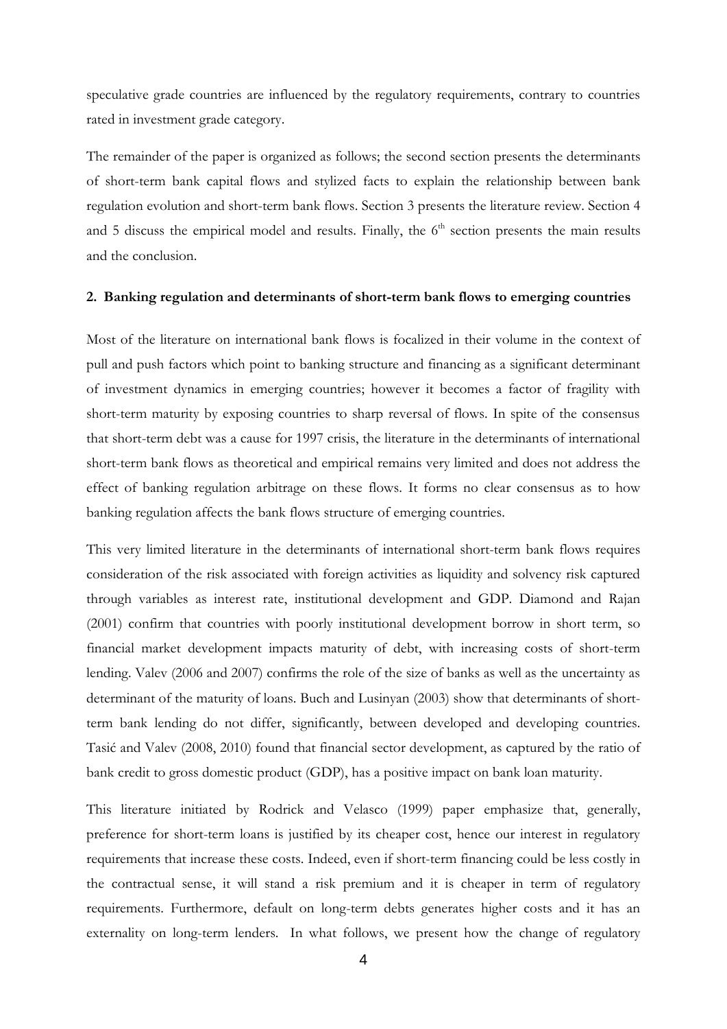speculative grade countries are influenced by the regulatory requirements, contrary to countries rated in investment grade category.

The remainder of the paper is organized as follows; the second section presents the determinants of short-term bank capital flows and stylized facts to explain the relationship between bank regulation evolution and short-term bank flows. Section 3 presents the literature review. Section 4 and 5 discuss the empirical model and results. Finally, the 6[th] section presents the main results and the conclusion.

## 2. Banking regulation and determinants of short-term bank flows to emerging countries

Most of the literature on international bank flows is focalized in their volume in the context of pull and push factors which point to banking structure and financing as a significant determinant of investment dynamics in emerging countries; however it becomes a factor of fragility with short-term maturity by exposing countries to sharp reversal of flows. In spite of the consensus that short-term debt was a cause for 1997 crisis, the literature in the determinants of international short-term bank flows as theoretical and empirical remains very limited and does not address the effect of banking regulation arbitrage on these flows. It forms no clear consensus as to how banking regulation affects the bank flows structure of emerging countries.

This very limited literature in the determinants of international short-term bank flows requires consideration of the risk associated with foreign activities as liquidity and solvency risk captured through variables as interest rate, institutional development and GDP. Diamond and Rajan (2001) confirm that countries with poorly institutional development borrow in short term, so financial market development impacts maturity of debt, with increasing costs of short-term lending. Valev (2006 and 2007) confirms the role of the size of banks as well as the uncertainty as determinant of the maturity of loans. Buch and Lusinyan (2003) show that determinants of short-term bank lending do not differ, significantly, between developed and developing countries. Tasić and Valev (2008, 2010) found that financial sector development, as captured by the ratio of bank credit to gross domestic product (GDP), has a positive impact on bank loan maturity.

This literature initiated by Rodrick and Velasco (1999) paper emphasize that, generally, preference for short-term loans is justified by its cheaper cost, hence our interest in regulatory requirements that increase these costs. Indeed, even if short-term financing could be less costly in the contractual sense, it will stand a risk premium and it is cheaper in term of regulatory requirements. Furthermore, default on long-term debts generates higher costs and it has an externality on long-term lenders. In what follows, we present how the change of regulatory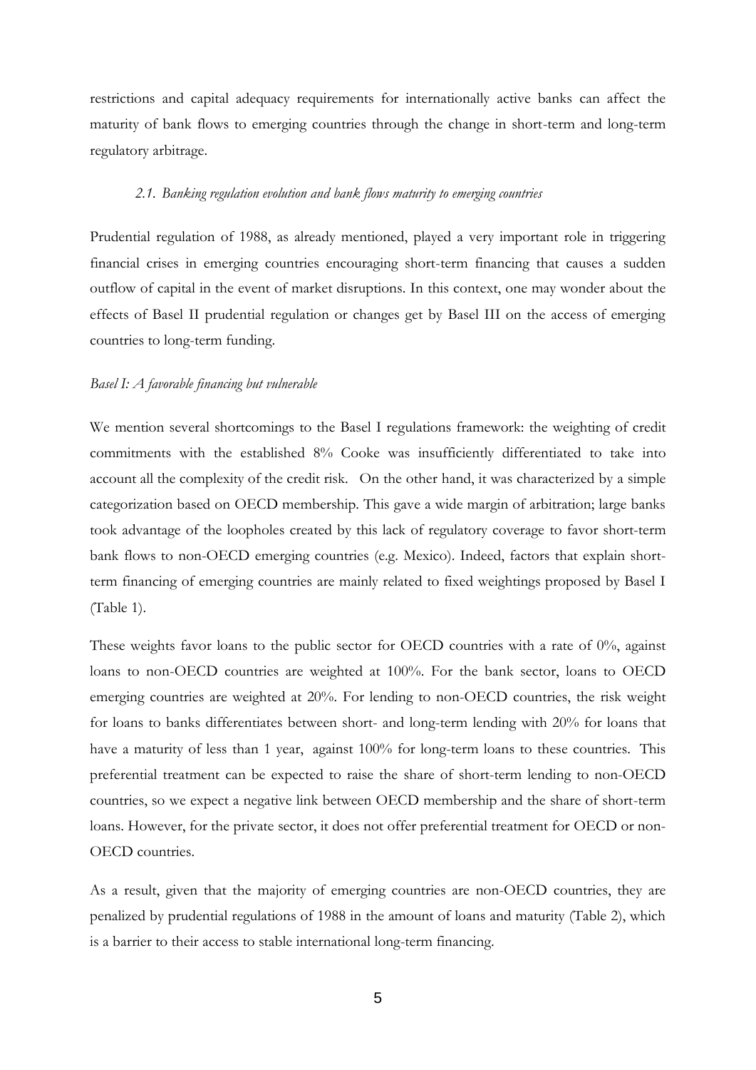restrictions and capital adequacy requirements for internationally active banks can affect the maturity of bank flows to emerging countries through the change in short-term and long-term regulatory arbitrage.

### *2.1. Banking regulation evolution and bank flows maturity to emerging countries*

Prudential regulation of 1988, as already mentioned, played a very important role in triggering financial crises in emerging countries encouraging short-term financing that causes a sudden outflow of capital in the event of market disruptions. In this context, one may wonder about the effects of Basel II prudential regulation or changes get by Basel III on the access of emerging countries to long-term funding.

#### *Basel I: A favorable financing but vulnerable*

We mention several shortcomings to the Basel I regulations framework: the weighting of credit commitments with the established 8% Cooke was insufficiently differentiated to take into account all the complexity of the credit risk. On the other hand, it was characterized by a simple categorization based on OECD membership. This gave a wide margin of arbitration; large banks took advantage of the loopholes created by this lack of regulatory coverage to favor short-term bank flows to non-OECD emerging countries (e.g. Mexico). Indeed, factors that explain short-term financing of emerging countries are mainly related to fixed weightings proposed by Basel I (Table 1).

These weights favor loans to the public sector for OECD countries with a rate of 0%, against loans to non-OECD countries are weighted at 100%. For the bank sector, loans to OECD emerging countries are weighted at 20%. For lending to non-OECD countries, the risk weight for loans to banks differentiates between short- and long-term lending with 20% for loans that have a maturity of less than 1 year, against 100% for long-term loans to these countries. This preferential treatment can be expected to raise the share of short-term lending to non-OECD countries, so we expect a negative link between OECD membership and the share of short-term loans. However, for the private sector, it does not offer preferential treatment for OECD or non-OECD countries.

As a result, given that the majority of emerging countries are non-OECD countries, they are penalized by prudential regulations of 1988 in the amount of loans and maturity (Table 2), which is a barrier to their access to stable international long-term financing.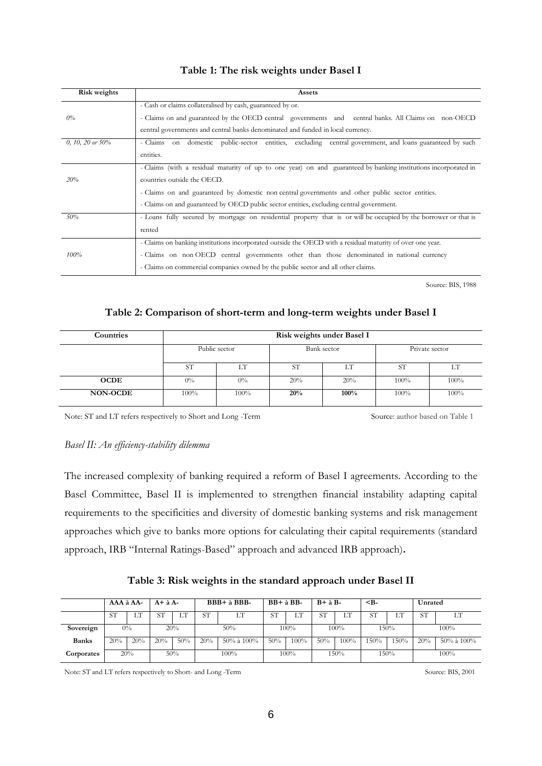**Table 1: The risk weights under Basel I**

| Risk weights | Assets |
|---|---|
| *0%* | - Cash or claims collateralised by cash, guaranteed by or.<br>- Claims on and guaranteed by the OECD central governments and central banks. All Claims on non-OECD central governments and central banks denominated and funded in local currency. |
| *0, 10, 20 or 50%* | - Claims on domestic public-sector entities, excluding central government, and loans guaranteed by such entities. |
| *20%* | - Claims (with a residual maturity of up to one year) on and guaranteed by banking institutions incorporated in countries outside the OECD.<br>- Claims on and guaranteed by domestic non central governments and other public sector entities.<br>- Claims on and guaranteed by OECD public sector entities, excluding central government. |
| *50%* | - Loans fully secured by mortgage on residential property that is or will be occupied by the borrower or that is rented |
| *100%* | - Claims on banking institutions incorporated outside the OECD with a residual maturity of over one year.<br>- Claims on non OECD central governments other than those denominated in national currency<br>- Claims on commercial companies owned by the public sector and all other claims. |

Source: BIS, 1988

**Table 2: Comparison of short-term and long-term weights under Basel I**

| Countries | Risk weights under Basel I | | | | | |
|---|---|---|---|---|---|---|
| | Public sector | | Bank sector | | Private sector | |
| | ST | LT | ST | LT | ST | LT |
| **OCDE** | 0% | 0% | 20% | 20% | 100% | 100% |
| **NON-OCDE** | 100% | 100% | **20%** | **100%** | 100% | 100% |

Note: ST and LT refers respectively to Short and Long -Term

Source: author based on Table 1

*Basel II: An efficiency-stability dilemma*

The increased complexity of banking required a reform of Basel I agreements. According to the Basel Committee, Basel II is implemented to strengthen financial instability adapting capital requirements to the specificities and diversity of domestic banking systems and risk management approaches which give to banks more options for calculating their capital requirements (standard approach, IRB "Internal Ratings-Based" approach and advanced IRB approach).

**Table 3: Risk weights in the standard approach under Basel II**

| | AAA à AA- | | A+ à A- | | BBB+ à BBB- | | BB+ à BB- | | B+ à B- | | <B- | | Unrated | |
|---|---|---|---|---|---|---|---|---|---|---|---|---|---|---|
| | ST | LT | ST | LT | ST | LT | ST | LT | ST | LT | ST | LT | ST | LT |
| **Sovereign** | 0% | | 20% | | 50% | | 100% | | 100% | | 150% | | 100% | |
| **Banks** | 20% | 20% | 20% | 50% | 20% | 50% à 100% | 50% | 100% | 50% | 100% | 150% | 150% | 20% | 50% à 100% |
| **Corporates** | 20% | | 50% | | 100% | | 100% | | 150% | | 150% | | 100% | |

Note: ST and LT refers respectively to Short- and Long -Term

Source: BIS, 2001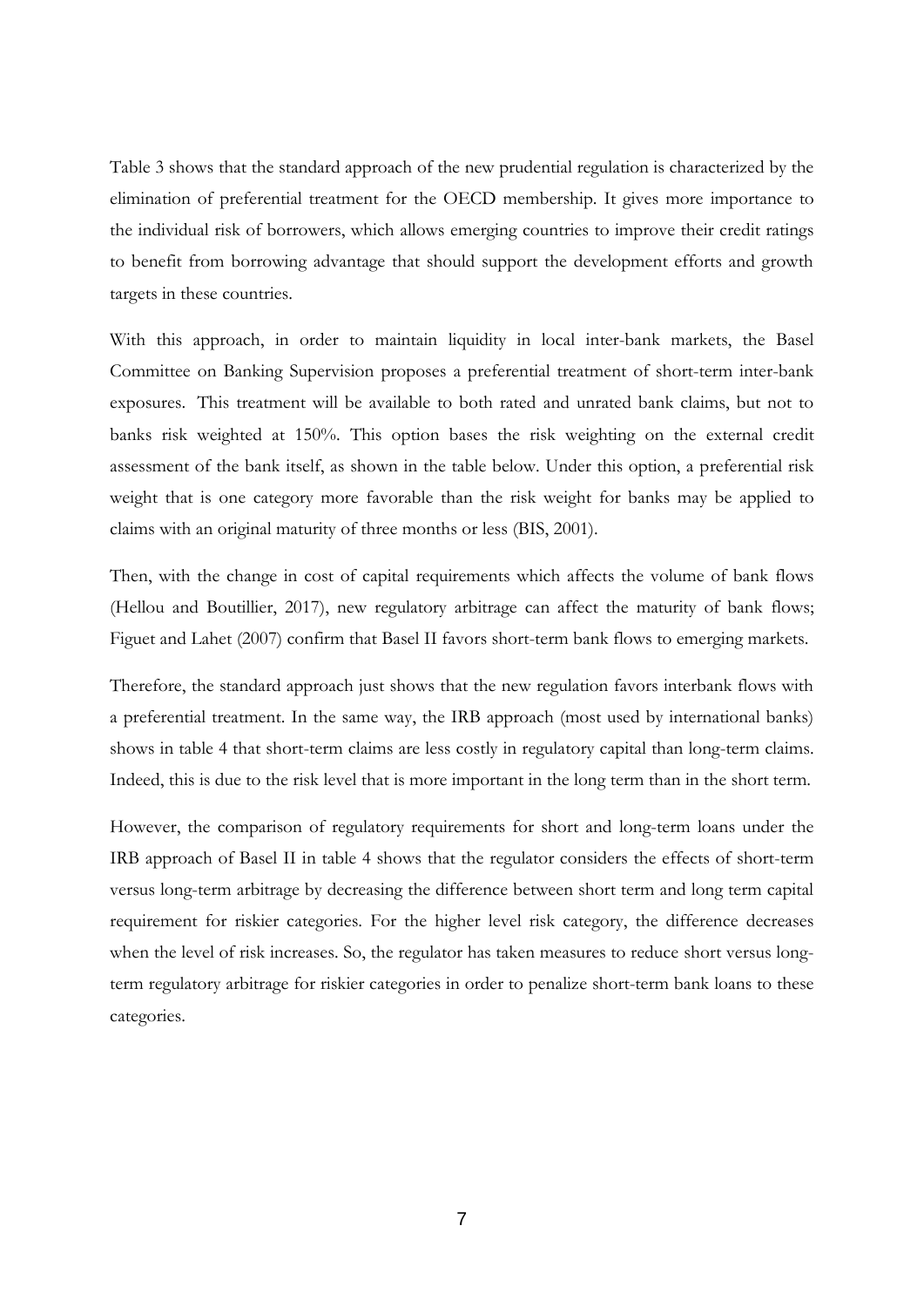Table 3 shows that the standard approach of the new prudential regulation is characterized by the elimination of preferential treatment for the OECD membership. It gives more importance to the individual risk of borrowers, which allows emerging countries to improve their credit ratings to benefit from borrowing advantage that should support the development efforts and growth targets in these countries.

With this approach, in order to maintain liquidity in local inter-bank markets, the Basel Committee on Banking Supervision proposes a preferential treatment of short-term inter-bank exposures. This treatment will be available to both rated and unrated bank claims, but not to banks risk weighted at 150%. This option bases the risk weighting on the external credit assessment of the bank itself, as shown in the table below. Under this option, a preferential risk weight that is one category more favorable than the risk weight for banks may be applied to claims with an original maturity of three months or less (BIS, 2001).

Then, with the change in cost of capital requirements which affects the volume of bank flows (Hellou and Boutillier, 2017), new regulatory arbitrage can affect the maturity of bank flows; Figuet and Lahet (2007) confirm that Basel II favors short-term bank flows to emerging markets.

Therefore, the standard approach just shows that the new regulation favors interbank flows with a preferential treatment. In the same way, the IRB approach (most used by international banks) shows in table 4 that short-term claims are less costly in regulatory capital than long-term claims. Indeed, this is due to the risk level that is more important in the long term than in the short term.

However, the comparison of regulatory requirements for short and long-term loans under the IRB approach of Basel II in table 4 shows that the regulator considers the effects of short-term versus long-term arbitrage by decreasing the difference between short term and long term capital requirement for riskier categories. For the higher level risk category, the difference decreases when the level of risk increases. So, the regulator has taken measures to reduce short versus long-term regulatory arbitrage for riskier categories in order to penalize short-term bank loans to these categories.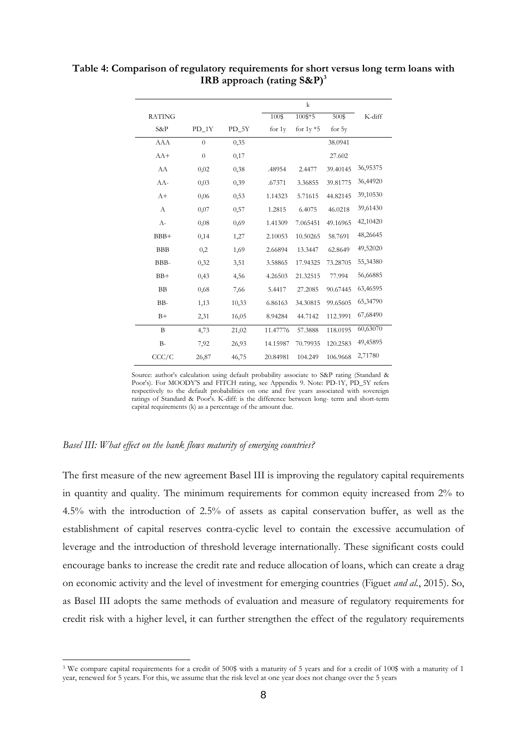**Table 4: Comparison of regulatory requirements for short versus long term loans with IRB approach (rating S&P)[3]**

| RATING | | | k | | | |
|---|---|---|---|---|---|---|
| | | | 100$ | 100$*5 | 500$ | K-diff |
| S&P | PD_1Y | PD_5Y | for 1y | for 1y *5 | for 5y | |
| AAA | 0 | 0,35 | | | 38.0941 | |
| AA+ | 0 | 0,17 | | | 27.602 | |
| AA | 0,02 | 0,38 | .48954 | 2.4477 | 39.40145 | 36,95375 |
| AA- | 0,03 | 0,39 | .67371 | 3.36855 | 39.81775 | 36,44920 |
| A+ | 0,06 | 0,53 | 1.14323 | 5.71615 | 44.82145 | 39,10530 |
| A | 0,07 | 0,57 | 1.2815 | 6.4075 | 46.0218 | 39,61430 |
| A- | 0,08 | 0,69 | 1.41309 | 7.065451 | 49.16965 | 42,10420 |
| BBB+ | 0,14 | 1,27 | 2.10053 | 10.50265 | 58.7691 | 48,26645 |
| BBB | 0,2 | 1,69 | 2.66894 | 13.3447 | 62.8649 | 49,52020 |
| BBB- | 0,32 | 3,51 | 3.58865 | 17.94325 | 73.28705 | 55,34380 |
| BB+ | 0,43 | 4,56 | 4.26503 | 21.32515 | 77.994 | 56,66885 |
| BB | 0,68 | 7,66 | 5.4417 | 27.2085 | 90.67445 | 63,46595 |
| BB- | 1,13 | 10,33 | 6.86163 | 34.30815 | 99.65605 | 65,34790 |
| B+ | 2,31 | 16,05 | 8.94284 | 44.7142 | 112.3991 | 67,68490 |
| B | 4,73 | 21,02 | 11.47776 | 57.3888 | 118.0195 | 60,63070 |
| B- | 7,92 | 26,93 | 14.15987 | 70.79935 | 120.2583 | 49,45895 |
| CCC/C | 26,87 | 46,75 | 20.84981 | 104.249 | 106.9668 | 2,71780 |

Source: author's calculation using default probability associate to S&P rating (Standard & Poor's). For MOODY'S and FITCH rating, see Appendix 9. Note: PD-1Y, PD_5Y refers respectively to the default probabilities on one and five years associated with sovereign ratings of Standard & Poor's. K-diff: is the difference between long- term and short-term capital requirements (k) as a percentage of the amount due.

*Basel III: What effect on the bank flows maturity of emerging countries?*

The first measure of the new agreement Basel III is improving the regulatory capital requirements in quantity and quality. The minimum requirements for common equity increased from 2% to 4.5% with the introduction of 2.5% of assets as capital conservation buffer, as well as the establishment of capital reserves contra-cyclic level to contain the excessive accumulation of leverage and the introduction of threshold leverage internationally. These significant costs could encourage banks to increase the credit rate and reduce allocation of loans, which can create a drag on economic activity and the level of investment for emerging countries (Figuet *and al.*, 2015). So, as Basel III adopts the same methods of evaluation and measure of regulatory requirements for credit risk with a higher level, it can further strengthen the effect of the regulatory requirements

[3] We compare capital requirements for a credit of 500$ with a maturity of 5 years and for a credit of 100$ with a maturity of 1 year, renewed for 5 years. For this, we assume that the risk level at one year does not change over the 5 years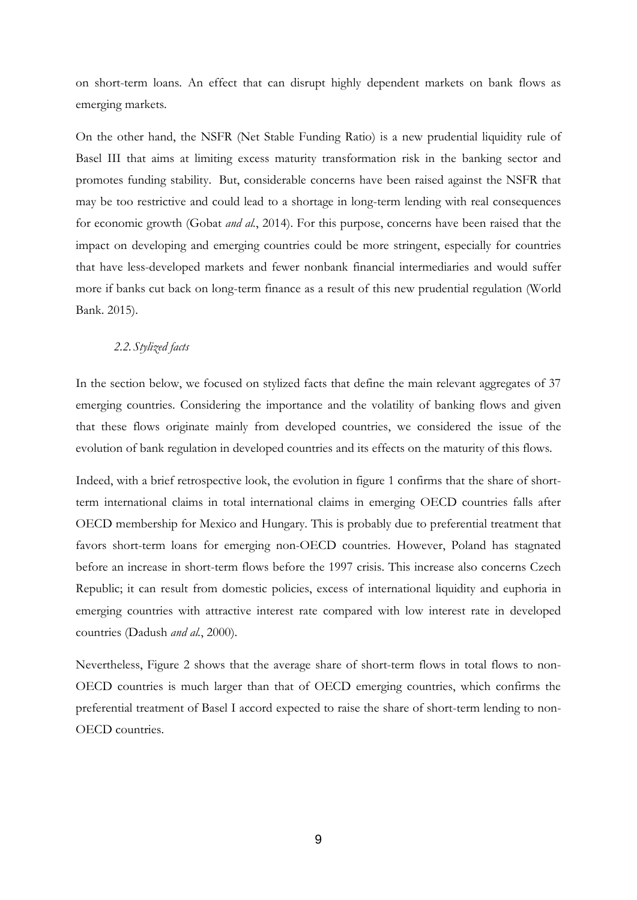on short-term loans. An effect that can disrupt highly dependent markets on bank flows as emerging markets.

On the other hand, the NSFR (Net Stable Funding Ratio) is a new prudential liquidity rule of Basel III that aims at limiting excess maturity transformation risk in the banking sector and promotes funding stability. But, considerable concerns have been raised against the NSFR that may be too restrictive and could lead to a shortage in long-term lending with real consequences for economic growth (Gobat *and al.*, 2014). For this purpose, concerns have been raised that the impact on developing and emerging countries could be more stringent, especially for countries that have less-developed markets and fewer nonbank financial intermediaries and would suffer more if banks cut back on long-term finance as a result of this new prudential regulation (World Bank. 2015).

### *2.2. Stylized facts*

In the section below, we focused on stylized facts that define the main relevant aggregates of 37 emerging countries. Considering the importance and the volatility of banking flows and given that these flows originate mainly from developed countries, we considered the issue of the evolution of bank regulation in developed countries and its effects on the maturity of this flows.

Indeed, with a brief retrospective look, the evolution in figure 1 confirms that the share of short-term international claims in total international claims in emerging OECD countries falls after OECD membership for Mexico and Hungary. This is probably due to preferential treatment that favors short-term loans for emerging non-OECD countries. However, Poland has stagnated before an increase in short-term flows before the 1997 crisis. This increase also concerns Czech Republic; it can result from domestic policies, excess of international liquidity and euphoria in emerging countries with attractive interest rate compared with low interest rate in developed countries (Dadush *and al.*, 2000).

Nevertheless, Figure 2 shows that the average share of short-term flows in total flows to non-OECD countries is much larger than that of OECD emerging countries, which confirms the preferential treatment of Basel I accord expected to raise the share of short-term lending to non-OECD countries.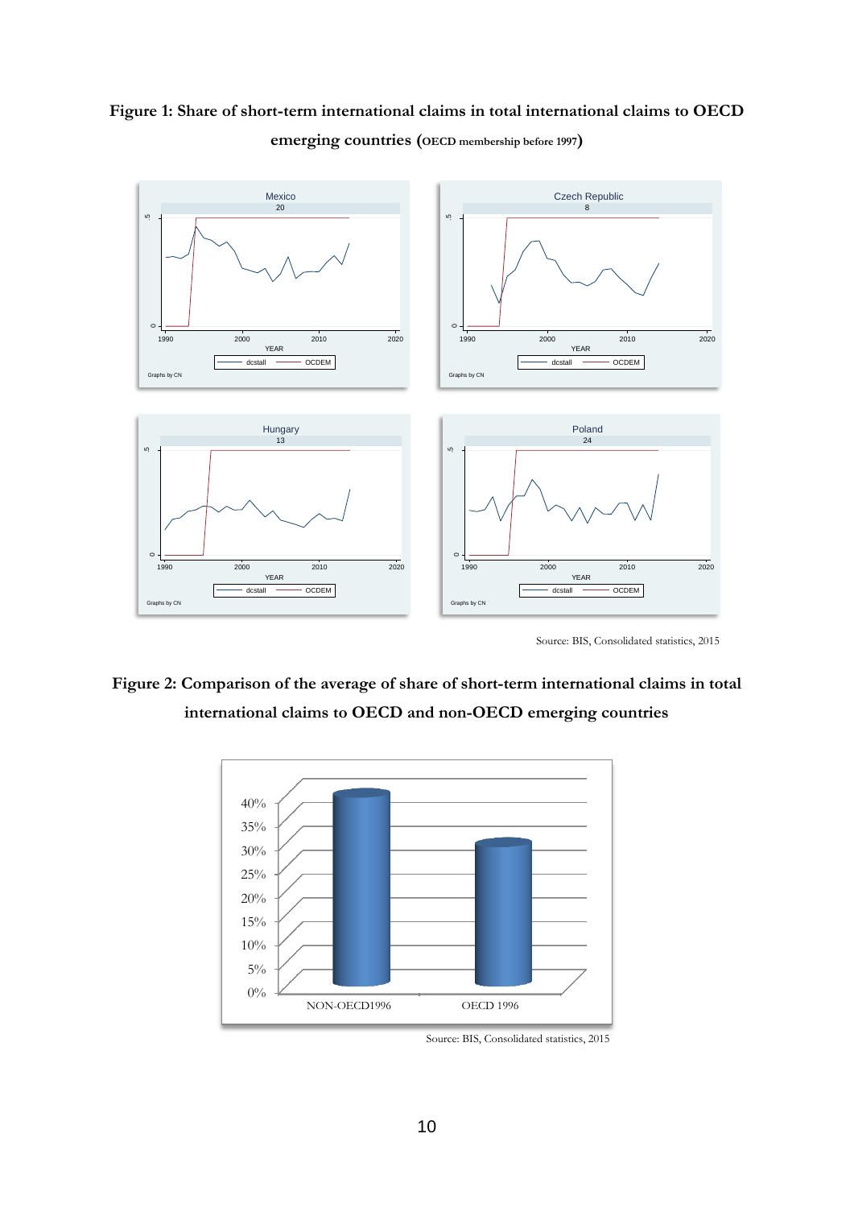**Figure 1: Share of short-term international claims in total international claims to OECD emerging countries (OECD membership before 1997)**

Source: BIS, Consolidated statistics, 2015

**Figure 2: Comparison of the average of share of short-term international claims in total international claims to OECD and non-OECD emerging countries**

Source: BIS, Consolidated statistics, 2015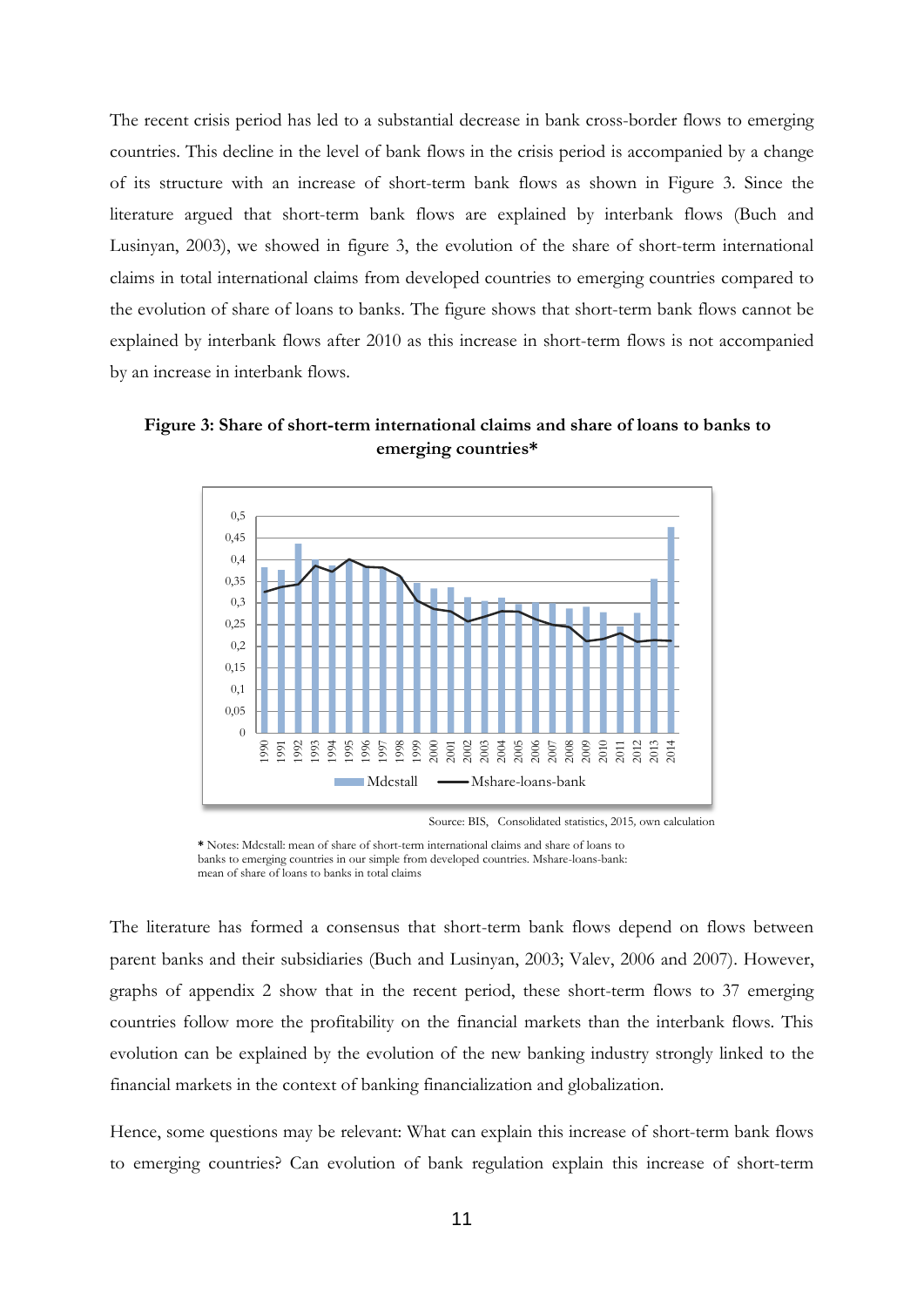The recent crisis period has led to a substantial decrease in bank cross-border flows to emerging countries. This decline in the level of bank flows in the crisis period is accompanied by a change of its structure with an increase of short-term bank flows as shown in Figure 3. Since the literature argued that short-term bank flows are explained by interbank flows (Buch and Lusinyan, 2003), we showed in figure 3, the evolution of the share of short-term international claims in total international claims from developed countries to emerging countries compared to the evolution of share of loans to banks. The figure shows that short-term bank flows cannot be explained by interbank flows after 2010 as this increase in short-term flows is not accompanied by an increase in interbank flows.

**Figure 3: Share of short-term international claims and share of loans to banks to emerging countries***

Source: BIS, Consolidated statistics, 2015, own calculation

\* Notes: Mdcstall: mean of share of short-term international claims and share of loans to banks to emerging countries in our simple from developed countries. Mshare-loans-bank: mean of share of loans to banks in total claims

The literature has formed a consensus that short-term bank flows depend on flows between parent banks and their subsidiaries (Buch and Lusinyan, 2003; Valev, 2006 and 2007). However, graphs of appendix 2 show that in the recent period, these short-term flows to 37 emerging countries follow more the profitability on the financial markets than the interbank flows. This evolution can be explained by the evolution of the new banking industry strongly linked to the financial markets in the context of banking financialization and globalization.

Hence, some questions may be relevant: What can explain this increase of short-term bank flows to emerging countries? Can evolution of bank regulation explain this increase of short-term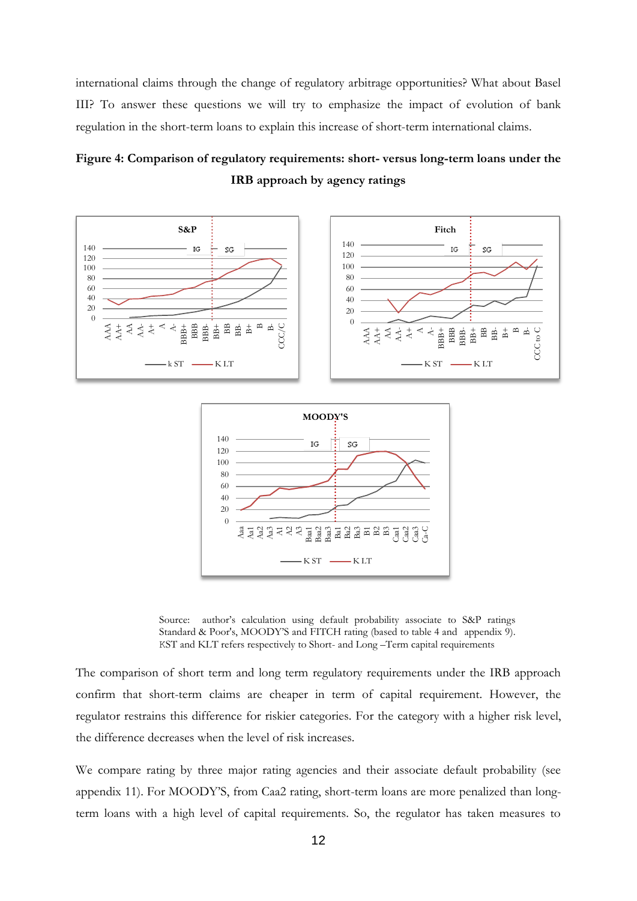international claims through the change of regulatory arbitrage opportunities? What about Basel III? To answer these questions we will try to emphasize the impact of evolution of bank regulation in the short-term loans to explain this increase of short-term international claims.

**Figure 4: Comparison of regulatory requirements: short- versus long-term loans under the IRB approach by agency ratings**

Source: author's calculation using default probability associate to S&P ratings Standard & Poor's, MOODY'S and FITCH rating (based to table 4 and appendix 9). KST and KLT refers respectively to Short- and Long –Term capital requirements

The comparison of short term and long term regulatory requirements under the IRB approach confirm that short-term claims are cheaper in term of capital requirement. However, the regulator restrains this difference for riskier categories. For the category with a higher risk level, the difference decreases when the level of risk increases.

We compare rating by three major rating agencies and their associate default probability (see appendix 11). For MOODY'S, from Caa2 rating, short-term loans are more penalized than long-term loans with a high level of capital requirements. So, the regulator has taken measures to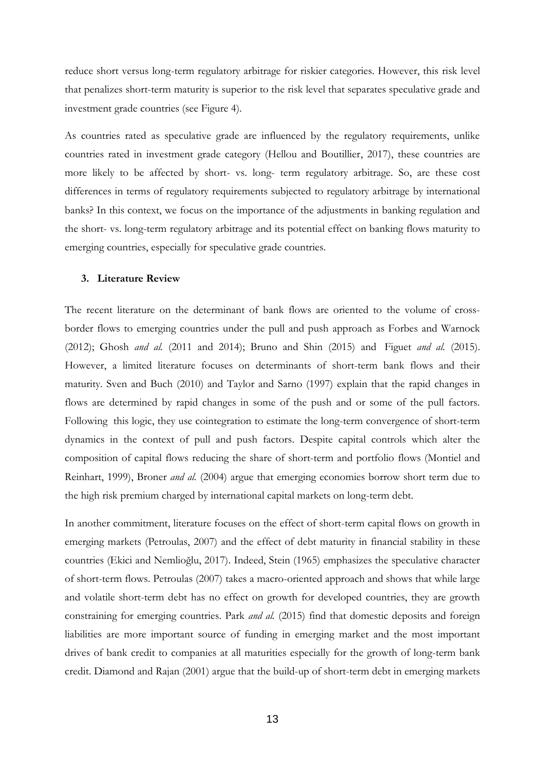reduce short versus long-term regulatory arbitrage for riskier categories. However, this risk level that penalizes short-term maturity is superior to the risk level that separates speculative grade and investment grade countries (see Figure 4).

As countries rated as speculative grade are influenced by the regulatory requirements, unlike countries rated in investment grade category (Hellou and Boutillier, 2017), these countries are more likely to be affected by short- vs. long- term regulatory arbitrage. So, are these cost differences in terms of regulatory requirements subjected to regulatory arbitrage by international banks? In this context, we focus on the importance of the adjustments in banking regulation and the short- vs. long-term regulatory arbitrage and its potential effect on banking flows maturity to emerging countries, especially for speculative grade countries.

### 3. Literature Review

The recent literature on the determinant of bank flows are oriented to the volume of cross-border flows to emerging countries under the pull and push approach as Forbes and Warnock (2012); Ghosh *and al.* (2011 and 2014); Bruno and Shin (2015) and Figuet *and al.* (2015). However, a limited literature focuses on determinants of short-term bank flows and their maturity. Sven and Buch (2010) and Taylor and Sarno (1997) explain that the rapid changes in flows are determined by rapid changes in some of the push and or some of the pull factors. Following this logic, they use cointegration to estimate the long-term convergence of short-term dynamics in the context of pull and push factors. Despite capital controls which alter the composition of capital flows reducing the share of short-term and portfolio flows (Montiel and Reinhart, 1999), Broner *and al.* (2004) argue that emerging economies borrow short term due to the high risk premium charged by international capital markets on long-term debt.

In another commitment, literature focuses on the effect of short-term capital flows on growth in emerging markets (Petroulas, 2007) and the effect of debt maturity in financial stability in these countries (Ekici and Nemlioğlu, 2017). Indeed, Stein (1965) emphasizes the speculative character of short-term flows. Petroulas (2007) takes a macro-oriented approach and shows that while large and volatile short-term debt has no effect on growth for developed countries, they are growth constraining for emerging countries. Park *and al.* (2015) find that domestic deposits and foreign liabilities are more important source of funding in emerging market and the most important drives of bank credit to companies at all maturities especially for the growth of long-term bank credit. Diamond and Rajan (2001) argue that the build-up of short-term debt in emerging markets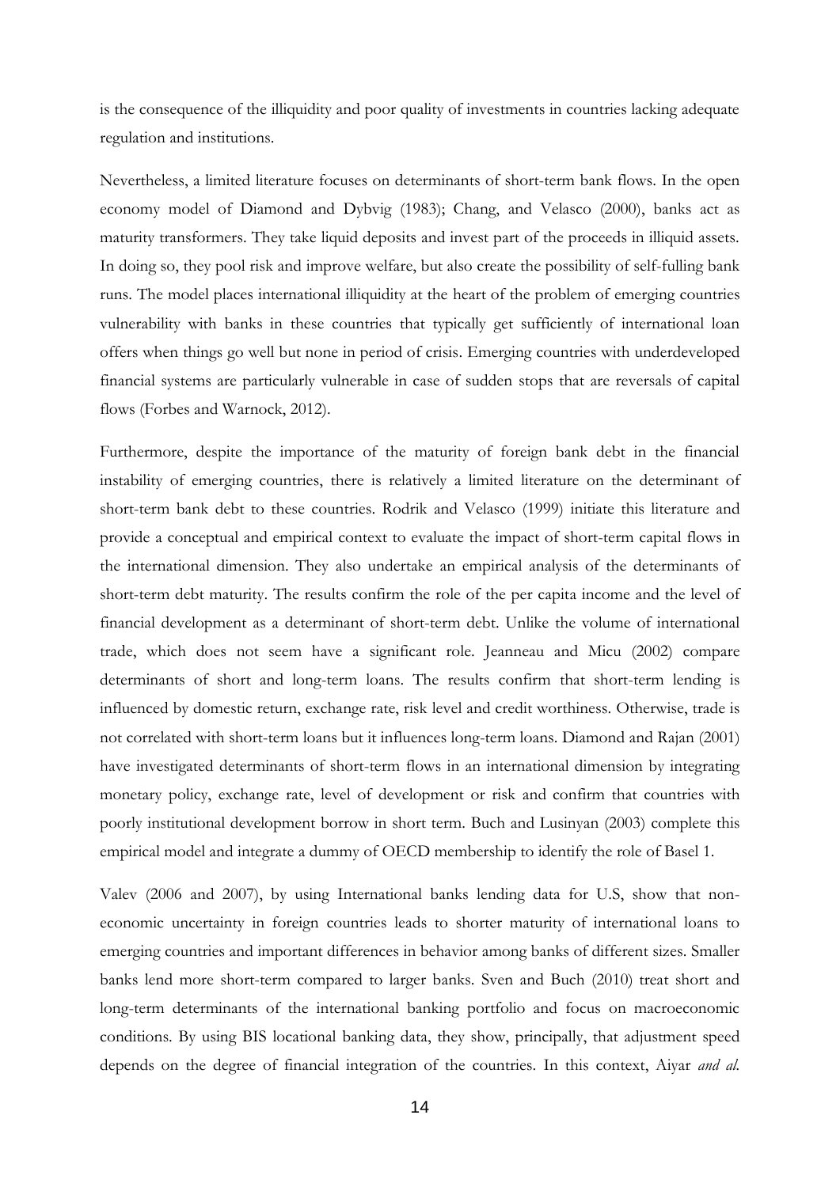is the consequence of the illiquidity and poor quality of investments in countries lacking adequate regulation and institutions.

Nevertheless, a limited literature focuses on determinants of short-term bank flows. In the open economy model of Diamond and Dybvig (1983); Chang, and Velasco (2000), banks act as maturity transformers. They take liquid deposits and invest part of the proceeds in illiquid assets. In doing so, they pool risk and improve welfare, but also create the possibility of self-fulling bank runs. The model places international illiquidity at the heart of the problem of emerging countries vulnerability with banks in these countries that typically get sufficiently of international loan offers when things go well but none in period of crisis. Emerging countries with underdeveloped financial systems are particularly vulnerable in case of sudden stops that are reversals of capital flows (Forbes and Warnock, 2012).

Furthermore, despite the importance of the maturity of foreign bank debt in the financial instability of emerging countries, there is relatively a limited literature on the determinant of short-term bank debt to these countries. Rodrik and Velasco (1999) initiate this literature and provide a conceptual and empirical context to evaluate the impact of short-term capital flows in the international dimension. They also undertake an empirical analysis of the determinants of short-term debt maturity. The results confirm the role of the per capita income and the level of financial development as a determinant of short-term debt. Unlike the volume of international trade, which does not seem have a significant role. Jeanneau and Micu (2002) compare determinants of short and long-term loans. The results confirm that short-term lending is influenced by domestic return, exchange rate, risk level and credit worthiness. Otherwise, trade is not correlated with short-term loans but it influences long-term loans. Diamond and Rajan (2001) have investigated determinants of short-term flows in an international dimension by integrating monetary policy, exchange rate, level of development or risk and confirm that countries with poorly institutional development borrow in short term. Buch and Lusinyan (2003) complete this empirical model and integrate a dummy of OECD membership to identify the role of Basel 1.

Valev (2006 and 2007), by using International banks lending data for U.S, show that non-economic uncertainty in foreign countries leads to shorter maturity of international loans to emerging countries and important differences in behavior among banks of different sizes. Smaller banks lend more short-term compared to larger banks. Sven and Buch (2010) treat short and long-term determinants of the international banking portfolio and focus on macroeconomic conditions. By using BIS locational banking data, they show, principally, that adjustment speed depends on the degree of financial integration of the countries. In this context, Aiyar *and al.*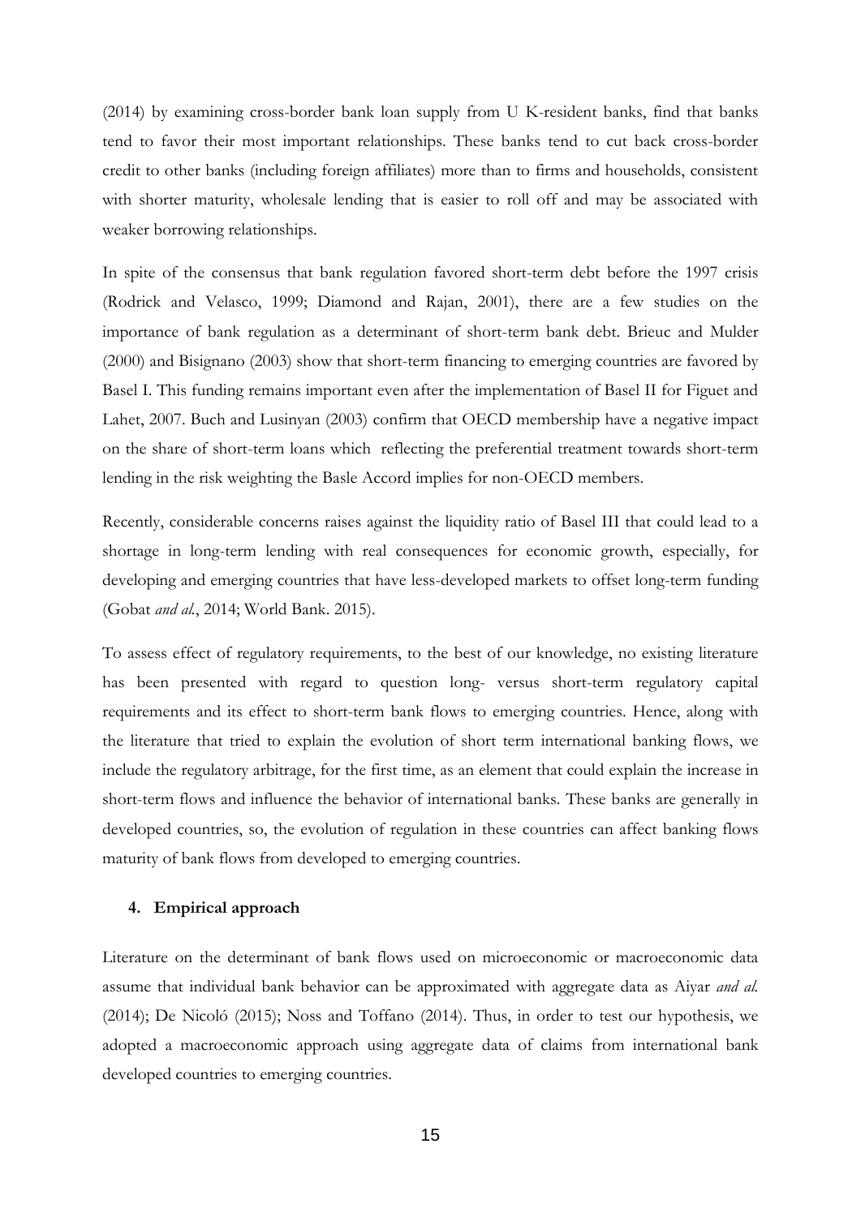(2014) by examining cross-border bank loan supply from U K-resident banks, find that banks tend to favor their most important relationships. These banks tend to cut back cross-border credit to other banks (including foreign affiliates) more than to firms and households, consistent with shorter maturity, wholesale lending that is easier to roll off and may be associated with weaker borrowing relationships.

In spite of the consensus that bank regulation favored short-term debt before the 1997 crisis (Rodrick and Velasco, 1999; Diamond and Rajan, 2001), there are a few studies on the importance of bank regulation as a determinant of short-term bank debt. Brieuc and Mulder (2000) and Bisignano (2003) show that short-term financing to emerging countries are favored by Basel I. This funding remains important even after the implementation of Basel II for Figuet and Lahet, 2007. Buch and Lusinyan (2003) confirm that OECD membership have a negative impact on the share of short-term loans which reflecting the preferential treatment towards short-term lending in the risk weighting the Basle Accord implies for non-OECD members.

Recently, considerable concerns raises against the liquidity ratio of Basel III that could lead to a shortage in long-term lending with real consequences for economic growth, especially, for developing and emerging countries that have less-developed markets to offset long-term funding (Gobat *and al.*, 2014; World Bank. 2015).

To assess effect of regulatory requirements, to the best of our knowledge, no existing literature has been presented with regard to question long- versus short-term regulatory capital requirements and its effect to short-term bank flows to emerging countries. Hence, along with the literature that tried to explain the evolution of short term international banking flows, we include the regulatory arbitrage, for the first time, as an element that could explain the increase in short-term flows and influence the behavior of international banks. These banks are generally in developed countries, so, the evolution of regulation in these countries can affect banking flows maturity of bank flows from developed to emerging countries.

## 4. Empirical approach

Literature on the determinant of bank flows used on microeconomic or macroeconomic data assume that individual bank behavior can be approximated with aggregate data as Aiyar *and al.* (2014); De Nicoló (2015); Noss and Toffano (2014). Thus, in order to test our hypothesis, we adopted a macroeconomic approach using aggregate data of claims from international bank developed countries to emerging countries.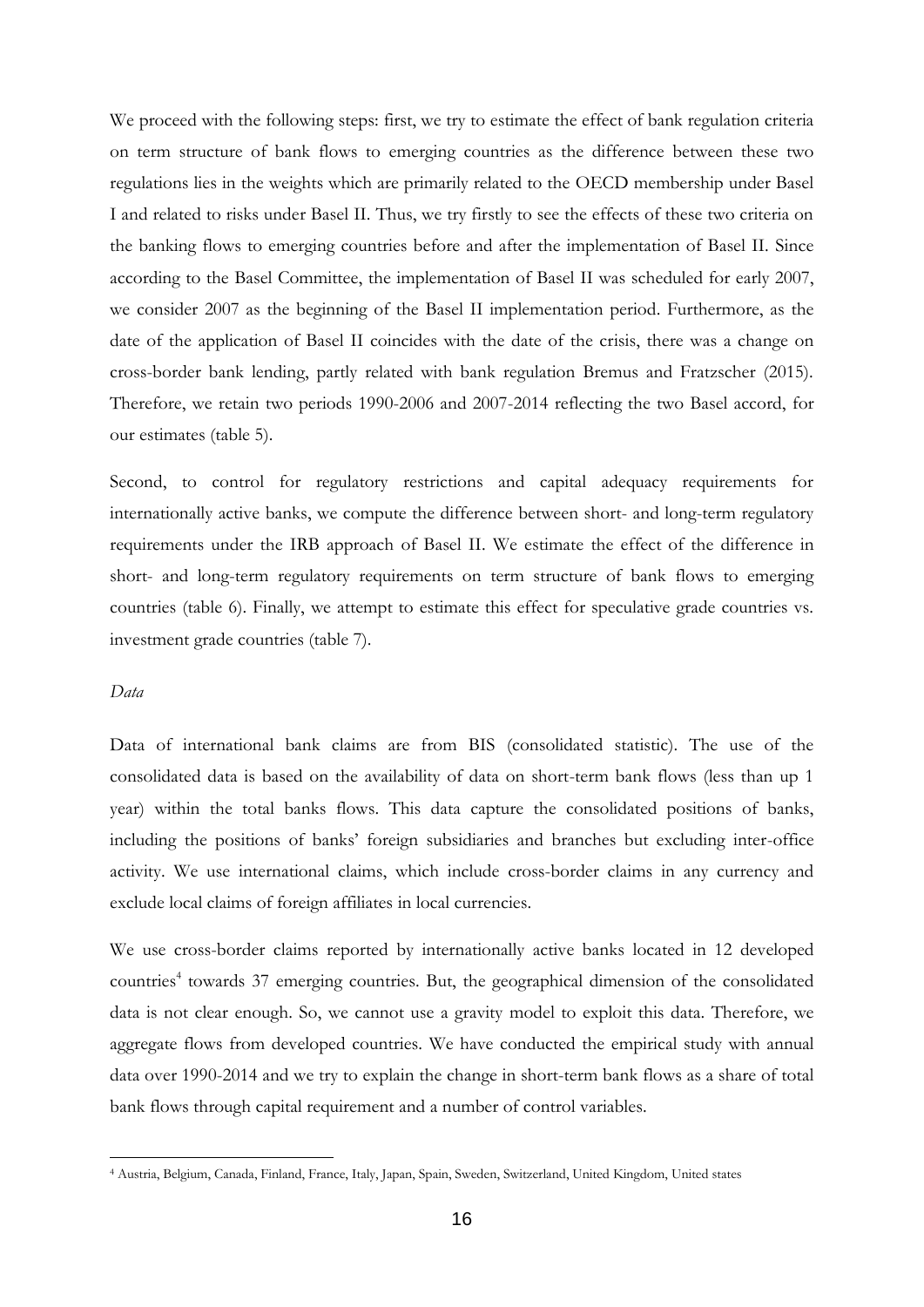We proceed with the following steps: first, we try to estimate the effect of bank regulation criteria on term structure of bank flows to emerging countries as the difference between these two regulations lies in the weights which are primarily related to the OECD membership under Basel I and related to risks under Basel II. Thus, we try firstly to see the effects of these two criteria on the banking flows to emerging countries before and after the implementation of Basel II. Since according to the Basel Committee, the implementation of Basel II was scheduled for early 2007, we consider 2007 as the beginning of the Basel II implementation period. Furthermore, as the date of the application of Basel II coincides with the date of the crisis, there was a change on cross-border bank lending, partly related with bank regulation Bremus and Fratzscher (2015). Therefore, we retain two periods 1990-2006 and 2007-2014 reflecting the two Basel accord, for our estimates (table 5).

Second, to control for regulatory restrictions and capital adequacy requirements for internationally active banks, we compute the difference between short- and long-term regulatory requirements under the IRB approach of Basel II. We estimate the effect of the difference in short- and long-term regulatory requirements on term structure of bank flows to emerging countries (table 6). Finally, we attempt to estimate this effect for speculative grade countries vs. investment grade countries (table 7).

*Data*

Data of international bank claims are from BIS (consolidated statistic). The use of the consolidated data is based on the availability of data on short-term bank flows (less than up 1 year) within the total banks flows. This data capture the consolidated positions of banks, including the positions of banks' foreign subsidiaries and branches but excluding inter-office activity. We use international claims, which include cross-border claims in any currency and exclude local claims of foreign affiliates in local currencies.

We use cross-border claims reported by internationally active banks located in 12 developed countries[4] towards 37 emerging countries. But, the geographical dimension of the consolidated data is not clear enough. So, we cannot use a gravity model to exploit this data. Therefore, we aggregate flows from developed countries. We have conducted the empirical study with annual data over 1990-2014 and we try to explain the change in short-term bank flows as a share of total bank flows through capital requirement and a number of control variables.

[4] Austria, Belgium, Canada, Finland, France, Italy, Japan, Spain, Sweden, Switzerland, United Kingdom, United states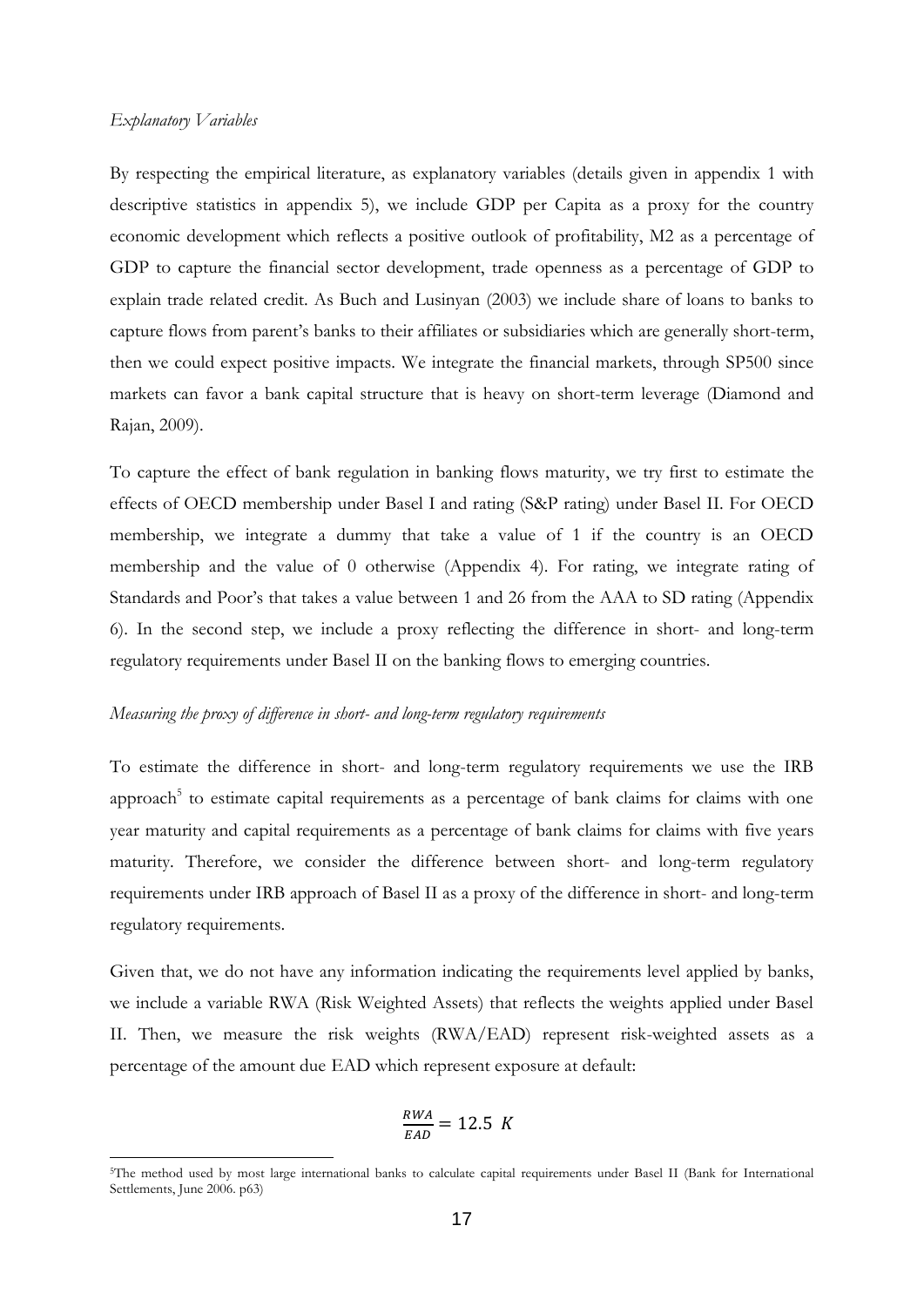*Explanatory Variables*

By respecting the empirical literature, as explanatory variables (details given in appendix 1 with descriptive statistics in appendix 5), we include GDP per Capita as a proxy for the country economic development which reflects a positive outlook of profitability, M2 as a percentage of GDP to capture the financial sector development, trade openness as a percentage of GDP to explain trade related credit. As Buch and Lusinyan (2003) we include share of loans to banks to capture flows from parent's banks to their affiliates or subsidiaries which are generally short-term, then we could expect positive impacts. We integrate the financial markets, through SP500 since markets can favor a bank capital structure that is heavy on short-term leverage (Diamond and Rajan, 2009).

To capture the effect of bank regulation in banking flows maturity, we try first to estimate the effects of OECD membership under Basel I and rating (S&P rating) under Basel II. For OECD membership, we integrate a dummy that take a value of 1 if the country is an OECD membership and the value of 0 otherwise (Appendix 4). For rating, we integrate rating of Standards and Poor's that takes a value between 1 and 26 from the AAA to SD rating (Appendix 6). In the second step, we include a proxy reflecting the difference in short- and long-term regulatory requirements under Basel II on the banking flows to emerging countries.

*Measuring the proxy of difference in short- and long-term regulatory requirements*

To estimate the difference in short- and long-term regulatory requirements we use the IRB approach[5] to estimate capital requirements as a percentage of bank claims for claims with one year maturity and capital requirements as a percentage of bank claims for claims with five years maturity. Therefore, we consider the difference between short- and long-term regulatory requirements under IRB approach of Basel II as a proxy of the difference in short- and long-term regulatory requirements.

Given that, we do not have any information indicating the requirements level applied by banks, we include a variable RWA (Risk Weighted Assets) that reflects the weights applied under Basel II. Then, we measure the risk weights (RWA/EAD) represent risk-weighted assets as a percentage of the amount due EAD which represent exposure at default:

$$\frac{RWA}{EAD} = 12.5\ K$$

[5]The method used by most large international banks to calculate capital requirements under Basel II (Bank for International Settlements, June 2006. p63)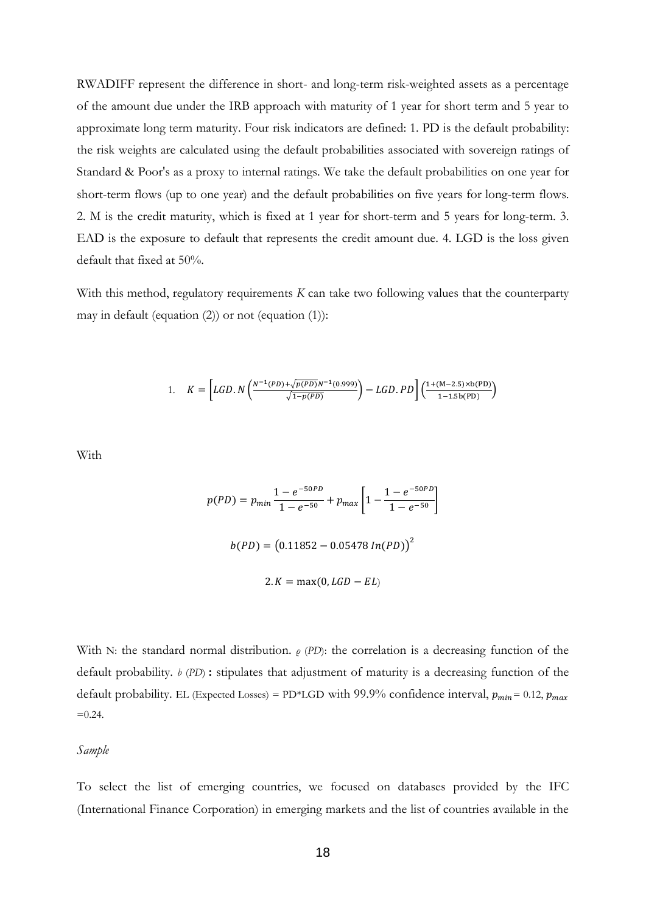RWADIFF represent the difference in short- and long-term risk-weighted assets as a percentage of the amount due under the IRB approach with maturity of 1 year for short term and 5 year to approximate long term maturity. Four risk indicators are defined: 1. PD is the default probability: the risk weights are calculated using the default probabilities associated with sovereign ratings of Standard & Poor's as a proxy to internal ratings. We take the default probabilities on one year for short-term flows (up to one year) and the default probabilities on five years for long-term flows. 2. M is the credit maturity, which is fixed at 1 year for short-term and 5 years for long-term. 3. EAD is the exposure to default that represents the credit amount due. 4. LGD is the loss given default that fixed at 50%.

With this method, regulatory requirements *K* can take two following values that the counterparty may in default (equation (2)) or not (equation (1)):

$$1. \quad K = \left[LGD.N\left(\frac{N^{-1}(PD)+\sqrt{p(PD)}N^{-1}(0.999)}{\sqrt{1-p(PD)}}\right) - LGD.PD\right]\left(\frac{1+(\mathrm{M}-2.5)\times \mathrm{b(PD)}}{1-1.5\,\mathrm{b(PD)}}\right)$$

With

$$p(PD) = p_{min}\frac{1-e^{-50PD}}{1-e^{-50}} + p_{max}\left[1-\frac{1-e^{-50PD}}{1-e^{-50}}\right]$$

$$b(PD) = \left(0.11852 - 0.05478\,In(PD)\right)^2$$

$$2.K = \max(0, LGD - EL)$$

With N: the standard normal distribution. $\rho$ (*PD*): the correlation is a decreasing function of the default probability. *b* (*PD*) **:** stipulates that adjustment of maturity is a decreasing function of the default probability. EL (Expected Losses) = PD*LGD with 99.9% confidence interval, $p_{min}$= 0.12, $p_{max}$ =0.24.

*Sample*

To select the list of emerging countries, we focused on databases provided by the IFC (International Finance Corporation) in emerging markets and the list of countries available in the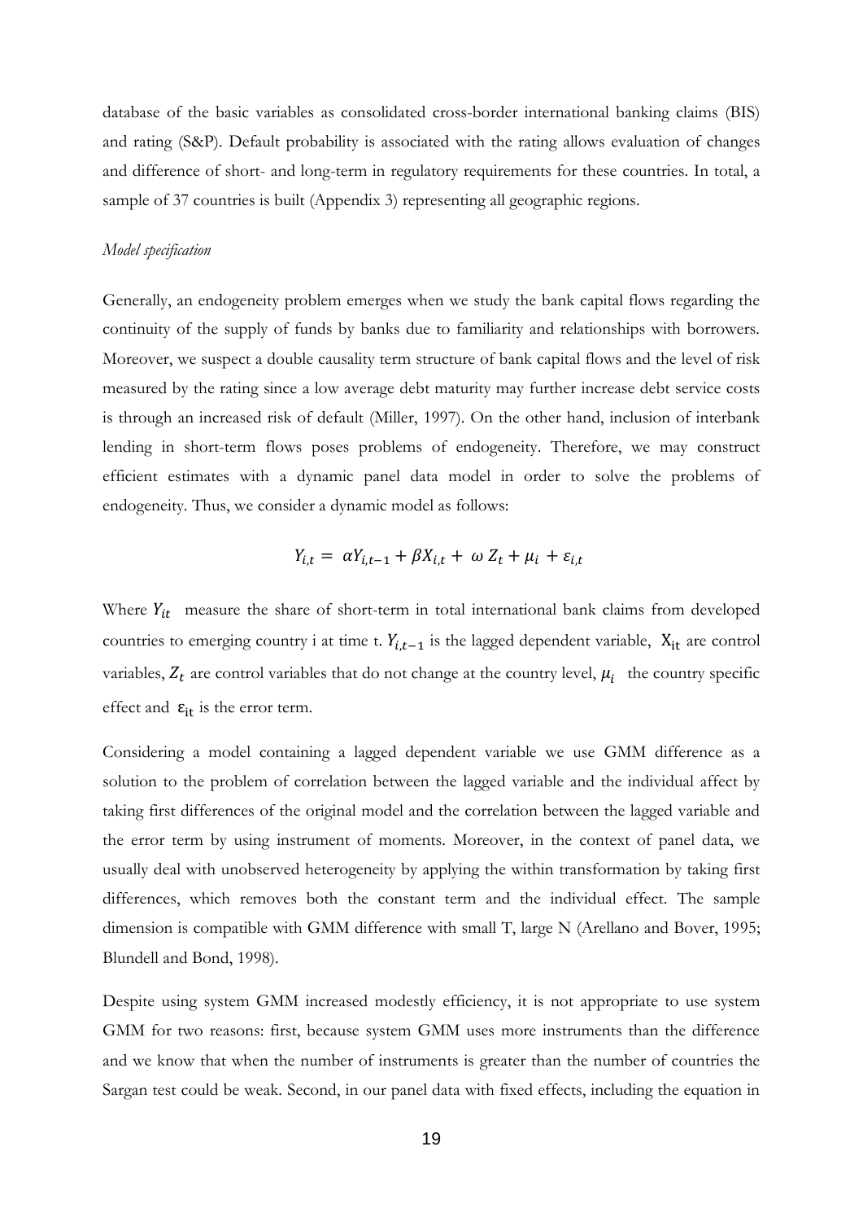database of the basic variables as consolidated cross-border international banking claims (BIS) and rating (S&P). Default probability is associated with the rating allows evaluation of changes and difference of short- and long-term in regulatory requirements for these countries. In total, a sample of 37 countries is built (Appendix 3) representing all geographic regions.

*Model specification*

Generally, an endogeneity problem emerges when we study the bank capital flows regarding the continuity of the supply of funds by banks due to familiarity and relationships with borrowers. Moreover, we suspect a double causality term structure of bank capital flows and the level of risk measured by the rating since a low average debt maturity may further increase debt service costs is through an increased risk of default (Miller, 1997). On the other hand, inclusion of interbank lending in short-term flows poses problems of endogeneity. Therefore, we may construct efficient estimates with a dynamic panel data model in order to solve the problems of endogeneity. Thus, we consider a dynamic model as follows:

$$Y_{i,t} = \alpha Y_{i,t-1} + \beta X_{i,t} + \omega Z_t + \mu_i + \varepsilon_{i,t}$$

Where $Y_{it}$ measure the share of short-term in total international bank claims from developed countries to emerging country i at time t. $Y_{i,t-1}$ is the lagged dependent variable, $X_{it}$ are control variables, $Z_t$ are control variables that do not change at the country level, $\mu_i$ the country specific effect and $\varepsilon_{it}$ is the error term.

Considering a model containing a lagged dependent variable we use GMM difference as a solution to the problem of correlation between the lagged variable and the individual affect by taking first differences of the original model and the correlation between the lagged variable and the error term by using instrument of moments. Moreover, in the context of panel data, we usually deal with unobserved heterogeneity by applying the within transformation by taking first differences, which removes both the constant term and the individual effect. The sample dimension is compatible with GMM difference with small T, large N (Arellano and Bover, 1995; Blundell and Bond, 1998).

Despite using system GMM increased modestly efficiency, it is not appropriate to use system GMM for two reasons: first, because system GMM uses more instruments than the difference and we know that when the number of instruments is greater than the number of countries the Sargan test could be weak. Second, in our panel data with fixed effects, including the equation in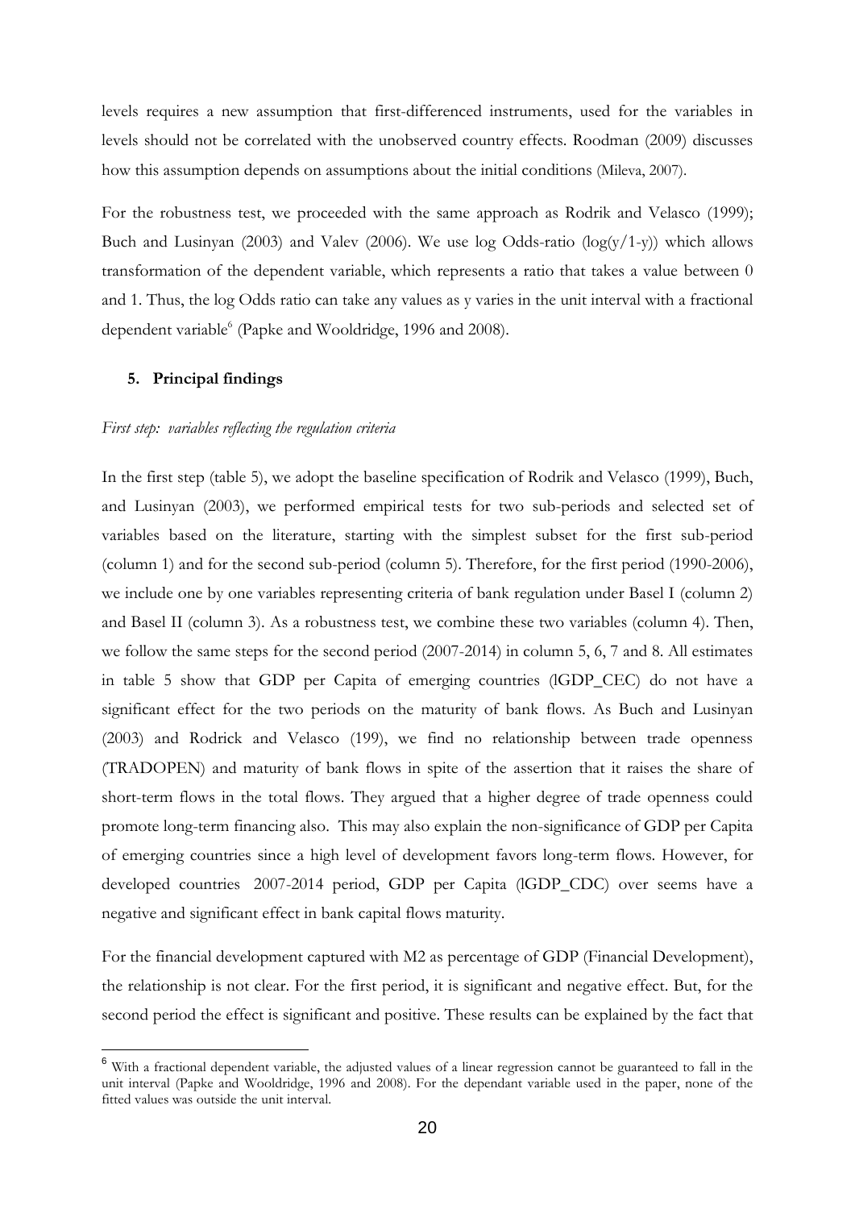levels requires a new assumption that first-differenced instruments, used for the variables in levels should not be correlated with the unobserved country effects. Roodman (2009) discusses how this assumption depends on assumptions about the initial conditions (Mileva, 2007).

For the robustness test, we proceeded with the same approach as Rodrik and Velasco (1999); Buch and Lusinyan (2003) and Valev (2006). We use log Odds-ratio (log(y/1-y)) which allows transformation of the dependent variable, which represents a ratio that takes a value between 0 and 1. Thus, the log Odds ratio can take any values as y varies in the unit interval with a fractional dependent variable[6] (Papke and Wooldridge, 1996 and 2008).

## 5. Principal findings

*First step: variables reflecting the regulation criteria*

In the first step (table 5), we adopt the baseline specification of Rodrik and Velasco (1999), Buch, and Lusinyan (2003), we performed empirical tests for two sub-periods and selected set of variables based on the literature, starting with the simplest subset for the first sub-period (column 1) and for the second sub-period (column 5). Therefore, for the first period (1990-2006), we include one by one variables representing criteria of bank regulation under Basel I (column 2) and Basel II (column 3). As a robustness test, we combine these two variables (column 4). Then, we follow the same steps for the second period (2007-2014) in column 5, 6, 7 and 8. All estimates in table 5 show that GDP per Capita of emerging countries (lGDP_CEC) do not have a significant effect for the two periods on the maturity of bank flows. As Buch and Lusinyan (2003) and Rodrick and Velasco (199), we find no relationship between trade openness (TRADOPEN) and maturity of bank flows in spite of the assertion that it raises the share of short-term flows in the total flows. They argued that a higher degree of trade openness could promote long-term financing also. This may also explain the non-significance of GDP per Capita of emerging countries since a high level of development favors long-term flows. However, for developed countries 2007-2014 period, GDP per Capita (lGDP_CDC) over seems have a negative and significant effect in bank capital flows maturity.

For the financial development captured with M2 as percentage of GDP (Financial Development), the relationship is not clear. For the first period, it is significant and negative effect. But, for the second period the effect is significant and positive. These results can be explained by the fact that

[6] With a fractional dependent variable, the adjusted values of a linear regression cannot be guaranteed to fall in the unit interval (Papke and Wooldridge, 1996 and 2008). For the dependant variable used in the paper, none of the fitted values was outside the unit interval.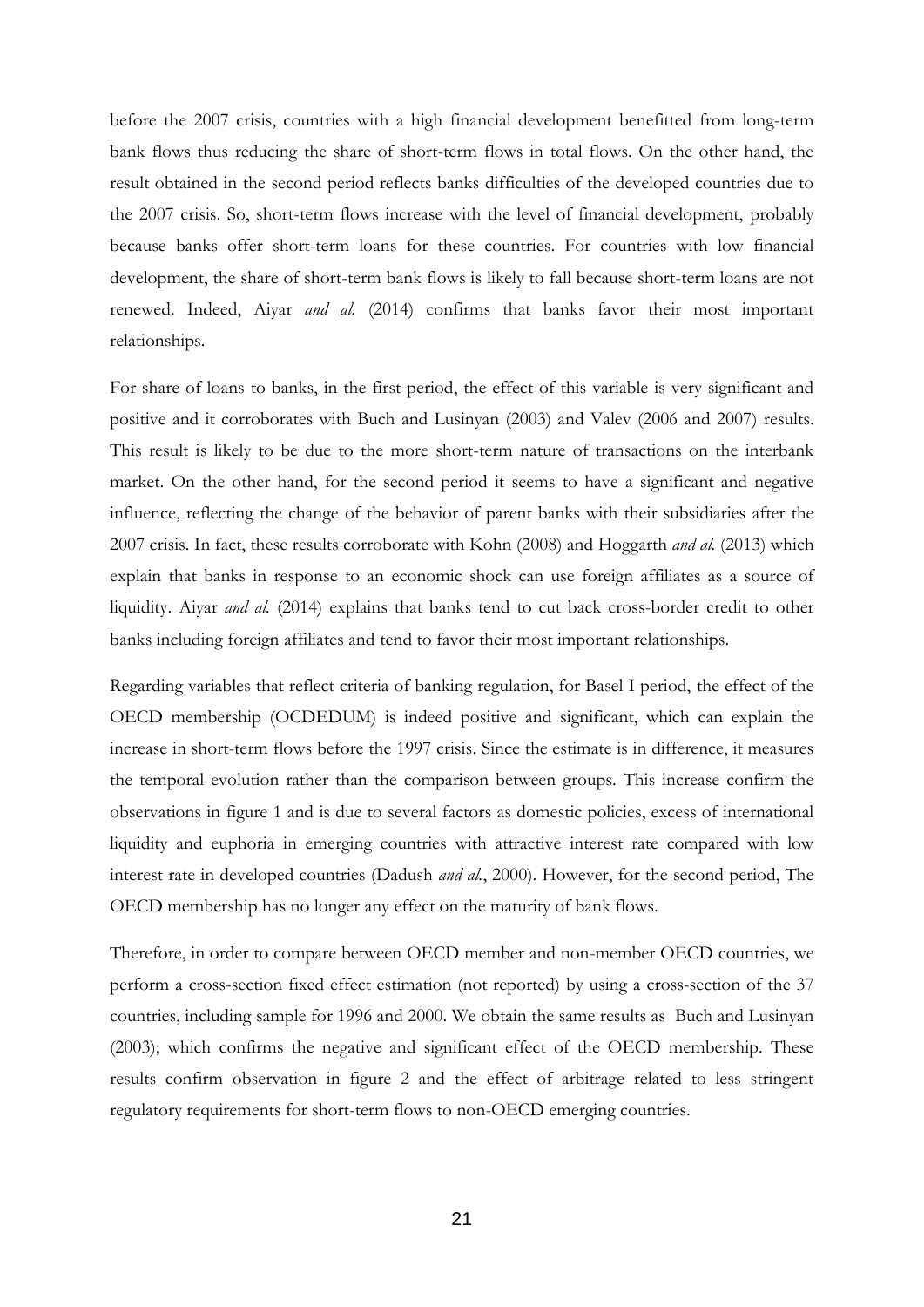before the 2007 crisis, countries with a high financial development benefitted from long-term bank flows thus reducing the share of short-term flows in total flows. On the other hand, the result obtained in the second period reflects banks difficulties of the developed countries due to the 2007 crisis. So, short-term flows increase with the level of financial development, probably because banks offer short-term loans for these countries. For countries with low financial development, the share of short-term bank flows is likely to fall because short-term loans are not renewed. Indeed, Aiyar *and al.* (2014) confirms that banks favor their most important relationships.

For share of loans to banks, in the first period, the effect of this variable is very significant and positive and it corroborates with Buch and Lusinyan (2003) and Valev (2006 and 2007) results. This result is likely to be due to the more short-term nature of transactions on the interbank market. On the other hand, for the second period it seems to have a significant and negative influence, reflecting the change of the behavior of parent banks with their subsidiaries after the 2007 crisis. In fact, these results corroborate with Kohn (2008) and Hoggarth *and al.* (2013) which explain that banks in response to an economic shock can use foreign affiliates as a source of liquidity. Aiyar *and al.* (2014) explains that banks tend to cut back cross-border credit to other banks including foreign affiliates and tend to favor their most important relationships.

Regarding variables that reflect criteria of banking regulation, for Basel I period, the effect of the OECD membership (OCDEDUM) is indeed positive and significant, which can explain the increase in short-term flows before the 1997 crisis. Since the estimate is in difference, it measures the temporal evolution rather than the comparison between groups. This increase confirm the observations in figure 1 and is due to several factors as domestic policies, excess of international liquidity and euphoria in emerging countries with attractive interest rate compared with low interest rate in developed countries (Dadush *and al.*, 2000). However, for the second period, The OECD membership has no longer any effect on the maturity of bank flows.

Therefore, in order to compare between OECD member and non-member OECD countries, we perform a cross-section fixed effect estimation (not reported) by using a cross-section of the 37 countries, including sample for 1996 and 2000. We obtain the same results as Buch and Lusinyan (2003); which confirms the negative and significant effect of the OECD membership. These results confirm observation in figure 2 and the effect of arbitrage related to less stringent regulatory requirements for short-term flows to non-OECD emerging countries.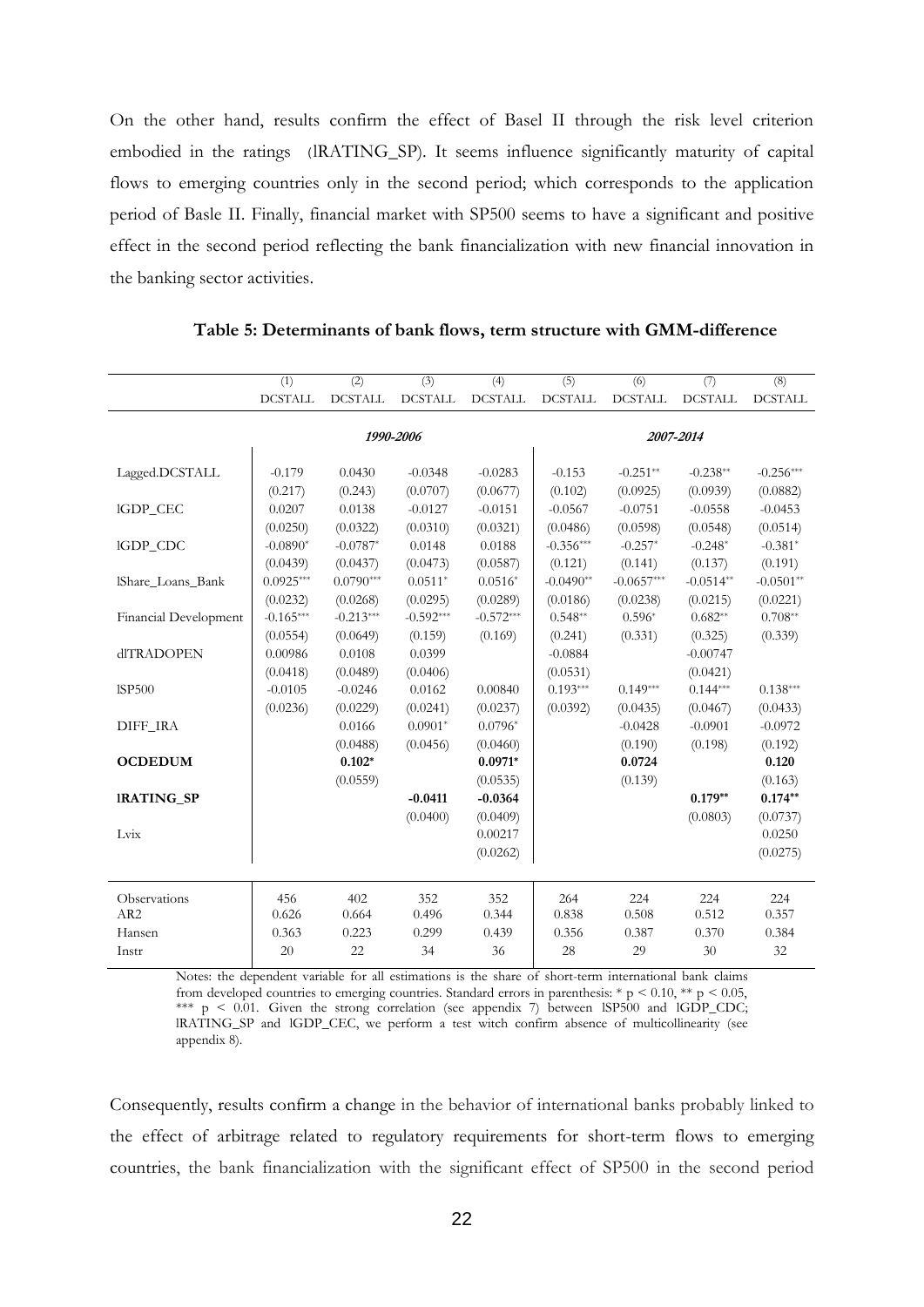On the other hand, results confirm the effect of Basel II through the risk level criterion embodied in the ratings (lRATING_SP). It seems influence significantly maturity of capital flows to emerging countries only in the second period; which corresponds to the application period of Basle II. Finally, financial market with SP500 seems to have a significant and positive effect in the second period reflecting the bank financialization with new financial innovation in the banking sector activities.

**Table 5: Determinants of bank flows, term structure with GMM-difference**

| | (1) | (2) | (3) | (4) | (5) | (6) | (7) | (8) |
|---|---|---|---|---|---|---|---|---|
| | DCSTALL | DCSTALL | DCSTALL | DCSTALL | DCSTALL | DCSTALL | DCSTALL | DCSTALL |
| | *1990-2006* | | | | *2007-2014* | | | |
| Lagged.DCSTALL | -0.179 | 0.0430 | -0.0348 | -0.0283 | -0.153 | -0.251** | -0.238** | -0.256*** |
| | (0.217) | (0.243) | (0.0707) | (0.0677) | (0.102) | (0.0925) | (0.0939) | (0.0882) |
| lGDP_CEC | 0.0207 | 0.0138 | -0.0127 | -0.0151 | -0.0567 | -0.0751 | -0.0558 | -0.0453 |
| | (0.0250) | (0.0322) | (0.0310) | (0.0321) | (0.0486) | (0.0598) | (0.0548) | (0.0514) |
| lGDP_CDC | -0.0890* | -0.0787* | 0.0148 | 0.0188 | -0.356*** | -0.257* | -0.248* | -0.381* |
| | (0.0439) | (0.0437) | (0.0473) | (0.0587) | (0.121) | (0.141) | (0.137) | (0.191) |
| lShare_Loans_Bank | 0.0925*** | 0.0790*** | 0.0511* | 0.0516* | -0.0490** | -0.0657*** | -0.0514** | -0.0501** |
| | (0.0232) | (0.0268) | (0.0295) | (0.0289) | (0.0186) | (0.0238) | (0.0215) | (0.0221) |
| Financial Development | -0.165*** | -0.213*** | -0.592*** | -0.572*** | 0.548** | 0.596* | 0.682** | 0.708** |
| | (0.0554) | (0.0649) | (0.159) | (0.169) | (0.241) | (0.331) | (0.325) | (0.339) |
| dlTRADOPEN | 0.00986 | 0.0108 | 0.0399 | | -0.0884 | | -0.00747 | |
| | (0.0418) | (0.0489) | (0.0406) | | (0.0531) | | (0.0421) | |
| lSP500 | -0.0105 | -0.0246 | 0.0162 | 0.00840 | 0.193*** | 0.149*** | 0.144*** | 0.138*** |
| | (0.0236) | (0.0229) | (0.0241) | (0.0237) | (0.0392) | (0.0435) | (0.0467) | (0.0433) |
| DIFF_IRA | | 0.0166 | 0.0901* | 0.0796* | | -0.0428 | -0.0901 | -0.0972 |
| | | (0.0488) | (0.0456) | (0.0460) | | (0.190) | (0.198) | (0.192) |
| **OCDEDUM** | | **0.102*** | | **0.0971*** | | **0.0724** | | **0.120** |
| | | (0.0559) | | (0.0535) | | (0.139) | | (0.163) |
| **lRATING_SP** | | | **-0.0411** | **-0.0364** | | | **0.179**** | **0.174**** |
| | | | (0.0400) | (0.0409) | | | (0.0803) | (0.0737) |
| Lvix | | | | 0.00217 | | | | 0.0250 |
| | | | | (0.0262) | | | | (0.0275) |
| Observations | 456 | 402 | 352 | 352 | 264 | 224 | 224 | 224 |
| AR2 | 0.626 | 0.664 | 0.496 | 0.344 | 0.838 | 0.508 | 0.512 | 0.357 |
| Hansen | 0.363 | 0.223 | 0.299 | 0.439 | 0.356 | 0.387 | 0.370 | 0.384 |
| Instr | 20 | 22 | 34 | 36 | 28 | 29 | 30 | 32 |

Notes: the dependent variable for all estimations is the share of short-term international bank claims from developed countries to emerging countries. Standard errors in parenthesis: * $p < 0.10$, ** $p < 0.05$, *** $p < 0.01$. Given the strong correlation (see appendix 7) between lSP500 and lGDP_CDC; lRATING_SP and lGDP_CEC, we perform a test witch confirm absence of multicollinearity (see appendix 8).

Consequently, results confirm a change in the behavior of international banks probably linked to the effect of arbitrage related to regulatory requirements for short-term flows to emerging countries, the bank financialization with the significant effect of SP500 in the second period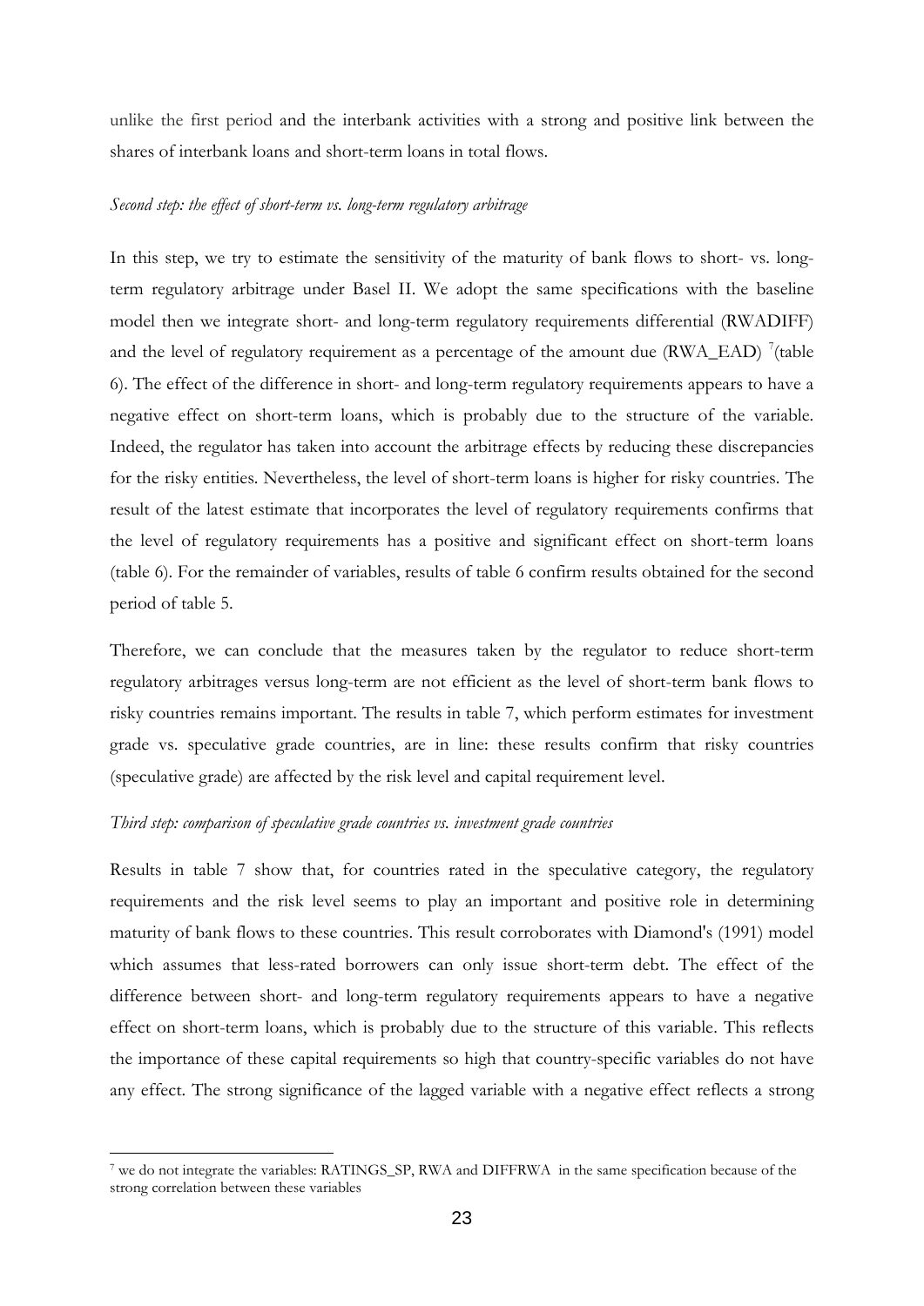unlike the first period and the interbank activities with a strong and positive link between the shares of interbank loans and short-term loans in total flows.

*Second step: the effect of short-term vs. long-term regulatory arbitrage*

In this step, we try to estimate the sensitivity of the maturity of bank flows to short- vs. long-term regulatory arbitrage under Basel II. We adopt the same specifications with the baseline model then we integrate short- and long-term regulatory requirements differential (RWADIFF) and the level of regulatory requirement as a percentage of the amount due (RWA_EAD) [7](table 6). The effect of the difference in short- and long-term regulatory requirements appears to have a negative effect on short-term loans, which is probably due to the structure of the variable. Indeed, the regulator has taken into account the arbitrage effects by reducing these discrepancies for the risky entities. Nevertheless, the level of short-term loans is higher for risky countries. The result of the latest estimate that incorporates the level of regulatory requirements confirms that the level of regulatory requirements has a positive and significant effect on short-term loans (table 6). For the remainder of variables, results of table 6 confirm results obtained for the second period of table 5.

Therefore, we can conclude that the measures taken by the regulator to reduce short-term regulatory arbitrages versus long-term are not efficient as the level of short-term bank flows to risky countries remains important. The results in table 7, which perform estimates for investment grade vs. speculative grade countries, are in line: these results confirm that risky countries (speculative grade) are affected by the risk level and capital requirement level.

*Third step: comparison of speculative grade countries vs. investment grade countries*

Results in table 7 show that, for countries rated in the speculative category, the regulatory requirements and the risk level seems to play an important and positive role in determining maturity of bank flows to these countries. This result corroborates with Diamond's (1991) model which assumes that less-rated borrowers can only issue short-term debt. The effect of the difference between short- and long-term regulatory requirements appears to have a negative effect on short-term loans, which is probably due to the structure of this variable. This reflects the importance of these capital requirements so high that country-specific variables do not have any effect. The strong significance of the lagged variable with a negative effect reflects a strong

[7] we do not integrate the variables: RATINGS_SP, RWA and DIFFRWA in the same specification because of the strong correlation between these variables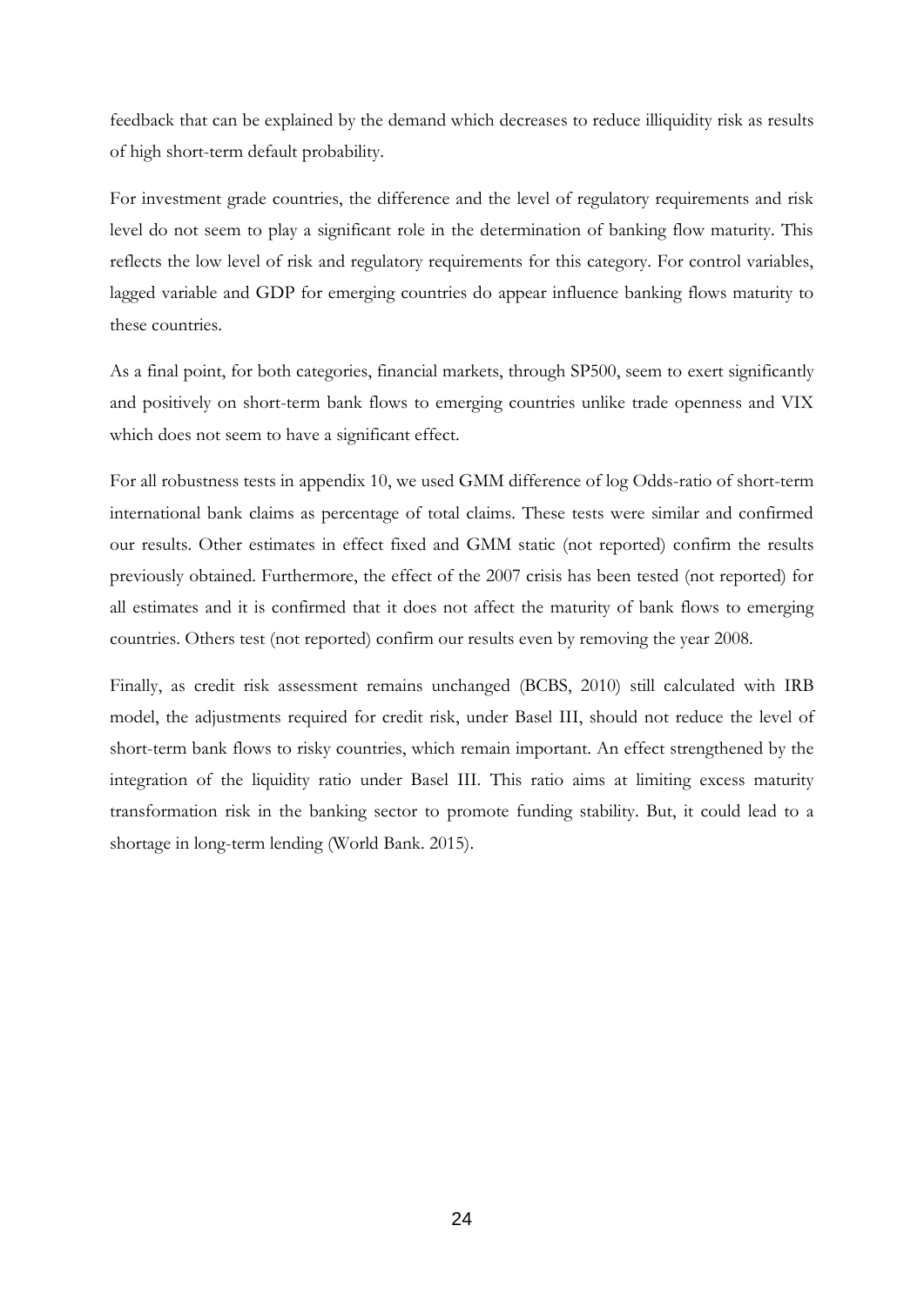feedback that can be explained by the demand which decreases to reduce illiquidity risk as results of high short-term default probability.

For investment grade countries, the difference and the level of regulatory requirements and risk level do not seem to play a significant role in the determination of banking flow maturity. This reflects the low level of risk and regulatory requirements for this category. For control variables, lagged variable and GDP for emerging countries do appear influence banking flows maturity to these countries.

As a final point, for both categories, financial markets, through SP500, seem to exert significantly and positively on short-term bank flows to emerging countries unlike trade openness and VIX which does not seem to have a significant effect.

For all robustness tests in appendix 10, we used GMM difference of log Odds-ratio of short-term international bank claims as percentage of total claims. These tests were similar and confirmed our results. Other estimates in effect fixed and GMM static (not reported) confirm the results previously obtained. Furthermore, the effect of the 2007 crisis has been tested (not reported) for all estimates and it is confirmed that it does not affect the maturity of bank flows to emerging countries. Others test (not reported) confirm our results even by removing the year 2008.

Finally, as credit risk assessment remains unchanged (BCBS, 2010) still calculated with IRB model, the adjustments required for credit risk, under Basel III, should not reduce the level of short-term bank flows to risky countries, which remain important. An effect strengthened by the integration of the liquidity ratio under Basel III. This ratio aims at limiting excess maturity transformation risk in the banking sector to promote funding stability. But, it could lead to a shortage in long-term lending (World Bank. 2015).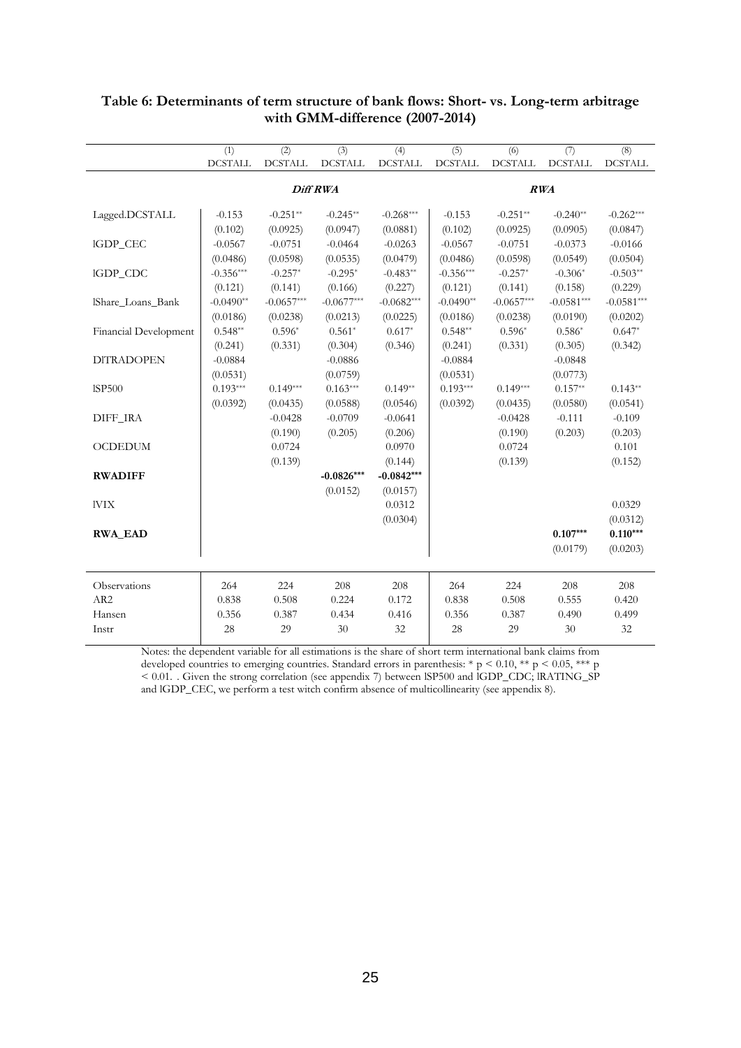**Table 6: Determinants of term structure of bank flows: Short- vs. Long-term arbitrage with GMM-difference (2007-2014)**

| | (1) | (2) | (3) | (4) | (5) | (6) | (7) | (8) |
|---|---|---|---|---|---|---|---|---|
| | DCSTALL | DCSTALL | DCSTALL | DCSTALL | DCSTALL | DCSTALL | DCSTALL | DCSTALL |
| | ***Diff RWA*** | | | | ***RWA*** | | | |
| Lagged.DCSTALL | -0.153 | -0.251** | -0.245** | -0.268*** | -0.153 | -0.251** | -0.240** | -0.262*** |
| | (0.102) | (0.0925) | (0.0947) | (0.0881) | (0.102) | (0.0925) | (0.0905) | (0.0847) |
| lGDP_CEC | -0.0567 | -0.0751 | -0.0464 | -0.0263 | -0.0567 | -0.0751 | -0.0373 | -0.0166 |
| | (0.0486) | (0.0598) | (0.0535) | (0.0479) | (0.0486) | (0.0598) | (0.0549) | (0.0504) |
| lGDP_CDC | -0.356*** | -0.257* | -0.295* | -0.483** | -0.356*** | -0.257* | -0.306* | -0.503** |
| | (0.121) | (0.141) | (0.166) | (0.227) | (0.121) | (0.141) | (0.158) | (0.229) |
| lShare_Loans_Bank | -0.0490** | -0.0657*** | -0.0677*** | -0.0682*** | -0.0490** | -0.0657*** | -0.0581*** | -0.0581*** |
| | (0.0186) | (0.0238) | (0.0213) | (0.0225) | (0.0186) | (0.0238) | (0.0190) | (0.0202) |
| Financial Development | 0.548** | 0.596* | 0.561* | 0.617* | 0.548** | 0.596* | 0.586* | 0.647* |
| | (0.241) | (0.331) | (0.304) | (0.346) | (0.241) | (0.331) | (0.305) | (0.342) |
| DlTRADOPEN | -0.0884 | | -0.0886 | | -0.0884 | | -0.0848 | |
| | (0.0531) | | (0.0759) | | (0.0531) | | (0.0773) | |
| lSP500 | 0.193*** | 0.149*** | 0.163*** | 0.149** | 0.193*** | 0.149*** | 0.157** | 0.143** |
| | (0.0392) | (0.0435) | (0.0588) | (0.0546) | (0.0392) | (0.0435) | (0.0580) | (0.0541) |
| DIFF_IRA | | -0.0428 | -0.0709 | -0.0641 | | -0.0428 | -0.111 | -0.109 |
| | | (0.190) | (0.205) | (0.206) | | (0.190) | (0.203) | (0.203) |
| OCDEDUM | | 0.0724 | | 0.0970 | | 0.0724 | | 0.101 |
| | | (0.139) | | (0.144) | | (0.139) | | (0.152) |
| **RWADIFF** | | | **-0.0826*** ** | **-0.0842*** ** | | | | |
| | | | (0.0152) | (0.0157) | | | | |
| lVIX | | | | 0.0312 | | | | 0.0329 |
| | | | | (0.0304) | | | | (0.0312) |
| **RWA_EAD** | | | | | | | **0.107*** ** | **0.110*** ** |
| | | | | | | | (0.0179) | (0.0203) |
| Observations | 264 | 224 | 208 | 208 | 264 | 224 | 208 | 208 |
| AR2 | 0.838 | 0.508 | 0.224 | 0.172 | 0.838 | 0.508 | 0.555 | 0.420 |
| Hansen | 0.356 | 0.387 | 0.434 | 0.416 | 0.356 | 0.387 | 0.490 | 0.499 |
| Instr | 28 | 29 | 30 | 32 | 28 | 29 | 30 | 32 |

Notes: the dependent variable for all estimations is the share of short term international bank claims from developed countries to emerging countries. Standard errors in parenthesis: * $p < 0.10$, ** $p < 0.05$, *** $p < 0.01$. . Given the strong correlation (see appendix 7) between lSP500 and lGDP_CDC; lRATING_SP and lGDP_CEC, we perform a test witch confirm absence of multicollinearity (see appendix 8).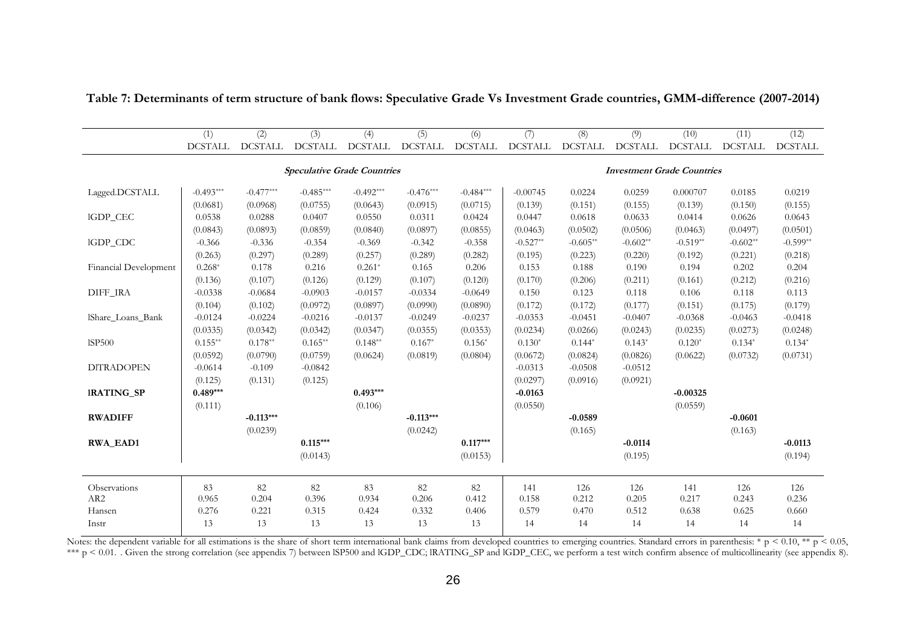**Table 7: Determinants of term structure of bank flows: Speculative Grade Vs Investment Grade countries, GMM-difference (2007-2014)**

| | (1) | (2) | (3) | (4) | (5) | (6) | (7) | (8) | (9) | (10) | (11) | (12) |
|---|---|---|---|---|---|---|---|---|---|---|---|---|
| | DCSTALL | DCSTALL | DCSTALL | DCSTALL | DCSTALL | DCSTALL | DCSTALL | DCSTALL | DCSTALL | DCSTALL | DCSTALL | DCSTALL |
| | ***Speculative Grade Countries*** | | | | | | ***Investment Grade Countries*** | | | | | |
| Lagged.DCSTALL | -0.493*** | -0.477*** | -0.485*** | -0.492*** | -0.476*** | -0.484*** | -0.00745 | 0.0224 | 0.0259 | 0.000707 | 0.0185 | 0.0219 |
| | (0.0681) | (0.0968) | (0.0755) | (0.0643) | (0.0915) | (0.0715) | (0.139) | (0.151) | (0.155) | (0.139) | (0.150) | (0.155) |
| lGDP_CEC | 0.0538 | 0.0288 | 0.0407 | 0.0550 | 0.0311 | 0.0424 | 0.0447 | 0.0618 | 0.0633 | 0.0414 | 0.0626 | 0.0643 |
| | (0.0843) | (0.0893) | (0.0859) | (0.0840) | (0.0897) | (0.0855) | (0.0463) | (0.0502) | (0.0506) | (0.0463) | (0.0497) | (0.0501) |
| lGDP_CDC | -0.366 | -0.336 | -0.354 | -0.369 | -0.342 | -0.358 | -0.527** | -0.605** | -0.602** | -0.519** | -0.602** | -0.599** |
| | (0.263) | (0.297) | (0.289) | (0.257) | (0.289) | (0.282) | (0.195) | (0.223) | (0.220) | (0.192) | (0.221) | (0.218) |
| Financial Development | 0.268* | 0.178 | 0.216 | 0.261* | 0.165 | 0.206 | 0.153 | 0.188 | 0.190 | 0.194 | 0.202 | 0.204 |
| | (0.136) | (0.107) | (0.126) | (0.129) | (0.107) | (0.120) | (0.170) | (0.206) | (0.211) | (0.161) | (0.212) | (0.216) |
| DIFF_IRA | -0.0338 | -0.0684 | -0.0903 | -0.0157 | -0.0334 | -0.0649 | 0.150 | 0.123 | 0.118 | 0.106 | 0.118 | 0.113 |
| | (0.104) | (0.102) | (0.0972) | (0.0897) | (0.0990) | (0.0890) | (0.172) | (0.172) | (0.177) | (0.151) | (0.175) | (0.179) |
| lShare_Loans_Bank | -0.0124 | -0.0224 | -0.0216 | -0.0137 | -0.0249 | -0.0237 | -0.0353 | -0.0451 | -0.0407 | -0.0368 | -0.0463 | -0.0418 |
| | (0.0335) | (0.0342) | (0.0342) | (0.0347) | (0.0355) | (0.0353) | (0.0234) | (0.0266) | (0.0243) | (0.0235) | (0.0273) | (0.0248) |
| lSP500 | 0.155** | 0.178** | 0.165** | 0.148** | 0.167* | 0.156* | 0.130* | 0.144* | 0.143* | 0.120* | 0.134* | 0.134* |
| | (0.0592) | (0.0790) | (0.0759) | (0.0624) | (0.0819) | (0.0804) | (0.0672) | (0.0824) | (0.0826) | (0.0622) | (0.0732) | (0.0731) |
| DlTRADOPEN | -0.0614 | -0.109 | -0.0842 | | | | -0.0313 | -0.0508 | -0.0512 | | | |
| | (0.125) | (0.131) | (0.125) | | | | (0.0297) | (0.0916) | (0.0921) | | | |
| **lRATING_SP** | **0.489*** ** | | | **0.493*** ** | | | **-0.0163** | | | **-0.00325** | | |
| | (0.111) | | | (0.106) | | | (0.0550) | | | (0.0559) | | |
| **RWADIFF** | | **-0.113*** ** | | | **-0.113*** ** | | | **-0.0589** | | | **-0.0601** | |
| | | (0.0239) | | | (0.0242) | | | (0.165) | | | (0.163) | |
| **RWA_EAD1** | | | **0.115*** ** | | | **0.117*** ** | | | **-0.0114** | | | **-0.0113** |
| | | | (0.0143) | | | (0.0153) | | | (0.195) | | | (0.194) |
| Observations | 83 | 82 | 82 | 83 | 82 | 82 | 141 | 126 | 126 | 141 | 126 | 126 |
| AR2 | 0.965 | 0.204 | 0.396 | 0.934 | 0.206 | 0.412 | 0.158 | 0.212 | 0.205 | 0.217 | 0.243 | 0.236 |
| Hansen | 0.276 | 0.221 | 0.315 | 0.424 | 0.332 | 0.406 | 0.579 | 0.470 | 0.512 | 0.638 | 0.625 | 0.660 |
| Instr | 13 | 13 | 13 | 13 | 13 | 13 | 14 | 14 | 14 | 14 | 14 | 14 |

Notes: the dependent variable for all estimations is the share of short term international bank claims from developed countries to emerging countries. Standard errors in parenthesis: * $p < 0.10$, ** $p < 0.05$, *** $p < 0.01$. . Given the strong correlation (see appendix 7) between lSP500 and lGDP_CDC; lRATING_SP and lGDP_CEC, we perform a test witch confirm absence of multicollinearity (see appendix 8).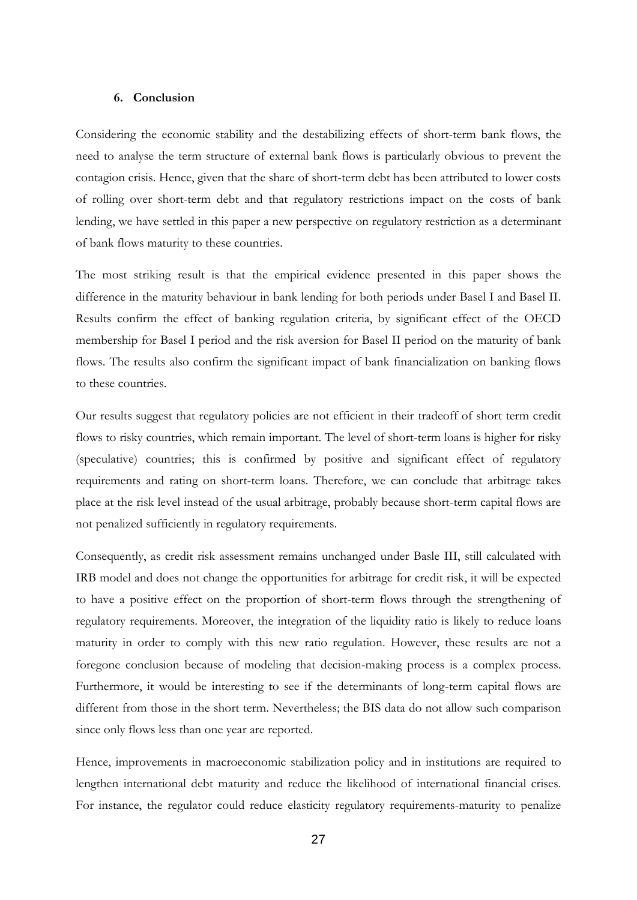## 6. Conclusion

Considering the economic stability and the destabilizing effects of short-term bank flows, the need to analyse the term structure of external bank flows is particularly obvious to prevent the contagion crisis. Hence, given that the share of short-term debt has been attributed to lower costs of rolling over short-term debt and that regulatory restrictions impact on the costs of bank lending, we have settled in this paper a new perspective on regulatory restriction as a determinant of bank flows maturity to these countries.

The most striking result is that the empirical evidence presented in this paper shows the difference in the maturity behaviour in bank lending for both periods under Basel I and Basel II. Results confirm the effect of banking regulation criteria, by significant effect of the OECD membership for Basel I period and the risk aversion for Basel II period on the maturity of bank flows. The results also confirm the significant impact of bank financialization on banking flows to these countries.

Our results suggest that regulatory policies are not efficient in their tradeoff of short term credit flows to risky countries, which remain important. The level of short-term loans is higher for risky (speculative) countries; this is confirmed by positive and significant effect of regulatory requirements and rating on short-term loans. Therefore, we can conclude that arbitrage takes place at the risk level instead of the usual arbitrage, probably because short-term capital flows are not penalized sufficiently in regulatory requirements.

Consequently, as credit risk assessment remains unchanged under Basle III, still calculated with IRB model and does not change the opportunities for arbitrage for credit risk, it will be expected to have a positive effect on the proportion of short-term flows through the strengthening of regulatory requirements. Moreover, the integration of the liquidity ratio is likely to reduce loans maturity in order to comply with this new ratio regulation. However, these results are not a foregone conclusion because of modeling that decision-making process is a complex process. Furthermore, it would be interesting to see if the determinants of long-term capital flows are different from those in the short term. Nevertheless; the BIS data do not allow such comparison since only flows less than one year are reported.

Hence, improvements in macroeconomic stabilization policy and in institutions are required to lengthen international debt maturity and reduce the likelihood of international financial crises. For instance, the regulator could reduce elasticity regulatory requirements-maturity to penalize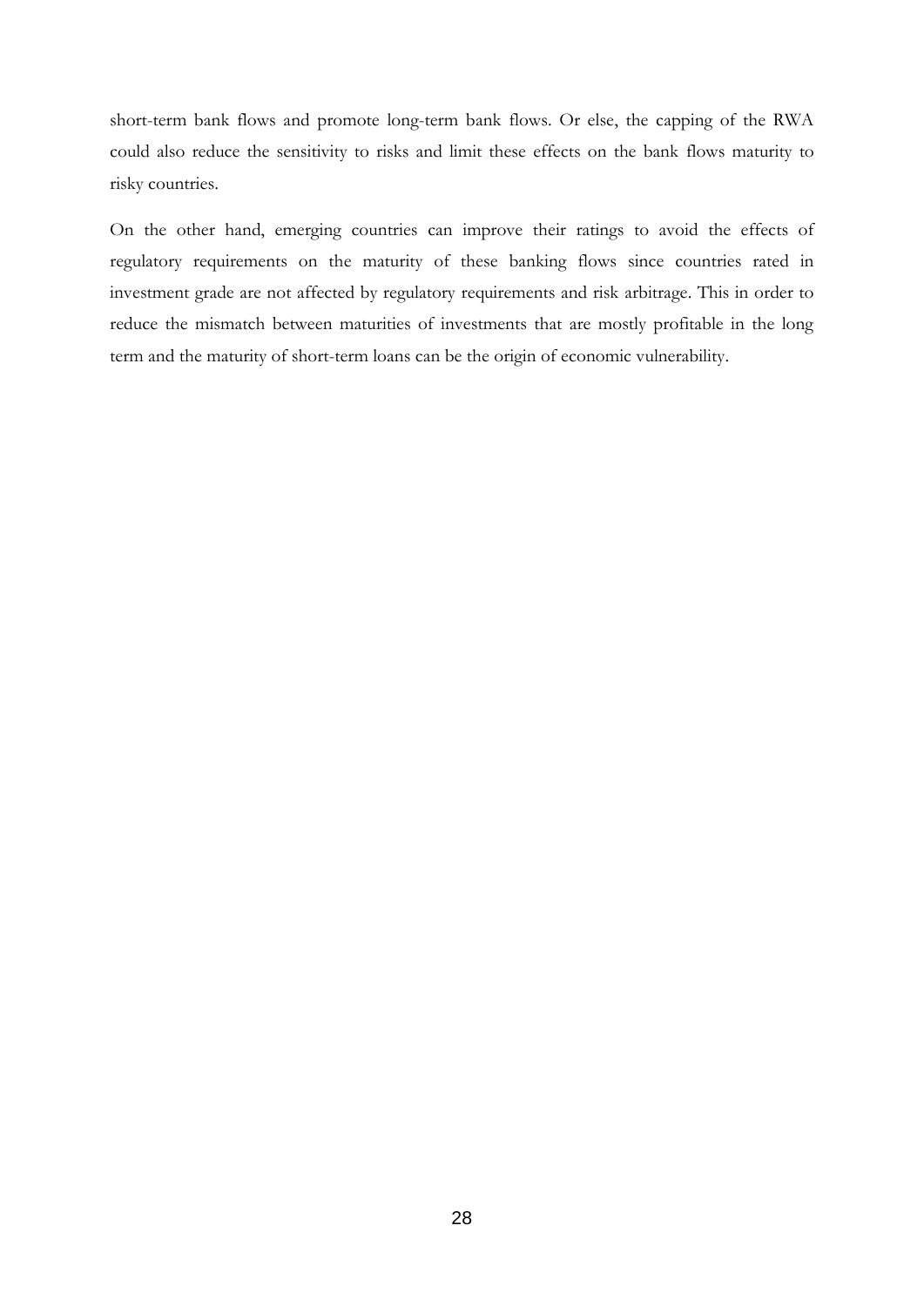short-term bank flows and promote long-term bank flows. Or else, the capping of the RWA could also reduce the sensitivity to risks and limit these effects on the bank flows maturity to risky countries.

On the other hand, emerging countries can improve their ratings to avoid the effects of regulatory requirements on the maturity of these banking flows since countries rated in investment grade are not affected by regulatory requirements and risk arbitrage. This in order to reduce the mismatch between maturities of investments that are mostly profitable in the long term and the maturity of short-term loans can be the origin of economic vulnerability.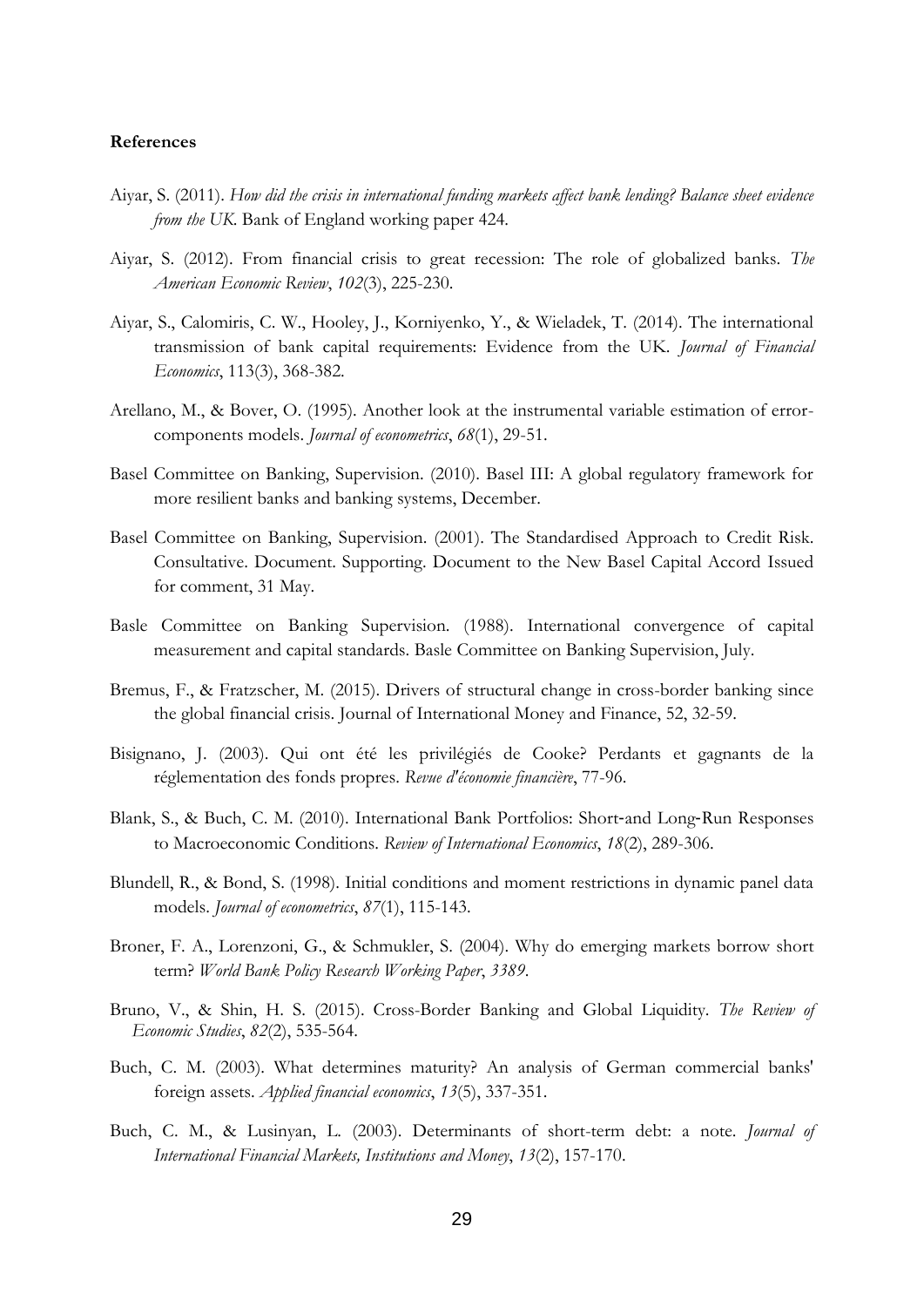**References**

Aiyar, S. (2011). *How did the crisis in international funding markets affect bank lending? Balance sheet evidence from the UK*. Bank of England working paper 424.

Aiyar, S. (2012). From financial crisis to great recession: The role of globalized banks. *The American Economic Review*, *102*(3), 225-230.

Aiyar, S., Calomiris, C. W., Hooley, J., Korniyenko, Y., & Wieladek, T. (2014). The international transmission of bank capital requirements: Evidence from the UK. *Journal of Financial Economics*, 113(3), 368-382.

Arellano, M., & Bover, O. (1995). Another look at the instrumental variable estimation of error-components models. *Journal of econometrics*, *68*(1), 29-51.

Basel Committee on Banking, Supervision. (2010). Basel III: A global regulatory framework for more resilient banks and banking systems, December.

Basel Committee on Banking, Supervision. (2001). The Standardised Approach to Credit Risk. Consultative. Document. Supporting. Document to the New Basel Capital Accord Issued for comment, 31 May.

Basle Committee on Banking Supervision. (1988). International convergence of capital measurement and capital standards. Basle Committee on Banking Supervision, July.

Bremus, F., & Fratzscher, M. (2015). Drivers of structural change in cross-border banking since the global financial crisis. Journal of International Money and Finance, 52, 32-59.

Bisignano, J. (2003). Qui ont été les privilégiés de Cooke? Perdants et gagnants de la réglementation des fonds propres. *Revue d'économie financière*, 77-96.

Blank, S., & Buch, C. M. (2010). International Bank Portfolios: Short-and Long-Run Responses to Macroeconomic Conditions. *Review of International Economics*, *18*(2), 289-306.

Blundell, R., & Bond, S. (1998). Initial conditions and moment restrictions in dynamic panel data models. *Journal of econometrics*, *87*(1), 115-143.

Broner, F. A., Lorenzoni, G., & Schmukler, S. (2004). Why do emerging markets borrow short term? *World Bank Policy Research Working Paper*, *3389*.

Bruno, V., & Shin, H. S. (2015). Cross-Border Banking and Global Liquidity. *The Review of Economic Studies*, *82*(2), 535-564.

Buch, C. M. (2003). What determines maturity? An analysis of German commercial banks' foreign assets. *Applied financial economics*, *13*(5), 337-351.

Buch, C. M., & Lusinyan, L. (2003). Determinants of short-term debt: a note. *Journal of International Financial Markets, Institutions and Money*, *13*(2), 157-170.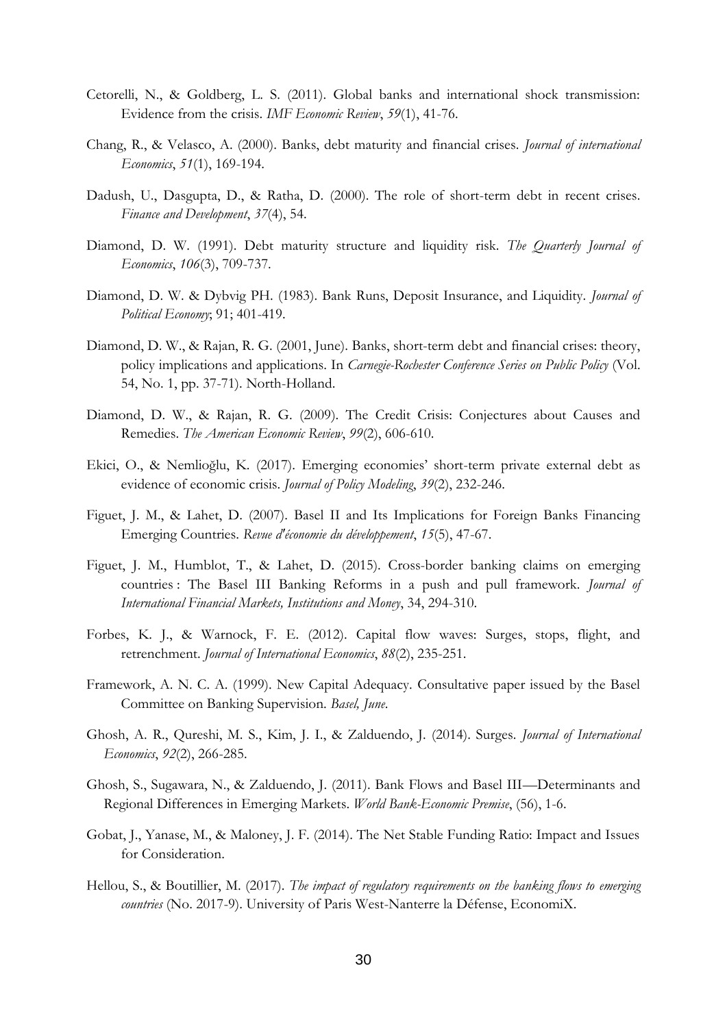Cetorelli, N., & Goldberg, L. S. (2011). Global banks and international shock transmission: Evidence from the crisis. *IMF Economic Review*, *59*(1), 41-76.

Chang, R., & Velasco, A. (2000). Banks, debt maturity and financial crises. *Journal of international Economics*, *51*(1), 169-194.

Dadush, U., Dasgupta, D., & Ratha, D. (2000). The role of short-term debt in recent crises. *Finance and Development*, *37*(4), 54.

Diamond, D. W. (1991). Debt maturity structure and liquidity risk. *The Quarterly Journal of Economics*, *106*(3), 709-737.

Diamond, D. W. & Dybvig PH. (1983). Bank Runs, Deposit Insurance, and Liquidity. *Journal of Political Economy*; 91; 401-419.

Diamond, D. W., & Rajan, R. G. (2001, June). Banks, short-term debt and financial crises: theory, policy implications and applications. In *Carnegie-Rochester Conference Series on Public Policy* (Vol. 54, No. 1, pp. 37-71). North-Holland.

Diamond, D. W., & Rajan, R. G. (2009). The Credit Crisis: Conjectures about Causes and Remedies. *The American Economic Review*, *99*(2), 606-610.

Ekici, O., & Nemlioğlu, K. (2017). Emerging economies' short-term private external debt as evidence of economic crisis. *Journal of Policy Modeling*, *39*(2), 232-246.

Figuet, J. M., & Lahet, D. (2007). Basel II and Its Implications for Foreign Banks Financing Emerging Countries. *Revue d'économie du développement*, *15*(5), 47-67.

Figuet, J. M., Humblot, T., & Lahet, D. (2015). Cross-border banking claims on emerging countries : The Basel III Banking Reforms in a push and pull framework. *Journal of International Financial Markets, Institutions and Money*, 34, 294-310.

Forbes, K. J., & Warnock, F. E. (2012). Capital flow waves: Surges, stops, flight, and retrenchment. *Journal of International Economics*, *88*(2), 235-251.

Framework, A. N. C. A. (1999). New Capital Adequacy. Consultative paper issued by the Basel Committee on Banking Supervision. *Basel, June*.

Ghosh, A. R., Qureshi, M. S., Kim, J. I., & Zalduendo, J. (2014). Surges. *Journal of International Economics*, *92*(2), 266-285.

Ghosh, S., Sugawara, N., & Zalduendo, J. (2011). Bank Flows and Basel III—Determinants and Regional Differences in Emerging Markets. *World Bank-Economic Premise*, (56), 1-6.

Gobat, J., Yanase, M., & Maloney, J. F. (2014). The Net Stable Funding Ratio: Impact and Issues for Consideration.

Hellou, S., & Boutillier, M. (2017). *The impact of regulatory requirements on the banking flows to emerging countries* (No. 2017-9). University of Paris West-Nanterre la Défense, EconomiX.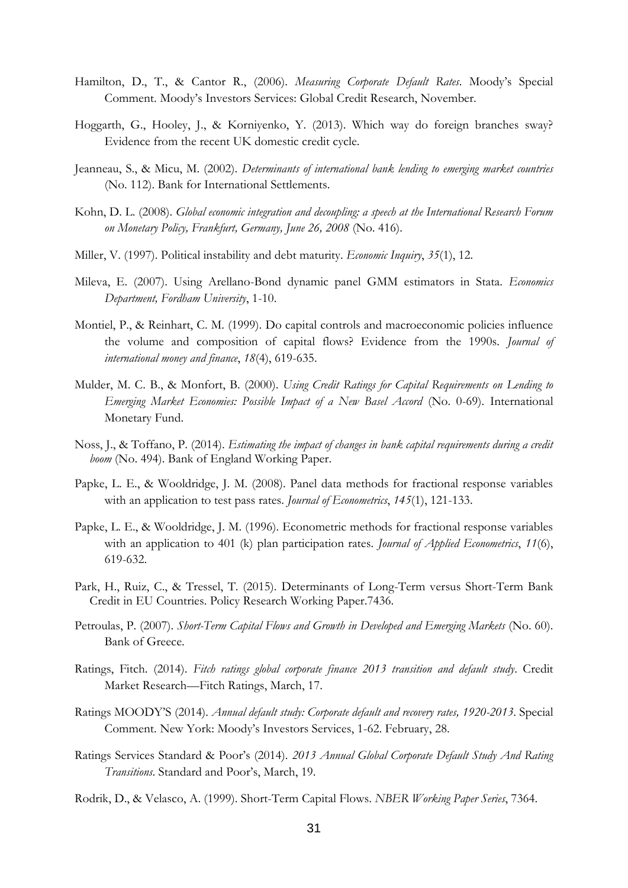Hamilton, D., T., & Cantor R., (2006). *Measuring Corporate Default Rates*. Moody's Special Comment. Moody's Investors Services: Global Credit Research, November.

Hoggarth, G., Hooley, J., & Korniyenko, Y. (2013). Which way do foreign branches sway? Evidence from the recent UK domestic credit cycle.

Jeanneau, S., & Micu, M. (2002). *Determinants of international bank lending to emerging market countries* (No. 112). Bank for International Settlements.

Kohn, D. L. (2008). *Global economic integration and decoupling: a speech at the International Research Forum on Monetary Policy, Frankfurt, Germany, June 26, 2008* (No. 416).

Miller, V. (1997). Political instability and debt maturity. *Economic Inquiry*, *35*(1), 12.

Mileva, E. (2007). Using Arellano-Bond dynamic panel GMM estimators in Stata. *Economics Department, Fordham University*, 1-10.

Montiel, P., & Reinhart, C. M. (1999). Do capital controls and macroeconomic policies influence the volume and composition of capital flows? Evidence from the 1990s. *Journal of international money and finance*, *18*(4), 619-635.

Mulder, M. C. B., & Monfort, B. (2000). *Using Credit Ratings for Capital Requirements on Lending to Emerging Market Economies: Possible Impact of a New Basel Accord* (No. 0-69). International Monetary Fund.

Noss, J., & Toffano, P. (2014). *Estimating the impact of changes in bank capital requirements during a credit boom* (No. 494). Bank of England Working Paper.

Papke, L. E., & Wooldridge, J. M. (2008). Panel data methods for fractional response variables with an application to test pass rates. *Journal of Econometrics*, *145*(1), 121-133.

Papke, L. E., & Wooldridge, J. M. (1996). Econometric methods for fractional response variables with an application to 401 (k) plan participation rates. *Journal of Applied Econometrics*, *11*(6), 619-632.

Park, H., Ruiz, C., & Tressel, T. (2015). Determinants of Long-Term versus Short-Term Bank Credit in EU Countries. Policy Research Working Paper.7436.

Petroulas, P. (2007). *Short-Term Capital Flows and Growth in Developed and Emerging Markets* (No. 60). Bank of Greece.

Ratings, Fitch. (2014). *Fitch ratings global corporate finance 2013 transition and default study*. Credit Market Research—Fitch Ratings, March, 17.

Ratings MOODY'S (2014). *Annual default study: Corporate default and recovery rates, 1920-2013*. Special Comment. New York: Moody's Investors Services, 1-62. February, 28.

Ratings Services Standard & Poor's (2014). *2013 Annual Global Corporate Default Study And Rating Transitions*. Standard and Poor's, March, 19.

Rodrik, D., & Velasco, A. (1999). Short-Term Capital Flows. *NBER Working Paper Series*, 7364.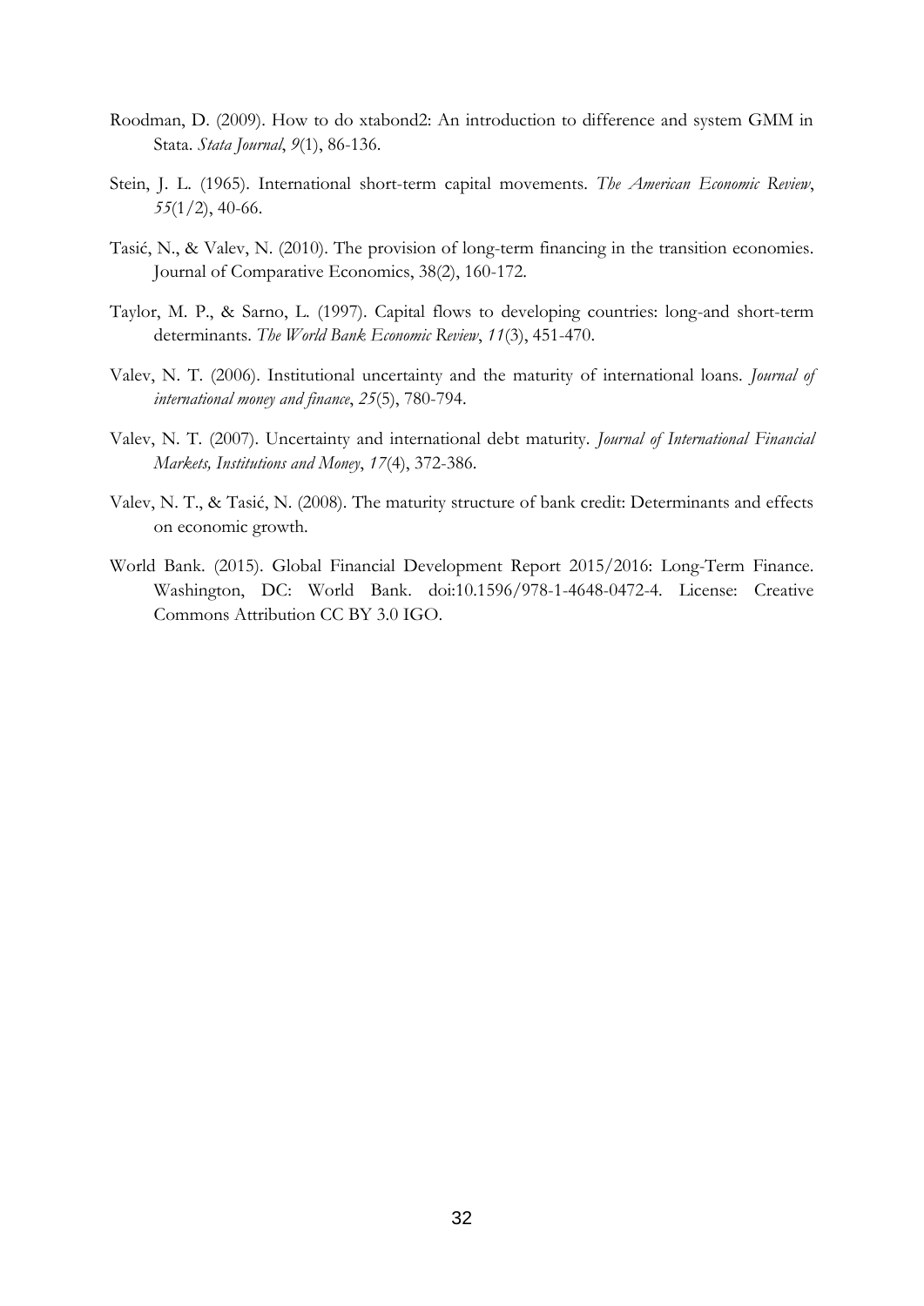Roodman, D. (2009). How to do xtabond2: An introduction to difference and system GMM in Stata. *Stata Journal*, *9*(1), 86-136.

Stein, J. L. (1965). International short-term capital movements. *The American Economic Review*, *55*(1/2), 40-66.

Tasić, N., & Valev, N. (2010). The provision of long-term financing in the transition economies. Journal of Comparative Economics, 38(2), 160-172.

Taylor, M. P., & Sarno, L. (1997). Capital flows to developing countries: long-and short-term determinants. *The World Bank Economic Review*, *11*(3), 451-470.

Valev, N. T. (2006). Institutional uncertainty and the maturity of international loans. *Journal of international money and finance*, *25*(5), 780-794.

Valev, N. T. (2007). Uncertainty and international debt maturity. *Journal of International Financial Markets, Institutions and Money*, *17*(4), 372-386.

Valev, N. T., & Tasić, N. (2008). The maturity structure of bank credit: Determinants and effects on economic growth.

World Bank. (2015). Global Financial Development Report 2015/2016: Long-Term Finance. Washington, DC: World Bank. doi:10.1596/978-1-4648-0472-4. License: Creative Commons Attribution CC BY 3.0 IGO.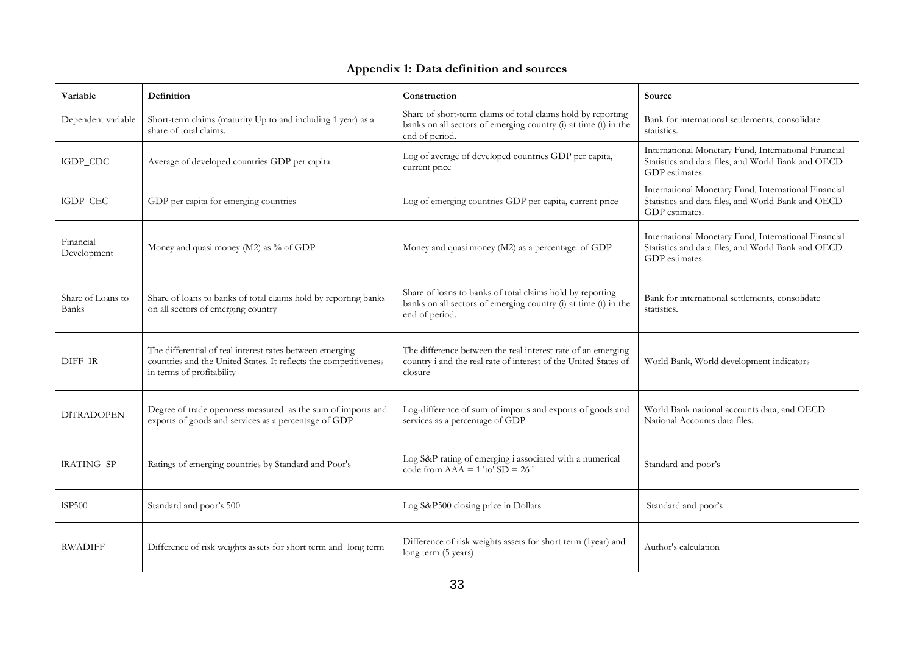## Appendix 1: Data definition and sources

| Variable | Definition | Construction | Source |
|---|---|---|---|
| Dependent variable | Short-term claims (maturity Up to and including 1 year) as a share of total claims. | Share of short-term claims of total claims hold by reporting banks on all sectors of emerging country (i) at time (t) in the end of period. | Bank for international settlements, consolidate statistics. |
| lGDP_CDC | Average of developed countries GDP per capita | Log of average of developed countries GDP per capita, current price | International Monetary Fund, International Financial Statistics and data files, and World Bank and OECD GDP estimates. |
| lGDP_CEC | GDP per capita for emerging countries | Log of emerging countries GDP per capita, current price | International Monetary Fund, International Financial Statistics and data files, and World Bank and OECD GDP estimates. |
| Financial Development | Money and quasi money (M2) as % of GDP | Money and quasi money (M2) as a percentage of GDP | International Monetary Fund, International Financial Statistics and data files, and World Bank and OECD GDP estimates. |
| Share of Loans to Banks | Share of loans to banks of total claims hold by reporting banks on all sectors of emerging country | Share of loans to banks of total claims hold by reporting banks on all sectors of emerging country (i) at time (t) in the end of period. | Bank for international settlements, consolidate statistics. |
| DIFF_IR | The differential of real interest rates between emerging countries and the United States. It reflects the competitiveness in terms of profitability | The difference between the real interest rate of an emerging country i and the real rate of interest of the United States of closure | World Bank, World development indicators |
| DlTRADOPEN | Degree of trade openness measured as the sum of imports and exports of goods and services as a percentage of GDP | Log-difference of sum of imports and exports of goods and services as a percentage of GDP | World Bank national accounts data, and OECD National Accounts data files. |
| lRATING_SP | Ratings of emerging countries by Standard and Poor's | Log S&P rating of emerging i associated with a numerical code from AAA = 1 'to' SD = 26 ' | Standard and poor's |
| lSP500 | Standard and poor's 500 | Log S&P500 closing price in Dollars | Standard and poor's |
| RWADIFF | Difference of risk weights assets for short term and long term | Difference of risk weights assets for short term (1year) and long term (5 years) | Author's calculation |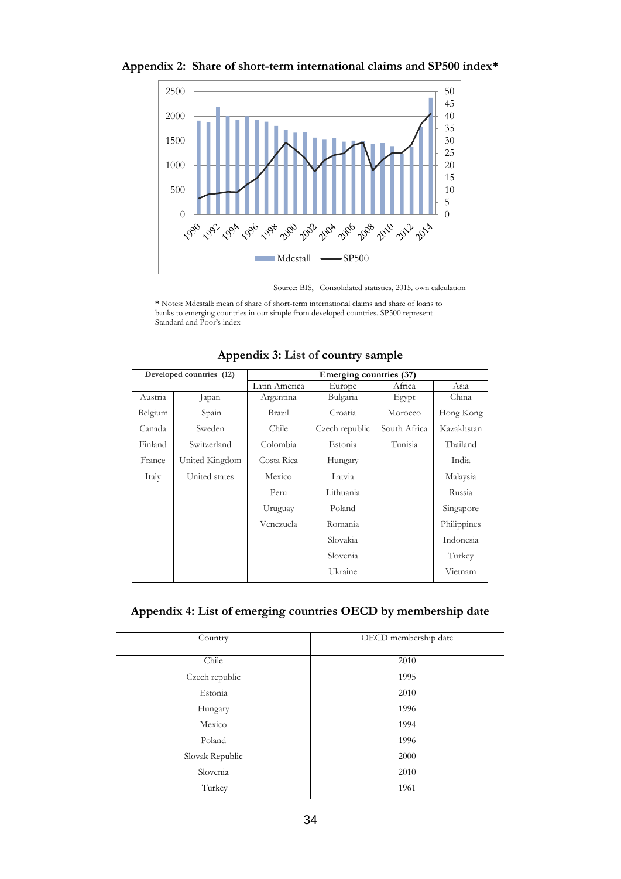**Appendix 2: Share of short-term international claims and SP500 index***

Source: BIS, Consolidated statistics, 2015, own calculation

* Notes: Mdcstall: mean of share of short-term international claims and share of loans to banks to emerging countries in our simple from developed countries. SP500 represent Standard and Poor's index

**Appendix 3: List of country sample**

| Developed countries (12) | | Emerging countries (37) | | | |
|---|---|---|---|---|---|
| | | Latin America | Europe | Africa | Asia |
| Austria | Japan | Argentina | Bulgaria | Egypt | China |
| Belgium | Spain | Brazil | Croatia | Morocco | Hong Kong |
| Canada | Sweden | Chile | Czech republic | South Africa | Kazakhstan |
| Finland | Switzerland | Colombia | Estonia | Tunisia | Thailand |
| France | United Kingdom | Costa Rica | Hungary | | India |
| Italy | United states | Mexico | Latvia | | Malaysia |
| | | Peru | Lithuania | | Russia |
| | | Uruguay | Poland | | Singapore |
| | | Venezuela | Romania | | Philippines |
| | | | Slovakia | | Indonesia |
| | | | Slovenia | | Turkey |
| | | | Ukraine | | Vietnam |

**Appendix 4: List of emerging countries OECD by membership date**

| Country | OECD membership date |
|---|---|
| Chile | 2010 |
| Czech republic | 1995 |
| Estonia | 2010 |
| Hungary | 1996 |
| Mexico | 1994 |
| Poland | 1996 |
| Slovak Republic | 2000 |
| Slovenia | 2010 |
| Turkey | 1961 |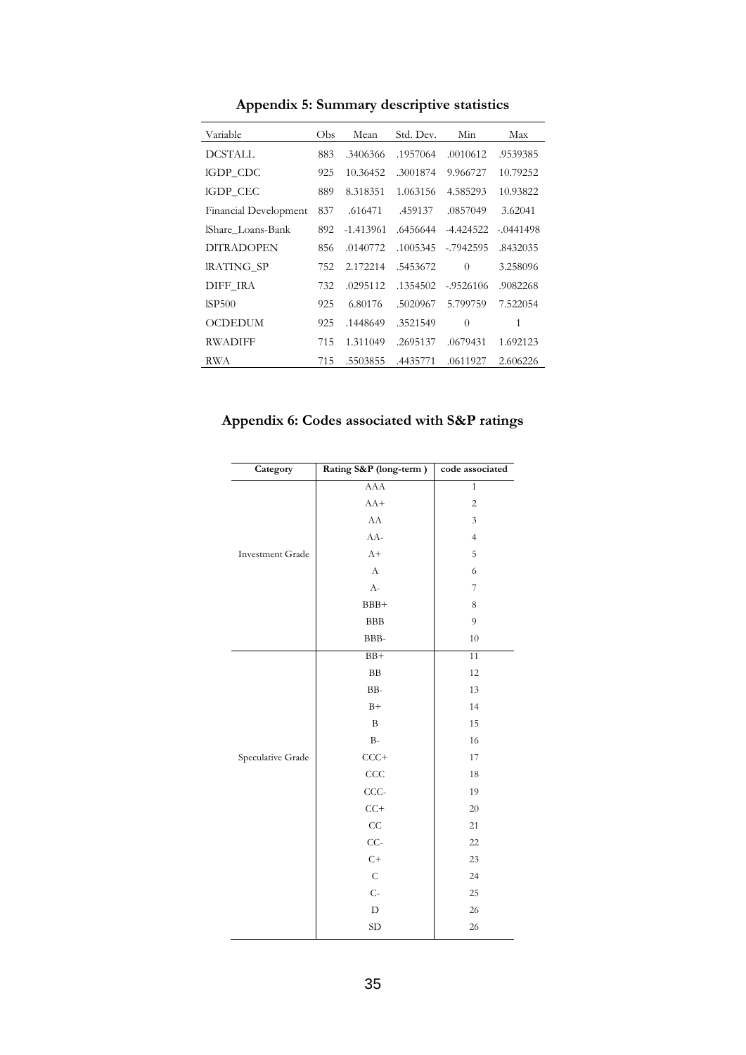## Appendix 5: Summary descriptive statistics

| Variable | Obs | Mean | Std. Dev. | Min | Max |
|---|---|---|---|---|---|
| DCSTALL | 883 | .3406366 | .1957064 | .0010612 | .9539385 |
| lGDP_CDC | 925 | 10.36452 | .3001874 | 9.966727 | 10.79252 |
| lGDP_CEC | 889 | 8.318351 | 1.063156 | 4.585293 | 10.93822 |
| Financial Development | 837 | .616471 | .459137 | .0857049 | 3.62041 |
| lShare_Loans-Bank | 892 | -1.413961 | .6456644 | -4.424522 | -.0441498 |
| DlTRADOPEN | 856 | .0140772 | .1005345 | -.7942595 | .8432035 |
| lRATING_SP | 752 | 2.172214 | .5453672 | 0 | 3.258096 |
| DIFF_IRA | 732 | .0295112 | .1354502 | -.9526106 | .9082268 |
| lSP500 | 925 | 6.80176 | .5020967 | 5.799759 | 7.522054 |
| OCDEDUM | 925 | .1448649 | .3521549 | 0 | 1 |
| RWADIFF | 715 | 1.311049 | .2695137 | .0679431 | 1.692123 |
| RWA | 715 | .5503855 | .4435771 | .0611927 | 2.606226 |

## Appendix 6: Codes associated with S&P ratings

| Category | Rating S&P (long-term ) | code associated |
|---|---|---|
| Investment Grade | AAA | 1 |
| | AA+ | 2 |
| | AA | 3 |
| | AA- | 4 |
| | A+ | 5 |
| | A | 6 |
| | A- | 7 |
| | BBB+ | 8 |
| | BBB | 9 |
| | BBB- | 10 |
| Speculative Grade | BB+ | 11 |
| | BB | 12 |
| | BB- | 13 |
| | B+ | 14 |
| | B | 15 |
| | B- | 16 |
| | CCC+ | 17 |
| | CCC | 18 |
| | CCC- | 19 |
| | CC+ | 20 |
| | CC | 21 |
| | CC- | 22 |
| | C+ | 23 |
| | C | 24 |
| | C- | 25 |
| | D | 26 |
| | SD | 26 |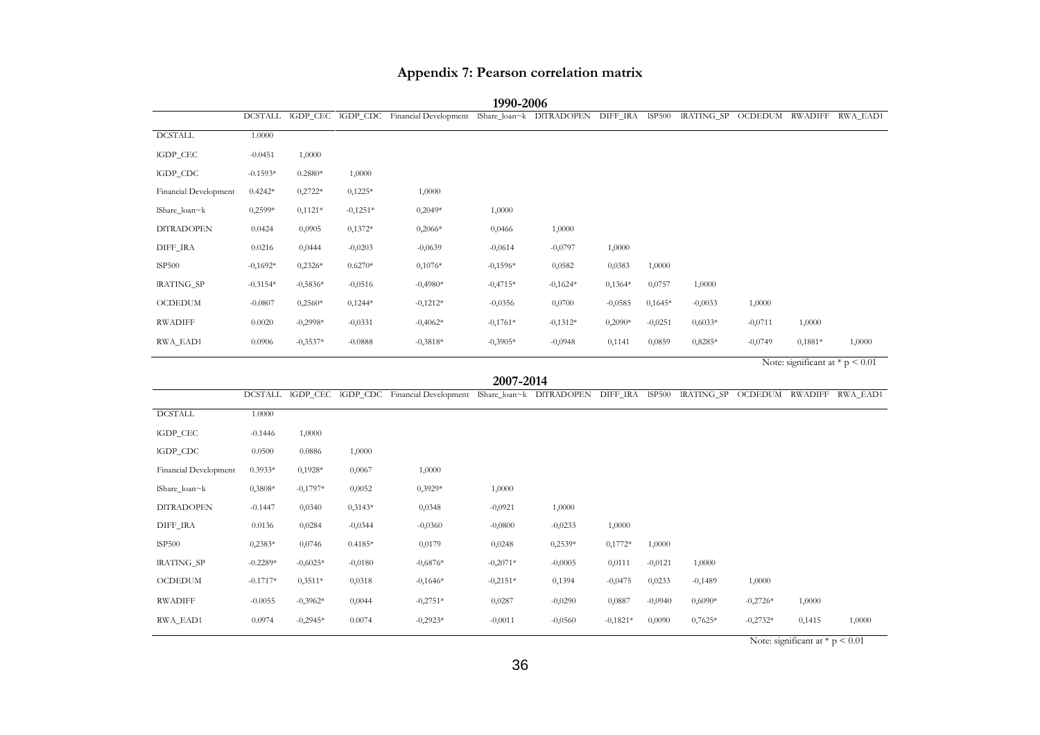# Appendix 7: Pearson correlation matrix

**1990-2006**

| | DCSTALL | lGDP_CEC | lGDP_CDC | Financial Development | lShare_loan~k | DlTRADOPEN | DIFF_IRA | lSP500 | lRATING_SP | OCDEDUM | RWADIFF | RWA_EAD1 |
|---|---|---|---|---|---|---|---|---|---|---|---|---|
| DCSTALL | 1.0000 | | | | | | | | | | | |
| lGDP_CEC | -0.0451 | 1,0000 | | | | | | | | | | |
| lGDP_CDC | -0.1593* | 0.2880* | 1,0000 | | | | | | | | | |
| Financial Development | 0.4242* | 0,2722* | 0,1225* | 1,0000 | | | | | | | | |
| lShare_loan~k | 0,2599* | 0,1121* | -0,1251* | 0,2049* | 1,0000 | | | | | | | |
| DlTRADOPEN | 0.0424 | 0,0905 | 0,1372* | 0,2066* | 0,0466 | 1,0000 | | | | | | |
| DIFF_IRA | 0.0216 | 0,0444 | -0,0203 | -0,0639 | -0,0614 | -0,0797 | 1,0000 | | | | | |
| lSP500 | -0,1692* | 0,2326* | 0.6270* | 0,1076* | -0,1596* | 0,0582 | 0,0383 | 1,0000 | | | | |
| lRATING_SP | -0.3154* | -0,5836* | -0,0516 | -0,4980* | -0,4715* | -0,1624* | 0,1364* | 0,0757 | 1,0000 | | | |
| OCDEDUM | -0.0807 | 0,2560* | 0,1244* | -0,1212* | -0,0356 | 0,0700 | -0,0585 | 0,1645* | -0,0033 | 1,0000 | | |
| RWADIFF | 0.0020 | -0,2998* | -0,0331 | -0,4062* | -0,1761* | -0,1312* | 0,2090* | -0,0251 | 0,6033* | -0,0711 | 1,0000 | |
| RWA_EAD1 | 0.0906 | -0,3537* | -0.0888 | -0,3818* | -0,3905* | -0,0948 | 0,1141 | 0,0859 | 0,8285* | -0,0749 | 0,1881* | 1,0000 |

Note: significant at * $p < 0.01$

**2007-2014**

| | DCSTALL | lGDP_CEC | lGDP_CDC | Financial Development | lShare_loan~k | DlTRADOPEN | DIFF_IRA | lSP500 | lRATING_SP | OCDEDUM | RWADIFF | RWA_EAD1 |
|---|---|---|---|---|---|---|---|---|---|---|---|---|
| DCSTALL | 1.0000 | | | | | | | | | | | |
| lGDP_CEC | -0.1446 | 1,0000 | | | | | | | | | | |
| lGDP_CDC | 0.0500 | 0.0886 | 1,0000 | | | | | | | | | |
| Financial Development | 0.3933* | 0,1928* | 0,0067 | 1,0000 | | | | | | | | |
| lShare_loan~k | 0,3808* | -0,1797* | 0,0052 | 0,3929* | 1,0000 | | | | | | | |
| DlTRADOPEN | -0.1447 | 0,0340 | 0,3143* | 0,0348 | -0,0921 | 1,0000 | | | | | | |
| DIFF_IRA | 0.0136 | 0,0284 | -0,0344 | -0,0360 | -0,0800 | -0,0233 | 1,0000 | | | | | |
| lSP500 | 0,2383* | 0,0746 | 0.4185* | 0,0179 | 0,0248 | 0,2539* | 0,1772* | 1,0000 | | | | |
| lRATING_SP | -0.2289* | -0,6025* | -0,0180 | -0,6876* | -0,2071* | -0,0005 | 0,0111 | -0,0121 | 1,0000 | | | |
| OCDEDUM | -0.1717* | 0,3511* | 0,0318 | -0,1646* | -0,2151* | 0,1394 | -0,0475 | 0,0233 | -0,1489 | 1,0000 | | |
| RWADIFF | -0.0055 | -0,3962* | 0,0044 | -0,2751* | 0,0287 | -0,0290 | 0,0887 | -0,0940 | 0,6090* | -0,2726* | 1,0000 | |
| RWA_EAD1 | 0.0974 | -0,2945* | 0.0074 | -0,2923* | -0,0011 | -0,0560 | -0,1821* | 0,0090 | 0,7625* | -0,2732* | 0,1415 | 1,0000 |

Note: significant at * $p < 0.01$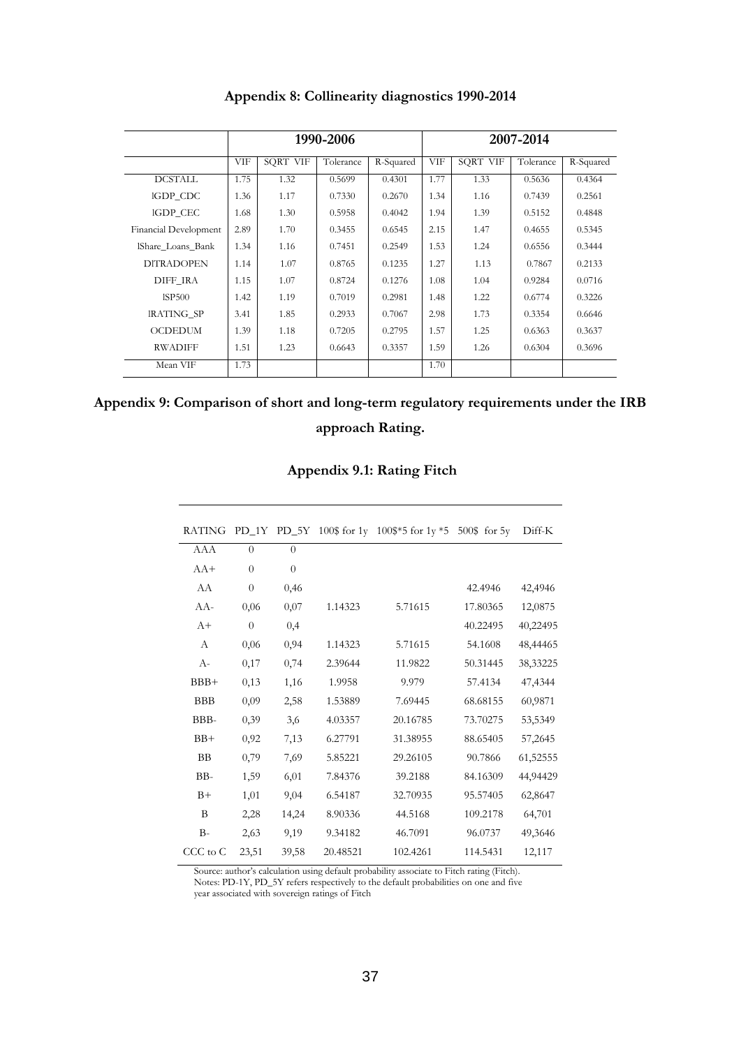## Appendix 8: Collinearity diagnostics 1990-2014

| | 1990-2006 | | | | 2007-2014 | | | |
|---|---|---|---|---|---|---|---|---|
| | VIF | SQRT VIF | Tolerance | R-Squared | VIF | SQRT VIF | Tolerance | R-Squared |
| DCSTALL | 1.75 | 1.32 | 0.5699 | 0.4301 | 1.77 | 1.33 | 0.5636 | 0.4364 |
| lGDP_CDC | 1.36 | 1.17 | 0.7330 | 0.2670 | 1.34 | 1.16 | 0.7439 | 0.2561 |
| lGDP_CEC | 1.68 | 1.30 | 0.5958 | 0.4042 | 1.94 | 1.39 | 0.5152 | 0.4848 |
| Financial Development | 2.89 | 1.70 | 0.3455 | 0.6545 | 2.15 | 1.47 | 0.4655 | 0.5345 |
| lShare_Loans_Bank | 1.34 | 1.16 | 0.7451 | 0.2549 | 1.53 | 1.24 | 0.6556 | 0.3444 |
| DITRADOPEN | 1.14 | 1.07 | 0.8765 | 0.1235 | 1.27 | 1.13 | 0.7867 | 0.2133 |
| DIFF_IRA | 1.15 | 1.07 | 0.8724 | 0.1276 | 1.08 | 1.04 | 0.9284 | 0.0716 |
| lSP500 | 1.42 | 1.19 | 0.7019 | 0.2981 | 1.48 | 1.22 | 0.6774 | 0.3226 |
| lRATING_SP | 3.41 | 1.85 | 0.2933 | 0.7067 | 2.98 | 1.73 | 0.3354 | 0.6646 |
| OCDEDUM | 1.39 | 1.18 | 0.7205 | 0.2795 | 1.57 | 1.25 | 0.6363 | 0.3637 |
| RWADIFF | 1.51 | 1.23 | 0.6643 | 0.3357 | 1.59 | 1.26 | 0.6304 | 0.3696 |
| Mean VIF | 1.73 | | | | 1.70 | | | |

## Appendix 9: Comparison of short and long-term regulatory requirements under the IRB approach Rating.

### Appendix 9.1: Rating Fitch

| RATING | PD_1Y | PD_5Y | 100$ for 1y | 100$*5 for 1y *5 | 500$ for 5y | Diff-K |
|---|---|---|---|---|---|---|
| AAA | 0 | 0 | | | | |
| AA+ | 0 | 0 | | | | |
| AA | 0 | 0,46 | | | 42.4946 | 42,4946 |
| AA- | 0,06 | 0,07 | 1.14323 | 5.71615 | 17.80365 | 12,0875 |
| A+ | 0 | 0,4 | | | 40.22495 | 40,22495 |
| A | 0,06 | 0,94 | 1.14323 | 5.71615 | 54.1608 | 48,44465 |
| A- | 0,17 | 0,74 | 2.39644 | 11.9822 | 50.31445 | 38,33225 |
| BBB+ | 0,13 | 1,16 | 1.9958 | 9.979 | 57.4134 | 47,4344 |
| BBB | 0,09 | 2,58 | 1.53889 | 7.69445 | 68.68155 | 60,9871 |
| BBB- | 0,39 | 3,6 | 4.03357 | 20.16785 | 73.70275 | 53,5349 |
| BB+ | 0,92 | 7,13 | 6.27791 | 31.38955 | 88.65405 | 57,2645 |
| BB | 0,79 | 7,69 | 5.85221 | 29.26105 | 90.7866 | 61,52555 |
| BB- | 1,59 | 6,01 | 7.84376 | 39.2188 | 84.16309 | 44,94429 |
| B+ | 1,01 | 9,04 | 6.54187 | 32.70935 | 95.57405 | 62,8647 |
| B | 2,28 | 14,24 | 8.90336 | 44.5168 | 109.2178 | 64,701 |
| B- | 2,63 | 9,19 | 9.34182 | 46.7091 | 96.0737 | 49,3646 |
| CCC to C | 23,51 | 39,58 | 20.48521 | 102.4261 | 114.5431 | 12,117 |

Source: author's calculation using default probability associate to Fitch rating (Fitch).
Notes: PD-1Y, PD_5Y refers respectively to the default probabilities on one and five year associated with sovereign ratings of Fitch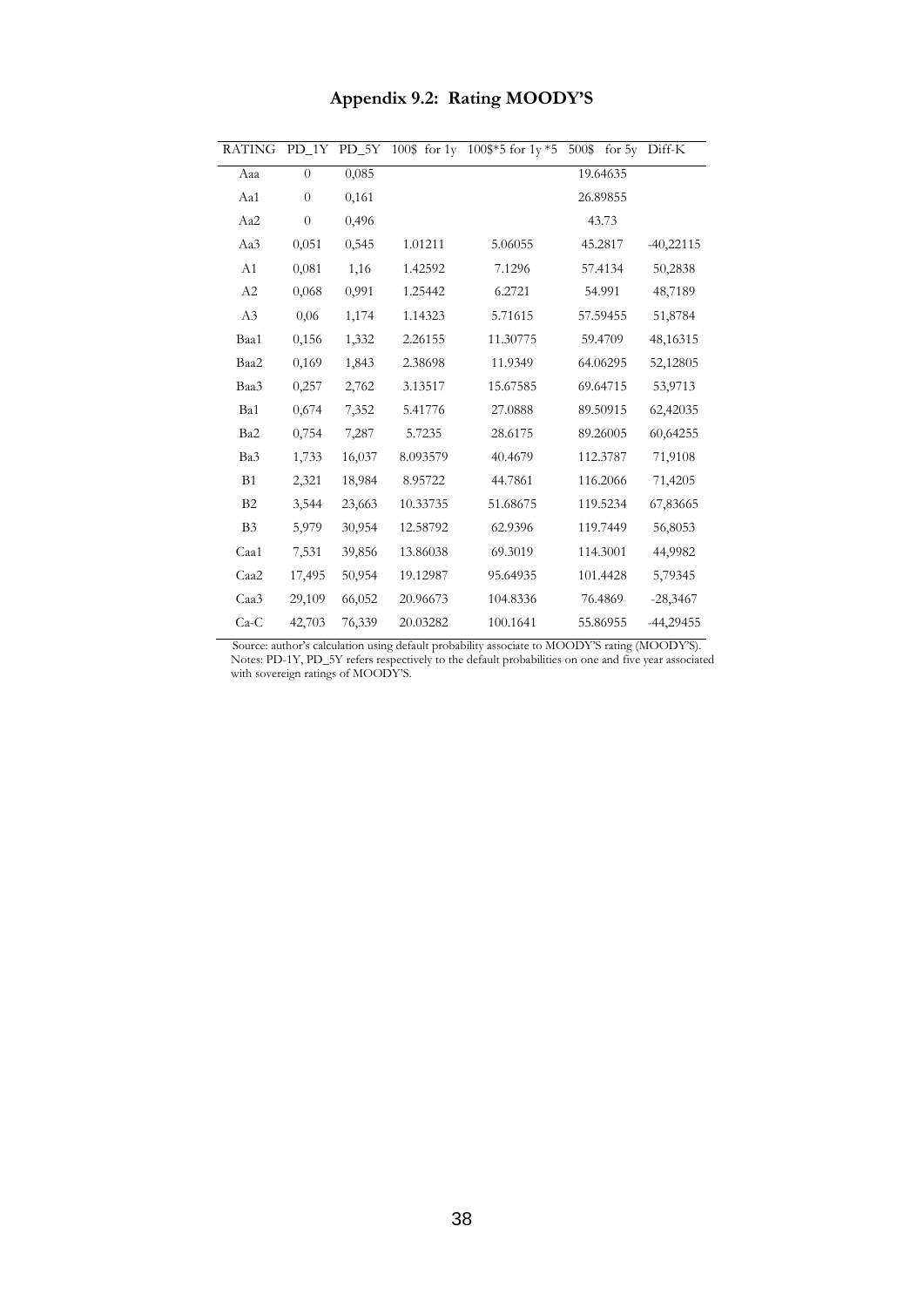## Appendix 9.2: Rating MOODY'S

| RATING | PD_1Y | PD_5Y | 100$ for 1y | 100$*5 for 1y *5 | 500$ for 5y | Diff-K |
|---|---|---|---|---|---|---|
| Aaa | 0 | 0,085 | | | 19.64635 | |
| Aa1 | 0 | 0,161 | | | 26.89855 | |
| Aa2 | 0 | 0,496 | | | 43.73 | |
| Aa3 | 0,051 | 0,545 | 1.01211 | 5.06055 | 45.2817 | -40,22115 |
| A1 | 0,081 | 1,16 | 1.42592 | 7.1296 | 57.4134 | 50,2838 |
| A2 | 0,068 | 0,991 | 1.25442 | 6.2721 | 54.991 | 48,7189 |
| A3 | 0,06 | 1,174 | 1.14323 | 5.71615 | 57.59455 | 51,8784 |
| Baa1 | 0,156 | 1,332 | 2.26155 | 11.30775 | 59.4709 | 48,16315 |
| Baa2 | 0,169 | 1,843 | 2.38698 | 11.9349 | 64.06295 | 52,12805 |
| Baa3 | 0,257 | 2,762 | 3.13517 | 15.67585 | 69.64715 | 53,9713 |
| Ba1 | 0,674 | 7,352 | 5.41776 | 27.0888 | 89.50915 | 62,42035 |
| Ba2 | 0,754 | 7,287 | 5.7235 | 28.6175 | 89.26005 | 60,64255 |
| Ba3 | 1,733 | 16,037 | 8.093579 | 40.4679 | 112.3787 | 71,9108 |
| B1 | 2,321 | 18,984 | 8.95722 | 44.7861 | 116.2066 | 71,4205 |
| B2 | 3,544 | 23,663 | 10.33735 | 51.68675 | 119.5234 | 67,83665 |
| B3 | 5,979 | 30,954 | 12.58792 | 62.9396 | 119.7449 | 56,8053 |
| Caa1 | 7,531 | 39,856 | 13.86038 | 69.3019 | 114.3001 | 44,9982 |
| Caa2 | 17,495 | 50,954 | 19.12987 | 95.64935 | 101.4428 | 5,79345 |
| Caa3 | 29,109 | 66,052 | 20.96673 | 104.8336 | 76.4869 | -28,3467 |
| Ca-C | 42,703 | 76,339 | 20.03282 | 100.1641 | 55.86955 | -44,29455 |

Source: author's calculation using default probability associate to MOODY'S rating (MOODY'S).
Notes: PD-1Y, PD_5Y refers respectively to the default probabilities on one and five year associated with sovereign ratings of MOODY'S.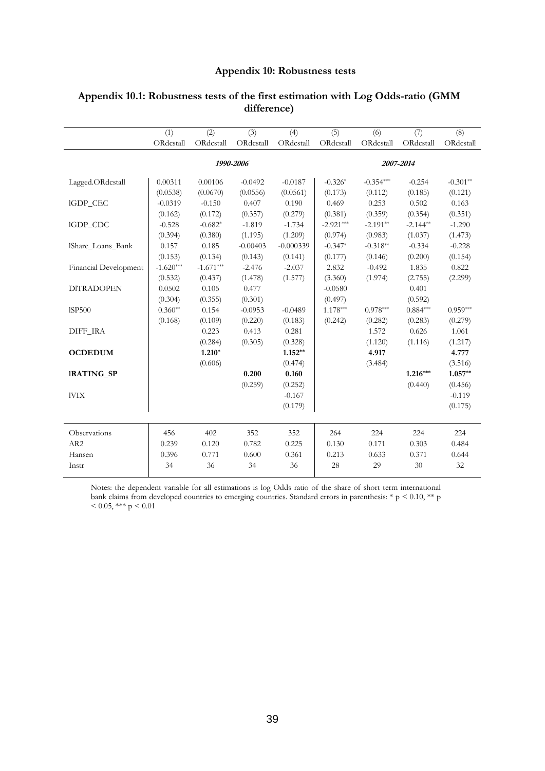## Appendix 10: Robustness tests

### Appendix 10.1: Robustness tests of the first estimation with Log Odds-ratio (GMM difference)

| | (1) | (2) | (3) | (4) | (5) | (6) | (7) | (8) |
|---|---|---|---|---|---|---|---|---|
| | ORdcstall | ORdcstall | ORdcstall | ORdcstall | ORdcstall | ORdcstall | ORdcstall | ORdcstall |
| | *1990-2006* | | | | *2007-2014* | | | |
| Lagged.ORdcstall | 0.00311 | 0.00106 | -0.0492 | -0.0187 | -0.326* | -0.354*** | -0.254 | -0.301** |
| | (0.0538) | (0.0670) | (0.0556) | (0.0561) | (0.173) | (0.112) | (0.185) | (0.121) |
| lGDP_CEC | -0.0319 | -0.150 | 0.407 | 0.190 | 0.469 | 0.253 | 0.502 | 0.163 |
| | (0.162) | (0.172) | (0.357) | (0.279) | (0.381) | (0.359) | (0.354) | (0.351) |
| lGDP_CDC | -0.528 | -0.682* | -1.819 | -1.734 | -2.921*** | -2.191** | -2.144** | -1.290 |
| | (0.394) | (0.380) | (1.195) | (1.209) | (0.974) | (0.983) | (1.037) | (1.473) |
| lShare_Loans_Bank | 0.157 | 0.185 | -0.00403 | -0.000339 | -0.347* | -0.318** | -0.334 | -0.228 |
| | (0.153) | (0.134) | (0.143) | (0.141) | (0.177) | (0.146) | (0.200) | (0.154) |
| Financial Development | -1.620*** | -1.671*** | -2.476 | -2.037 | 2.832 | -0.492 | 1.835 | 0.822 |
| | (0.532) | (0.437) | (1.478) | (1.577) | (3.360) | (1.974) | (2.755) | (2.299) |
| DlTRADOPEN | 0.0502 | 0.105 | 0.477 | | -0.0580 | | 0.401 | |
| | (0.304) | (0.355) | (0.301) | | (0.497) | | (0.592) | |
| lSP500 | 0.360** | 0.154 | -0.0953 | -0.0489 | 1.178*** | 0.978*** | 0.884*** | 0.959*** |
| | (0.168) | (0.109) | (0.220) | (0.183) | (0.242) | (0.282) | (0.283) | (0.279) |
| DIFF_IRA | | 0.223 | 0.413 | 0.281 | | 1.572 | 0.626 | 1.061 |
| | | (0.284) | (0.305) | (0.328) | | (1.120) | (1.116) | (1.217) |
| **OCDEDUM** | | **1.210*** | | **1.152**** | | **4.917** | | **4.777** |
| | | (0.606) | | (0.474) | | (3.484) | | (3.516) |
| **lRATING_SP** | | | **0.200** | **0.160** | | | **1.216***** | **1.057**** |
| | | | (0.259) | (0.252) | | | (0.440) | (0.456) |
| lVIX | | | | -0.167 | | | | -0.119 |
| | | | | (0.179) | | | | (0.175) |
| Observations | 456 | 402 | 352 | 352 | 264 | 224 | 224 | 224 |
| AR2 | 0.239 | 0.120 | 0.782 | 0.225 | 0.130 | 0.171 | 0.303 | 0.484 |
| Hansen | 0.396 | 0.771 | 0.600 | 0.361 | 0.213 | 0.633 | 0.371 | 0.644 |
| Instr | 34 | 36 | 34 | 36 | 28 | 29 | 30 | 32 |

Notes: the dependent variable for all estimations is log Odds ratio of the share of short term international bank claims from developed countries to emerging countries. Standard errors in parenthesis: * $p < 0.10$, ** $p < 0.05$, *** $p < 0.01$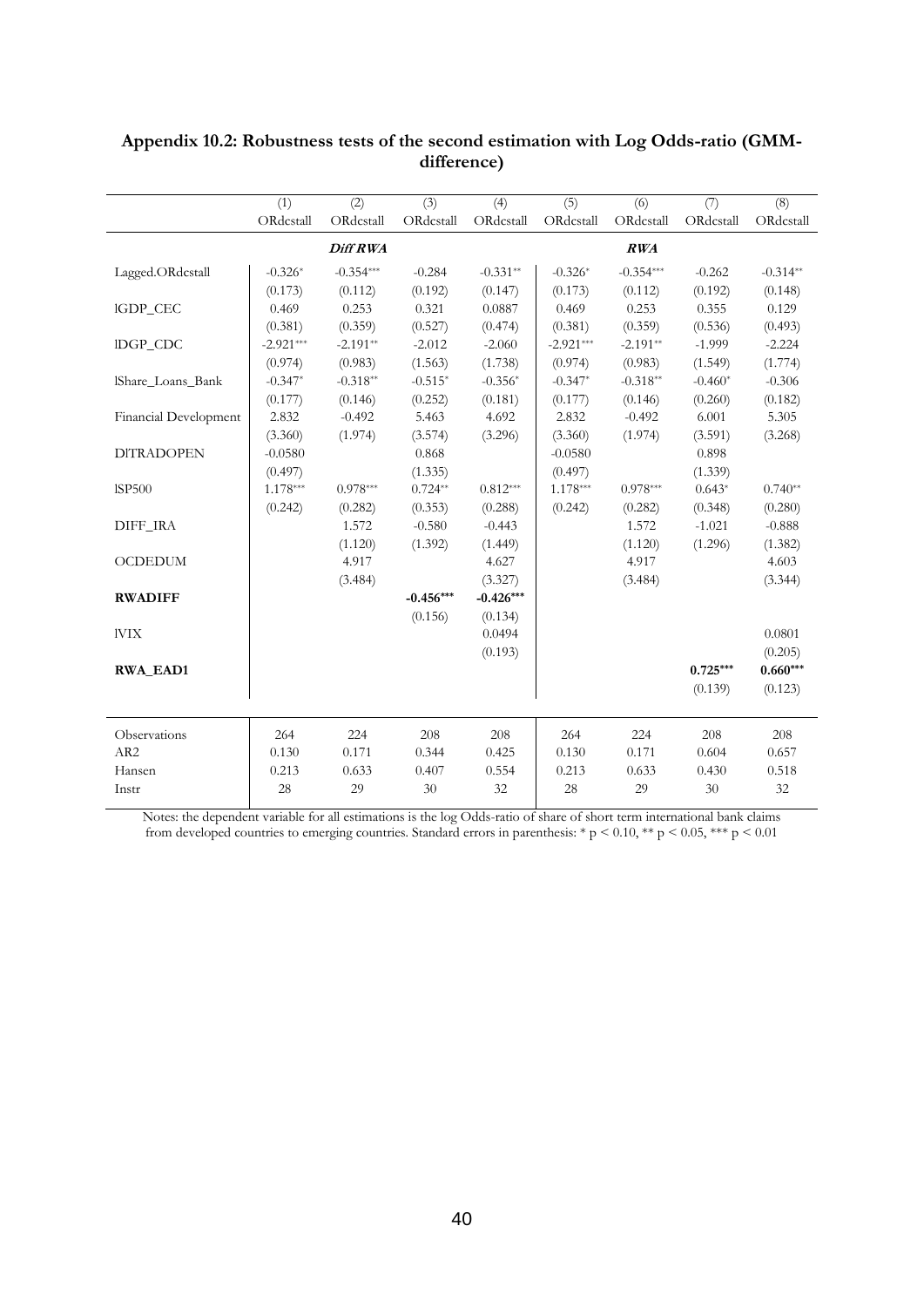**Appendix 10.2: Robustness tests of the second estimation with Log Odds-ratio (GMM-difference)**

| | (1) | (2) | (3) | (4) | (5) | (6) | (7) | (8) |
|---|---|---|---|---|---|---|---|---|
| | ORdcstall | ORdcstall | ORdcstall | ORdcstall | ORdcstall | ORdcstall | ORdcstall | ORdcstall |
| | | ***Diff RWA*** | | | | ***RWA*** | | |
| Lagged.ORdcstall | -0.326* | -0.354*** | -0.284 | -0.331** | -0.326* | -0.354*** | -0.262 | -0.314** |
| | (0.173) | (0.112) | (0.192) | (0.147) | (0.173) | (0.112) | (0.192) | (0.148) |
| lGDP_CEC | 0.469 | 0.253 | 0.321 | 0.0887 | 0.469 | 0.253 | 0.355 | 0.129 |
| | (0.381) | (0.359) | (0.527) | (0.474) | (0.381) | (0.359) | (0.536) | (0.493) |
| lDGP_CDC | -2.921*** | -2.191** | -2.012 | -2.060 | -2.921*** | -2.191** | -1.999 | -2.224 |
| | (0.974) | (0.983) | (1.563) | (1.738) | (0.974) | (0.983) | (1.549) | (1.774) |
| lShare_Loans_Bank | -0.347* | -0.318** | -0.515* | -0.356* | -0.347* | -0.318** | -0.460* | -0.306 |
| | (0.177) | (0.146) | (0.252) | (0.181) | (0.177) | (0.146) | (0.260) | (0.182) |
| Financial Development | 2.832 | -0.492 | 5.463 | 4.692 | 2.832 | -0.492 | 6.001 | 5.305 |
| | (3.360) | (1.974) | (3.574) | (3.296) | (3.360) | (1.974) | (3.591) | (3.268) |
| DlTRADOPEN | -0.0580 | | 0.868 | | -0.0580 | | 0.898 | |
| | (0.497) | | (1.335) | | (0.497) | | (1.339) | |
| lSP500 | 1.178*** | 0.978*** | 0.724** | 0.812*** | 1.178*** | 0.978*** | 0.643* | 0.740** |
| | (0.242) | (0.282) | (0.353) | (0.288) | (0.242) | (0.282) | (0.348) | (0.280) |
| DIFF_IRA | | 1.572 | -0.580 | -0.443 | | 1.572 | -1.021 | -0.888 |
| | | (1.120) | (1.392) | (1.449) | | (1.120) | (1.296) | (1.382) |
| OCDEDUM | | 4.917 | | 4.627 | | 4.917 | | 4.603 |
| | | (3.484) | | (3.327) | | (3.484) | | (3.344) |
| **RWADIFF** | | | **-0.456*** ** | **-0.426*** ** | | | | |
| | | | (0.156) | (0.134) | | | | |
| lVIX | | | | 0.0494 | | | | 0.0801 |
| | | | | (0.193) | | | | (0.205) |
| **RWA_EAD1** | | | | | | | **0.725*** ** | **0.660*** ** |
| | | | | | | | (0.139) | (0.123) |
| Observations | 264 | 224 | 208 | 208 | 264 | 224 | 208 | 208 |
| AR2 | 0.130 | 0.171 | 0.344 | 0.425 | 0.130 | 0.171 | 0.604 | 0.657 |
| Hansen | 0.213 | 0.633 | 0.407 | 0.554 | 0.213 | 0.633 | 0.430 | 0.518 |
| Instr | 28 | 29 | 30 | 32 | 28 | 29 | 30 | 32 |

Notes: the dependent variable for all estimations is the log Odds-ratio of share of short term international bank claims from developed countries to emerging countries. Standard errors in parenthesis: * $p < 0.10$, ** $p < 0.05$, *** $p < 0.01$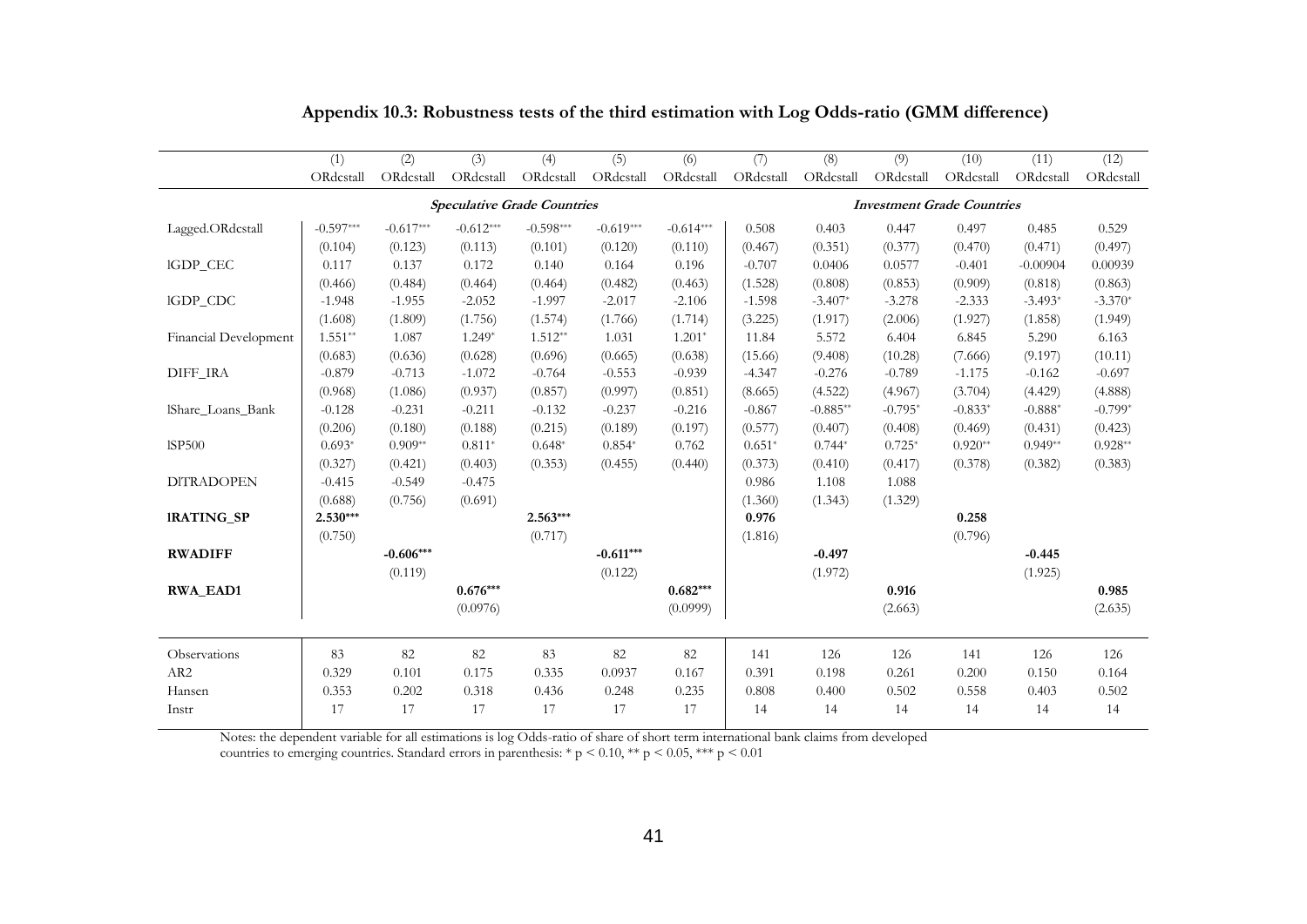## Appendix 10.3: Robustness tests of the third estimation with Log Odds-ratio (GMM difference)

| | (1) | (2) | (3) | (4) | (5) | (6) | (7) | (8) | (9) | (10) | (11) | (12) |
|---|---|---|---|---|---|---|---|---|---|---|---|---|
| | ORdcstall | ORdcstall | ORdcstall | ORdcstall | ORdcstall | ORdcstall | ORdcstall | ORdcstall | ORdcstall | ORdcstall | ORdcstall | ORdcstall |
| | ***Speculative Grade Countries*** | | | | | | ***Investment Grade Countries*** | | | | | |
| Lagged.ORdcstall | -0.597*** | -0.617*** | -0.612*** | -0.598*** | -0.619*** | -0.614*** | 0.508 | 0.403 | 0.447 | 0.497 | 0.485 | 0.529 |
| | (0.104) | (0.123) | (0.113) | (0.101) | (0.120) | (0.110) | (0.467) | (0.351) | (0.377) | (0.470) | (0.471) | (0.497) |
| lGDP_CEC | 0.117 | 0.137 | 0.172 | 0.140 | 0.164 | 0.196 | -0.707 | 0.0406 | 0.0577 | -0.401 | -0.00904 | 0.00939 |
| | (0.466) | (0.484) | (0.464) | (0.464) | (0.482) | (0.463) | (1.528) | (0.808) | (0.853) | (0.909) | (0.818) | (0.863) |
| lGDP_CDC | -1.948 | -1.955 | -2.052 | -1.997 | -2.017 | -2.106 | -1.598 | -3.407* | -3.278 | -2.333 | -3.493* | -3.370* |
| | (1.608) | (1.809) | (1.756) | (1.574) | (1.766) | (1.714) | (3.225) | (1.917) | (2.006) | (1.927) | (1.858) | (1.949) |
| Financial Development | 1.551** | 1.087 | 1.249* | 1.512** | 1.031 | 1.201* | 11.84 | 5.572 | 6.404 | 6.845 | 5.290 | 6.163 |
| | (0.683) | (0.636) | (0.628) | (0.696) | (0.665) | (0.638) | (15.66) | (9.408) | (10.28) | (7.666) | (9.197) | (10.11) |
| DIFF_IRA | -0.879 | -0.713 | -1.072 | -0.764 | -0.553 | -0.939 | -4.347 | -0.276 | -0.789 | -1.175 | -0.162 | -0.697 |
| | (0.968) | (1.086) | (0.937) | (0.857) | (0.997) | (0.851) | (8.665) | (4.522) | (4.967) | (3.704) | (4.429) | (4.888) |
| lShare_Loans_Bank | -0.128 | -0.231 | -0.211 | -0.132 | -0.237 | -0.216 | -0.867 | -0.885** | -0.795* | -0.833* | -0.888* | -0.799* |
| | (0.206) | (0.180) | (0.188) | (0.215) | (0.189) | (0.197) | (0.577) | (0.407) | (0.408) | (0.469) | (0.431) | (0.423) |
| lSP500 | 0.693* | 0.909** | 0.811* | 0.648* | 0.854* | 0.762 | 0.651* | 0.744* | 0.725* | 0.920** | 0.949** | 0.928** |
| | (0.327) | (0.421) | (0.403) | (0.353) | (0.455) | (0.440) | (0.373) | (0.410) | (0.417) | (0.378) | (0.382) | (0.383) |
| DlTRADOPEN | -0.415 | -0.549 | -0.475 | | | | 0.986 | 1.108 | 1.088 | | | |
| | (0.688) | (0.756) | (0.691) | | | | (1.360) | (1.343) | (1.329) | | | |
| **lRATING_SP** | **2.530*** ** | | | **2.563*** ** | | | **0.976** | | | **0.258** | | |
| | (0.750) | | | (0.717) | | | (1.816) | | | (0.796) | | |
| **RWADIFF** | | **-0.606*** ** | | | **-0.611*** ** | | | **-0.497** | | | **-0.445** | |
| | | (0.119) | | | (0.122) | | | (1.972) | | | (1.925) | |
| **RWA_EAD1** | | | **0.676*** ** | | | **0.682*** ** | | | **0.916** | | | **0.985** |
| | | | (0.0976) | | | (0.0999) | | | (2.663) | | | (2.635) |
| Observations | 83 | 82 | 82 | 83 | 82 | 82 | 141 | 126 | 126 | 141 | 126 | 126 |
| AR2 | 0.329 | 0.101 | 0.175 | 0.335 | 0.0937 | 0.167 | 0.391 | 0.198 | 0.261 | 0.200 | 0.150 | 0.164 |
| Hansen | 0.353 | 0.202 | 0.318 | 0.436 | 0.248 | 0.235 | 0.808 | 0.400 | 0.502 | 0.558 | 0.403 | 0.502 |
| Instr | 17 | 17 | 17 | 17 | 17 | 17 | 14 | 14 | 14 | 14 | 14 | 14 |

Notes: the dependent variable for all estimations is log Odds-ratio of share of short term international bank claims from developed countries to emerging countries. Standard errors in parenthesis: * $p < 0.10$, ** $p < 0.05$, *** $p < 0.01$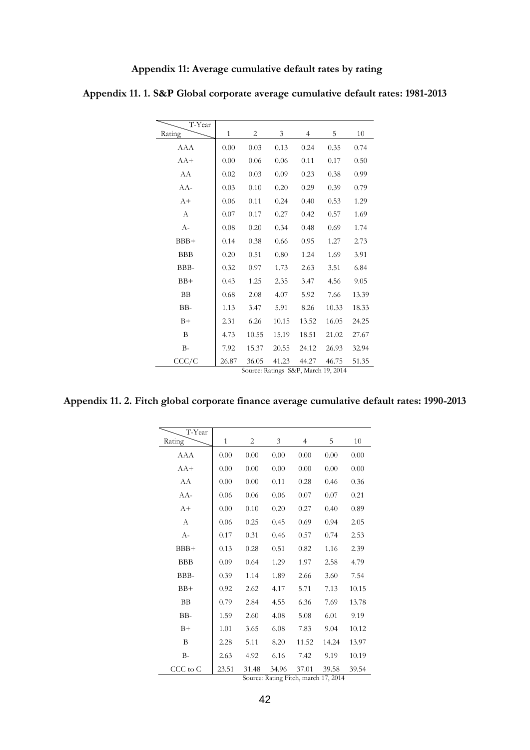## Appendix 11: Average cumulative default rates by rating

### Appendix 11. 1. S&P Global corporate average cumulative default rates: 1981-2013

| Rating \ T-Year | 1 | 2 | 3 | 4 | 5 | 10 |
|---|---|---|---|---|---|---|
| AAA | 0.00 | 0.03 | 0.13 | 0.24 | 0.35 | 0.74 |
| AA+ | 0.00 | 0.06 | 0.06 | 0.11 | 0.17 | 0.50 |
| AA | 0.02 | 0.03 | 0.09 | 0.23 | 0.38 | 0.99 |
| AA- | 0.03 | 0.10 | 0.20 | 0.29 | 0.39 | 0.79 |
| A+ | 0.06 | 0.11 | 0.24 | 0.40 | 0.53 | 1.29 |
| A | 0.07 | 0.17 | 0.27 | 0.42 | 0.57 | 1.69 |
| A- | 0.08 | 0.20 | 0.34 | 0.48 | 0.69 | 1.74 |
| BBB+ | 0.14 | 0.38 | 0.66 | 0.95 | 1.27 | 2.73 |
| BBB | 0.20 | 0.51 | 0.80 | 1.24 | 1.69 | 3.91 |
| BBB- | 0.32 | 0.97 | 1.73 | 2.63 | 3.51 | 6.84 |
| BB+ | 0.43 | 1.25 | 2.35 | 3.47 | 4.56 | 9.05 |
| BB | 0.68 | 2.08 | 4.07 | 5.92 | 7.66 | 13.39 |
| BB- | 1.13 | 3.47 | 5.91 | 8.26 | 10.33 | 18.33 |
| B+ | 2.31 | 6.26 | 10.15 | 13.52 | 16.05 | 24.25 |
| B | 4.73 | 10.55 | 15.19 | 18.51 | 21.02 | 27.67 |
| B- | 7.92 | 15.37 | 20.55 | 24.12 | 26.93 | 32.94 |
| CCC/C | 26.87 | 36.05 | 41.23 | 44.27 | 46.75 | 51.35 |

Source: Ratings S&P, March 19, 2014

### Appendix 11. 2. Fitch global corporate finance average cumulative default rates: 1990-2013

| Rating \ T-Year | 1 | 2 | 3 | 4 | 5 | 10 |
|---|---|---|---|---|---|---|
| AAA | 0.00 | 0.00 | 0.00 | 0.00 | 0.00 | 0.00 |
| AA+ | 0.00 | 0.00 | 0.00 | 0.00 | 0.00 | 0.00 |
| AA | 0.00 | 0.00 | 0.11 | 0.28 | 0.46 | 0.36 |
| AA- | 0.06 | 0.06 | 0.06 | 0.07 | 0.07 | 0.21 |
| A+ | 0.00 | 0.10 | 0.20 | 0.27 | 0.40 | 0.89 |
| A | 0.06 | 0.25 | 0.45 | 0.69 | 0.94 | 2.05 |
| A- | 0.17 | 0.31 | 0.46 | 0.57 | 0.74 | 2.53 |
| BBB+ | 0.13 | 0.28 | 0.51 | 0.82 | 1.16 | 2.39 |
| BBB | 0.09 | 0.64 | 1.29 | 1.97 | 2.58 | 4.79 |
| BBB- | 0.39 | 1.14 | 1.89 | 2.66 | 3.60 | 7.54 |
| BB+ | 0.92 | 2.62 | 4.17 | 5.71 | 7.13 | 10.15 |
| BB | 0.79 | 2.84 | 4.55 | 6.36 | 7.69 | 13.78 |
| BB- | 1.59 | 2.60 | 4.08 | 5.08 | 6.01 | 9.19 |
| B+ | 1.01 | 3.65 | 6.08 | 7.83 | 9.04 | 10.12 |
| B | 2.28 | 5.11 | 8.20 | 11.52 | 14.24 | 13.97 |
| B- | 2.63 | 4.92 | 6.16 | 7.42 | 9.19 | 10.19 |
| CCC to C | 23.51 | 31.48 | 34.96 | 37.01 | 39.58 | 39.54 |

Source: Rating Fitch, march 17, 2014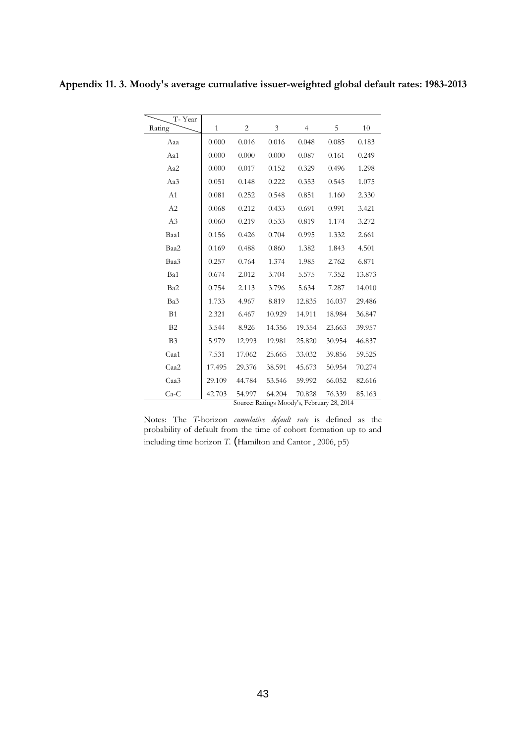**Appendix 11. 3. Moody's average cumulative issuer-weighted global default rates: 1983-2013**

| T- Year / Rating | 1 | 2 | 3 | 4 | 5 | 10 |
|---|---|---|---|---|---|---|
| Aaa | 0.000 | 0.016 | 0.016 | 0.048 | 0.085 | 0.183 |
| Aa1 | 0.000 | 0.000 | 0.000 | 0.087 | 0.161 | 0.249 |
| Aa2 | 0.000 | 0.017 | 0.152 | 0.329 | 0.496 | 1.298 |
| Aa3 | 0.051 | 0.148 | 0.222 | 0.353 | 0.545 | 1.075 |
| A1 | 0.081 | 0.252 | 0.548 | 0.851 | 1.160 | 2.330 |
| A2 | 0.068 | 0.212 | 0.433 | 0.691 | 0.991 | 3.421 |
| A3 | 0.060 | 0.219 | 0.533 | 0.819 | 1.174 | 3.272 |
| Baa1 | 0.156 | 0.426 | 0.704 | 0.995 | 1.332 | 2.661 |
| Baa2 | 0.169 | 0.488 | 0.860 | 1.382 | 1.843 | 4.501 |
| Baa3 | 0.257 | 0.764 | 1.374 | 1.985 | 2.762 | 6.871 |
| Ba1 | 0.674 | 2.012 | 3.704 | 5.575 | 7.352 | 13.873 |
| Ba2 | 0.754 | 2.113 | 3.796 | 5.634 | 7.287 | 14.010 |
| Ba3 | 1.733 | 4.967 | 8.819 | 12.835 | 16.037 | 29.486 |
| B1 | 2.321 | 6.467 | 10.929 | 14.911 | 18.984 | 36.847 |
| B2 | 3.544 | 8.926 | 14.356 | 19.354 | 23.663 | 39.957 |
| B3 | 5.979 | 12.993 | 19.981 | 25.820 | 30.954 | 46.837 |
| Caa1 | 7.531 | 17.062 | 25.665 | 33.032 | 39.856 | 59.525 |
| Caa2 | 17.495 | 29.376 | 38.591 | 45.673 | 50.954 | 70.274 |
| Caa3 | 29.109 | 44.784 | 53.546 | 59.992 | 66.052 | 82.616 |
| Ca-C | 42.703 | 54.997 | 64.204 | 70.828 | 76.339 | 85.163 |

Source: Ratings Moody's, February 28, 2014

Notes: The *T*-horizon *cumulative default rate* is defined as the probability of default from the time of cohort formation up to and including time horizon *T*. (Hamilton and Cantor , 2006, p5)